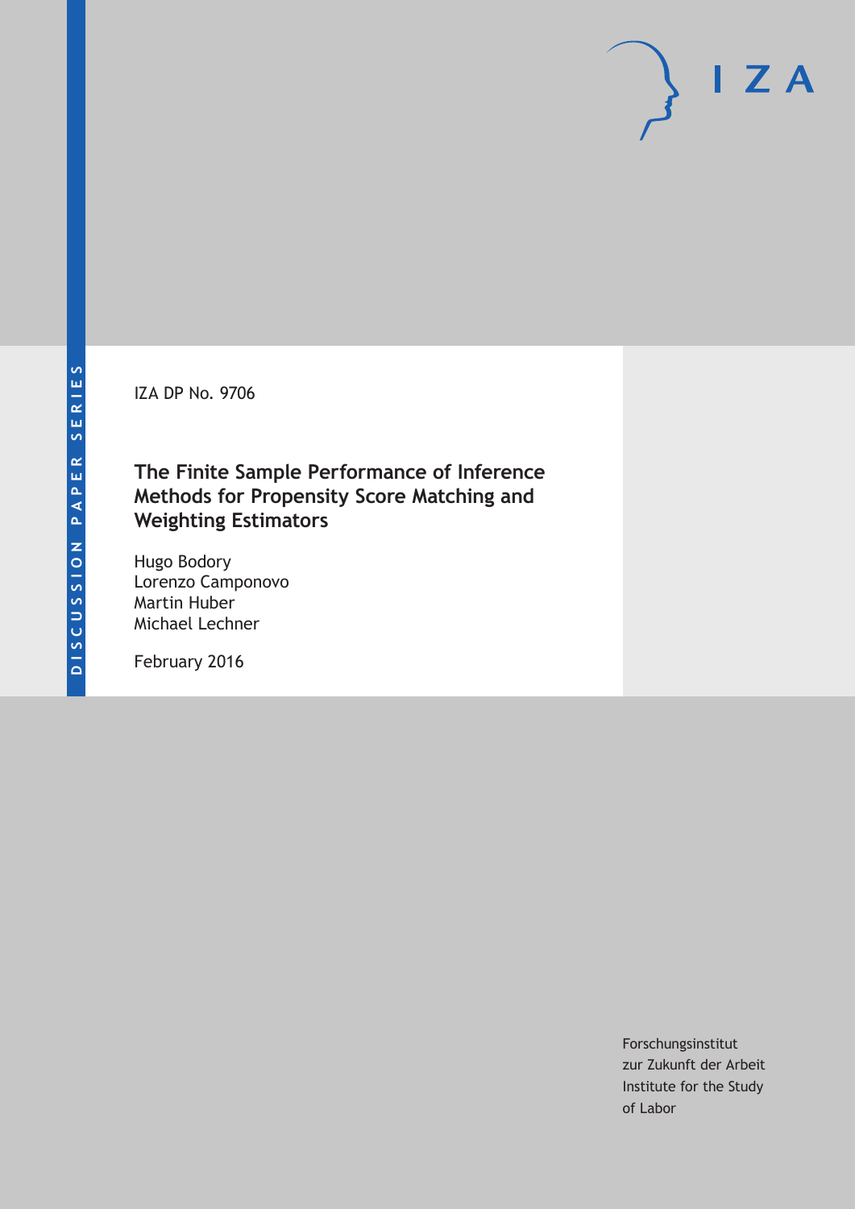DISCUSSION PAPER SERIES

IZA

IZA DP No. 9706

# The Finite Sample Performance of Inference Methods for Propensity Score Matching and Weighting Estimators

Hugo Bodory
Lorenzo Camponovo
Martin Huber
Michael Lechner

February 2016

Forschungsinstitut
zur Zukunft der Arbeit
Institute for the Study
of Labor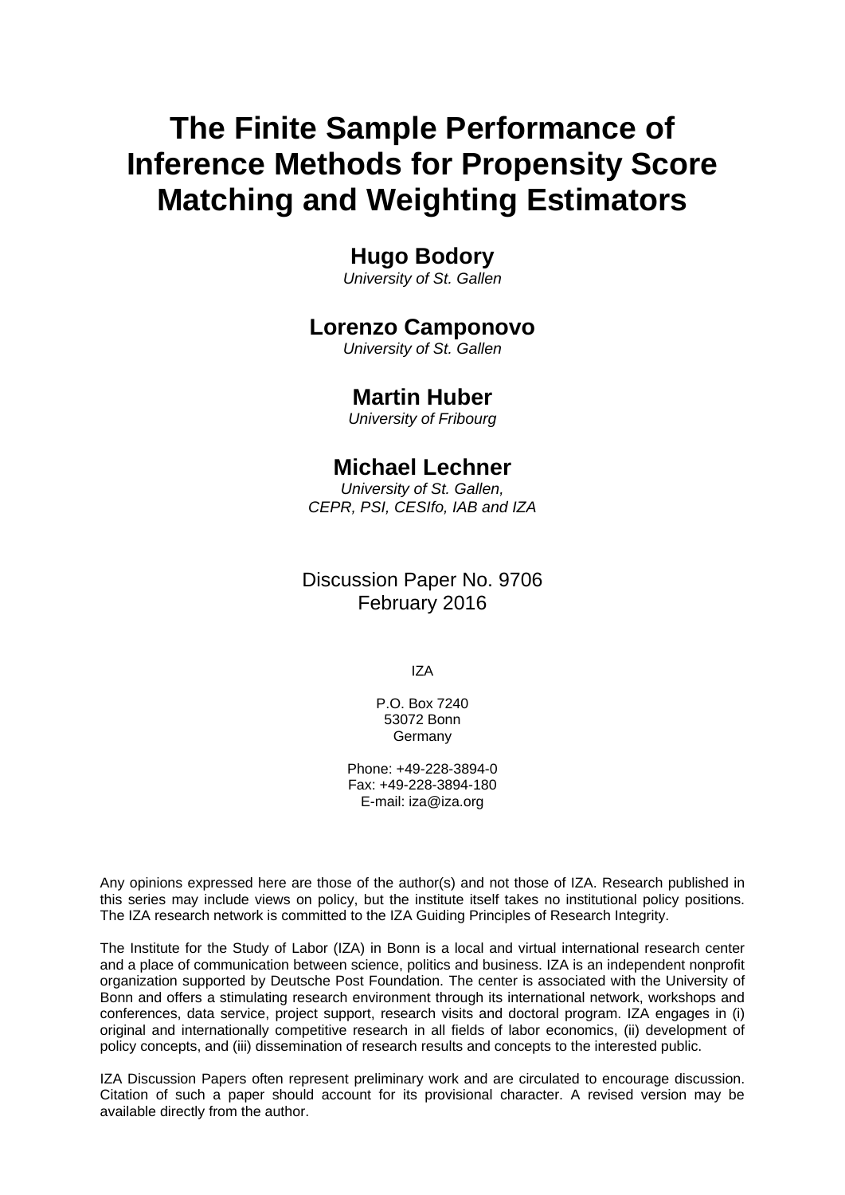# The Finite Sample Performance of Inference Methods for Propensity Score Matching and Weighting Estimators

**Hugo Bodory**
*University of St. Gallen*

**Lorenzo Camponovo**
*University of St. Gallen*

**Martin Huber**
*University of Fribourg*

**Michael Lechner**
*University of St. Gallen, CEPR, PSI, CESIfo, IAB and IZA*

Discussion Paper No. 9706
February 2016

IZA

P.O. Box 7240
53072 Bonn
Germany

Phone: +49-228-3894-0
Fax: +49-228-3894-180
E-mail: iza@iza.org

Any opinions expressed here are those of the author(s) and not those of IZA. Research published in this series may include views on policy, but the institute itself takes no institutional policy positions. The IZA research network is committed to the IZA Guiding Principles of Research Integrity.

The Institute for the Study of Labor (IZA) in Bonn is a local and virtual international research center and a place of communication between science, politics and business. IZA is an independent nonprofit organization supported by Deutsche Post Foundation. The center is associated with the University of Bonn and offers a stimulating research environment through its international network, workshops and conferences, data service, project support, research visits and doctoral program. IZA engages in (i) original and internationally competitive research in all fields of labor economics, (ii) development of policy concepts, and (iii) dissemination of research results and concepts to the interested public.

IZA Discussion Papers often represent preliminary work and are circulated to encourage discussion. Citation of such a paper should account for its provisional character. A revised version may be available directly from the author.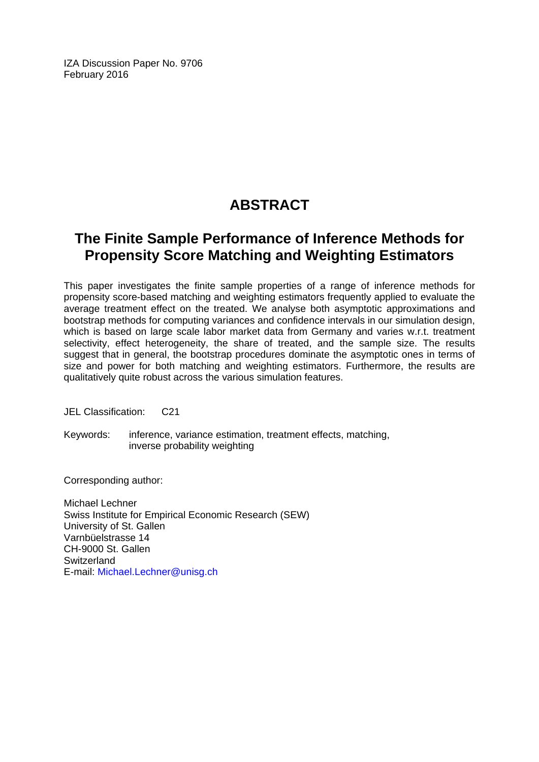IZA Discussion Paper No. 9706
February 2016

# ABSTRACT

## The Finite Sample Performance of Inference Methods for Propensity Score Matching and Weighting Estimators

This paper investigates the finite sample properties of a range of inference methods for propensity score-based matching and weighting estimators frequently applied to evaluate the average treatment effect on the treated. We analyse both asymptotic approximations and bootstrap methods for computing variances and confidence intervals in our simulation design, which is based on large scale labor market data from Germany and varies w.r.t. treatment selectivity, effect heterogeneity, the share of treated, and the sample size. The results suggest that in general, the bootstrap procedures dominate the asymptotic ones in terms of size and power for both matching and weighting estimators. Furthermore, the results are qualitatively quite robust across the various simulation features.

JEL Classification: C21

Keywords: inference, variance estimation, treatment effects, matching, inverse probability weighting

Corresponding author:

Michael Lechner
Swiss Institute for Empirical Economic Research (SEW)
University of St. Gallen
Varnbüelstrasse 14
CH-9000 St. Gallen
Switzerland
E-mail: Michael.Lechner@unisg.ch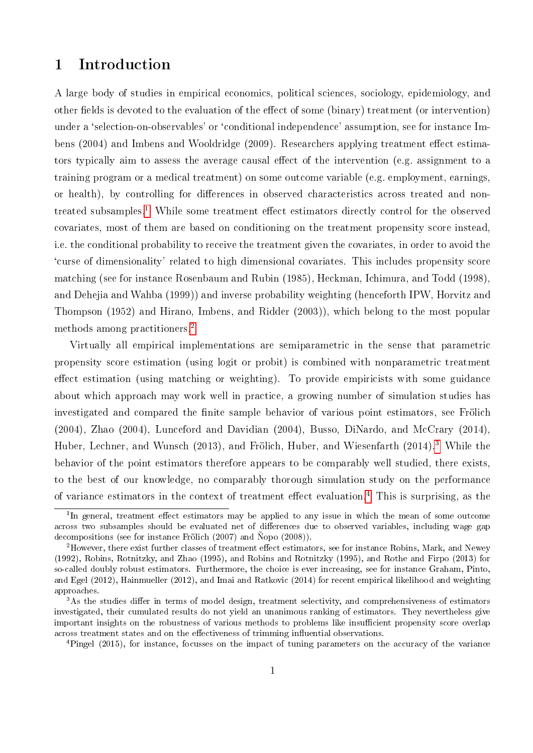# 1 Introduction

A large body of studies in empirical economics, political sciences, sociology, epidemiology, and other fields is devoted to the evaluation of the effect of some (binary) treatment (or intervention) under a 'selection-on-observables' or 'conditional independence' assumption, see for instance Imbens (2004) and Imbens and Wooldridge (2009). Researchers applying treatment effect estimators typically aim to assess the average causal effect of the intervention (e.g. assignment to a training program or a medical treatment) on some outcome variable (e.g. employment, earnings, or health), by controlling for differences in observed characteristics across treated and non-treated subsamples.[1] While some treatment effect estimators directly control for the observed covariates, most of them are based on conditioning on the treatment propensity score instead, i.e. the conditional probability to receive the treatment given the covariates, in order to avoid the 'curse of dimensionality' related to high dimensional covariates. This includes propensity score matching (see for instance Rosenbaum and Rubin (1985), Heckman, Ichimura, and Todd (1998), and Dehejia and Wahba (1999)) and inverse probability weighting (henceforth IPW, Horvitz and Thompson (1952) and Hirano, Imbens, and Ridder (2003)), which belong to the most popular methods among practitioners.[2]

Virtually all empirical implementations are semiparametric in the sense that parametric propensity score estimation (using logit or probit) is combined with nonparametric treatment effect estimation (using matching or weighting). To provide empiricists with some guidance about which approach may work well in practice, a growing number of simulation studies has investigated and compared the finite sample behavior of various point estimators, see Frölich (2004), Zhao (2004), Lunceford and Davidian (2004), Busso, DiNardo, and McCrary (2014), Huber, Lechner, and Wunsch (2013), and Frölich, Huber, and Wiesenfarth (2014).[3] While the behavior of the point estimators therefore appears to be comparably well studied, there exists, to the best of our knowledge, no comparably thorough simulation study on the performance of variance estimators in the context of treatment effect evaluation.[4] This is surprising, as the

[1] In general, treatment effect estimators may be applied to any issue in which the mean of some outcome across two subsamples should be evaluated net of differences due to observed variables, including wage gap decompositions (see for instance Frölich (2007) and Ñopo (2008)).

[2] However, there exist further classes of treatment effect estimators, see for instance Robins, Mark, and Newey (1992), Robins, Rotnitzky, and Zhao (1995), and Robins and Rotnitzky (1995), and Rothe and Firpo (2013) for so-called doubly robust estimators. Furthermore, the choice is ever increasing, see for instance Graham, Pinto, and Egel (2012), Hainmueller (2012), and Imai and Ratkovic (2014) for recent empirical likelihood and weighting approaches.

[3] As the studies differ in terms of model design, treatment selectivity, and comprehensiveness of estimators investigated, their cumulated results do not yield an unanimous ranking of estimators. They nevertheless give important insights on the robustness of various methods to problems like insufficient propensity score overlap across treatment states and on the effectiveness of trimming influential observations.

[4] Pingel (2015), for instance, focusses on the impact of tuning parameters on the accuracy of the variance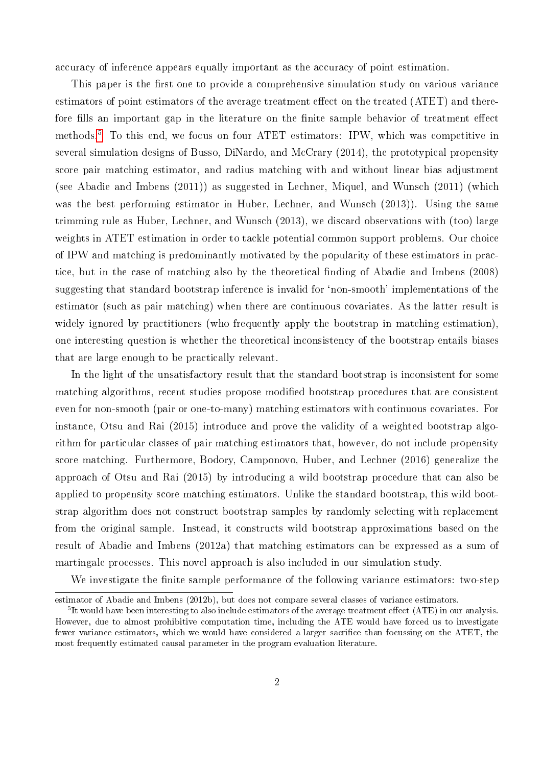accuracy of inference appears equally important as the accuracy of point estimation.

This paper is the first one to provide a comprehensive simulation study on various variance estimators of point estimators of the average treatment effect on the treated (ATET) and therefore fills an important gap in the literature on the finite sample behavior of treatment effect methods.[5] To this end, we focus on four ATET estimators: IPW, which was competitive in several simulation designs of Busso, DiNardo, and McCrary (2014), the prototypical propensity score pair matching estimator, and radius matching with and without linear bias adjustment (see Abadie and Imbens (2011)) as suggested in Lechner, Miquel, and Wunsch (2011) (which was the best performing estimator in Huber, Lechner, and Wunsch (2013)). Using the same trimming rule as Huber, Lechner, and Wunsch (2013), we discard observations with (too) large weights in ATET estimation in order to tackle potential common support problems. Our choice of IPW and matching is predominantly motivated by the popularity of these estimators in practice, but in the case of matching also by the theoretical finding of Abadie and Imbens (2008) suggesting that standard bootstrap inference is invalid for 'non-smooth' implementations of the estimator (such as pair matching) when there are continuous covariates. As the latter result is widely ignored by practitioners (who frequently apply the bootstrap in matching estimation), one interesting question is whether the theoretical inconsistency of the bootstrap entails biases that are large enough to be practically relevant.

In the light of the unsatisfactory result that the standard bootstrap is inconsistent for some matching algorithms, recent studies propose modified bootstrap procedures that are consistent even for non-smooth (pair or one-to-many) matching estimators with continuous covariates. For instance, Otsu and Rai (2015) introduce and prove the validity of a weighted bootstrap algorithm for particular classes of pair matching estimators that, however, do not include propensity score matching. Furthermore, Bodory, Camponovo, Huber, and Lechner (2016) generalize the approach of Otsu and Rai (2015) by introducing a wild bootstrap procedure that can also be applied to propensity score matching estimators. Unlike the standard bootstrap, this wild bootstrap algorithm does not construct bootstrap samples by randomly selecting with replacement from the original sample. Instead, it constructs wild bootstrap approximations based on the result of Abadie and Imbens (2012a) that matching estimators can be expressed as a sum of martingale processes. This novel approach is also included in our simulation study.

We investigate the finite sample performance of the following variance estimators: two-step

estimator of Abadie and Imbens (2012b), but does not compare several classes of variance estimators.

[5] It would have been interesting to also include estimators of the average treatment effect (ATE) in our analysis. However, due to almost prohibitive computation time, including the ATE would have forced us to investigate fewer variance estimators, which we would have considered a larger sacrifice than focussing on the ATET, the most frequently estimated causal parameter in the program evaluation literature.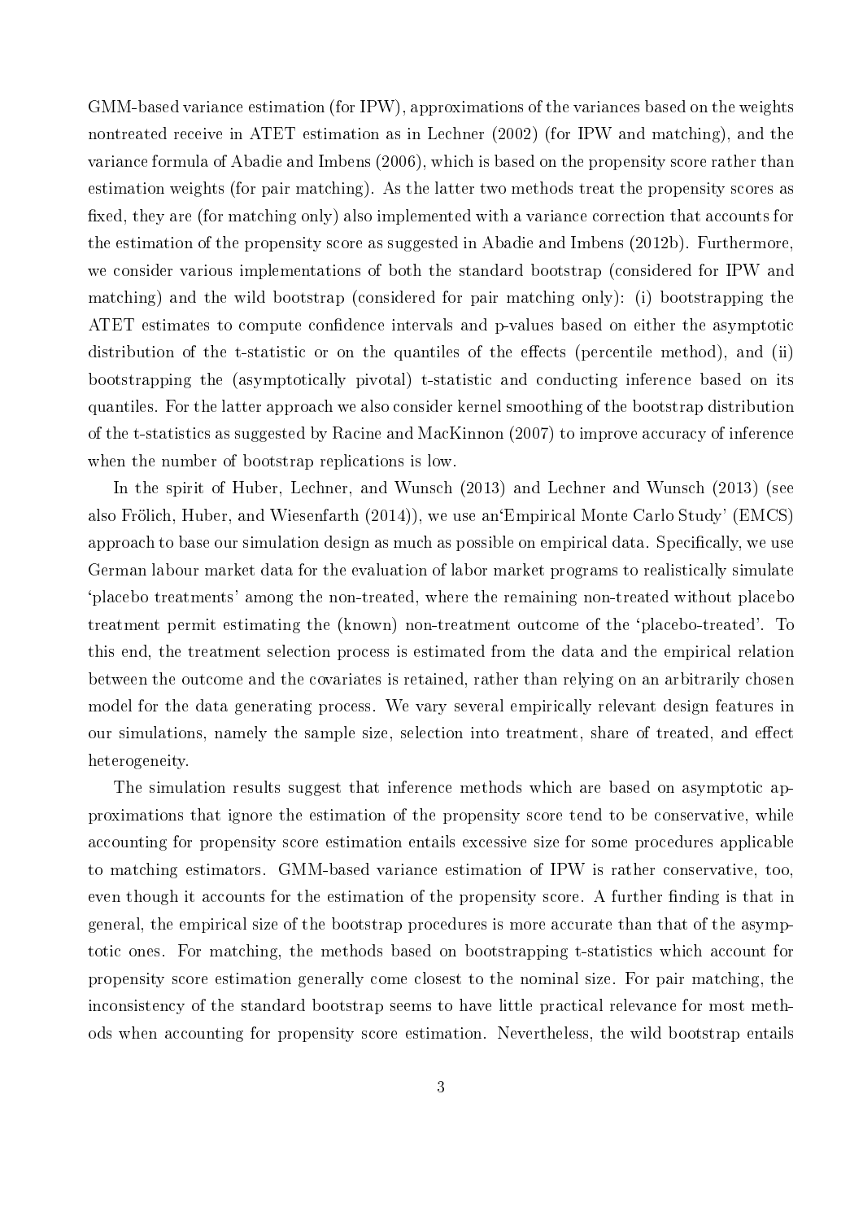GMM-based variance estimation (for IPW), approximations of the variances based on the weights nontreated receive in ATET estimation as in Lechner (2002) (for IPW and matching), and the variance formula of Abadie and Imbens (2006), which is based on the propensity score rather than estimation weights (for pair matching). As the latter two methods treat the propensity scores as fixed, they are (for matching only) also implemented with a variance correction that accounts for the estimation of the propensity score as suggested in Abadie and Imbens (2012b). Furthermore, we consider various implementations of both the standard bootstrap (considered for IPW and matching) and the wild bootstrap (considered for pair matching only): (i) bootstrapping the ATET estimates to compute confidence intervals and p-values based on either the asymptotic distribution of the t-statistic or on the quantiles of the effects (percentile method), and (ii) bootstrapping the (asymptotically pivotal) t-statistic and conducting inference based on its quantiles. For the latter approach we also consider kernel smoothing of the bootstrap distribution of the t-statistics as suggested by Racine and MacKinnon (2007) to improve accuracy of inference when the number of bootstrap replications is low.

In the spirit of Huber, Lechner, and Wunsch (2013) and Lechner and Wunsch (2013) (see also Frölich, Huber, and Wiesenfarth (2014)), we use an'Empirical Monte Carlo Study' (EMCS) approach to base our simulation design as much as possible on empirical data. Specifically, we use German labour market data for the evaluation of labor market programs to realistically simulate 'placebo treatments' among the non-treated, where the remaining non-treated without placebo treatment permit estimating the (known) non-treatment outcome of the 'placebo-treated'. To this end, the treatment selection process is estimated from the data and the empirical relation between the outcome and the covariates is retained, rather than relying on an arbitrarily chosen model for the data generating process. We vary several empirically relevant design features in our simulations, namely the sample size, selection into treatment, share of treated, and effect heterogeneity.

The simulation results suggest that inference methods which are based on asymptotic approximations that ignore the estimation of the propensity score tend to be conservative, while accounting for propensity score estimation entails excessive size for some procedures applicable to matching estimators. GMM-based variance estimation of IPW is rather conservative, too, even though it accounts for the estimation of the propensity score. A further finding is that in general, the empirical size of the bootstrap procedures is more accurate than that of the asymptotic ones. For matching, the methods based on bootstrapping t-statistics which account for propensity score estimation generally come closest to the nominal size. For pair matching, the inconsistency of the standard bootstrap seems to have little practical relevance for most methods when accounting for propensity score estimation. Nevertheless, the wild bootstrap entails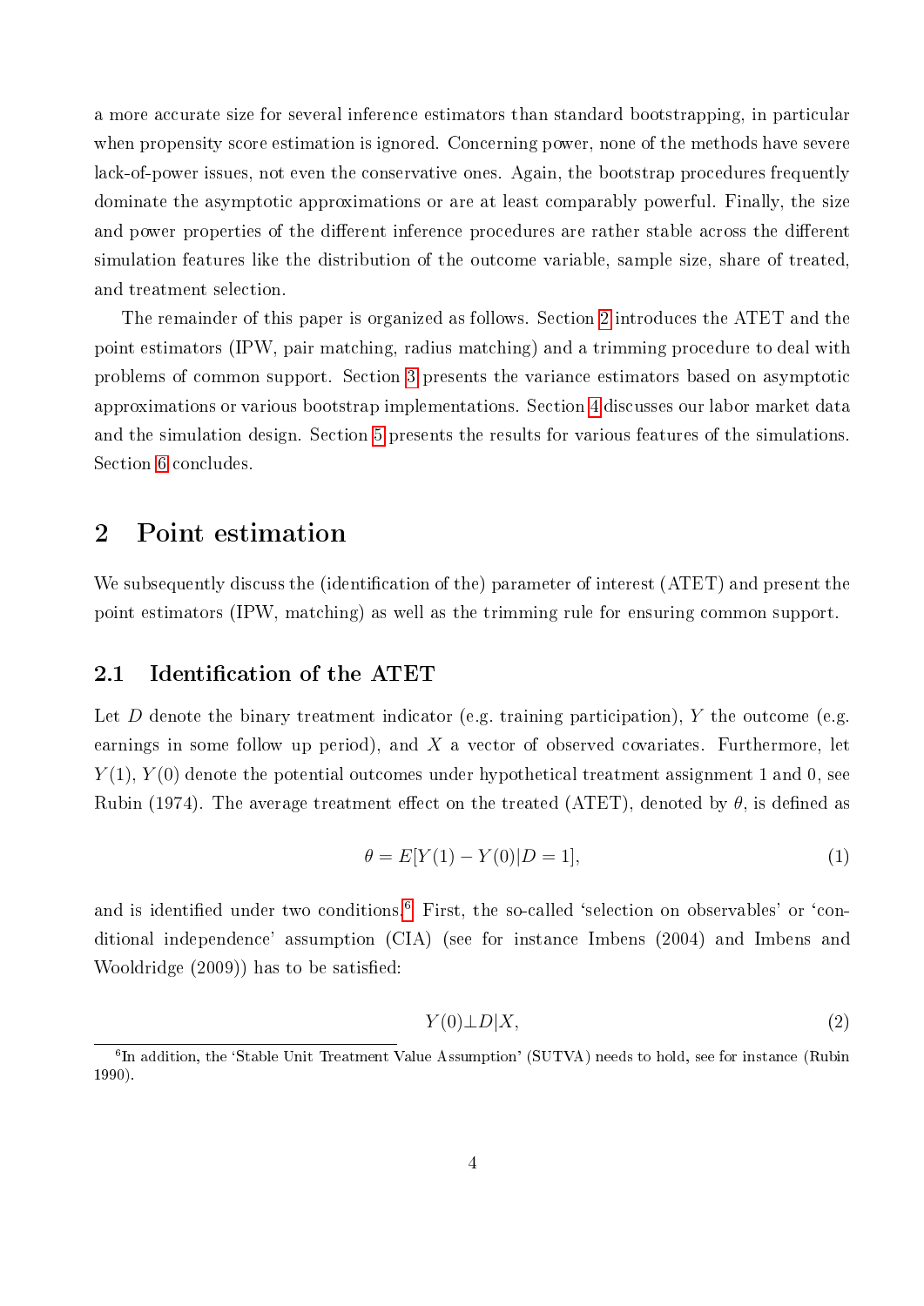a more accurate size for several inference estimators than standard bootstrapping, in particular when propensity score estimation is ignored. Concerning power, none of the methods have severe lack-of-power issues, not even the conservative ones. Again, the bootstrap procedures frequently dominate the asymptotic approximations or are at least comparably powerful. Finally, the size and power properties of the different inference procedures are rather stable across the different simulation features like the distribution of the outcome variable, sample size, share of treated, and treatment selection.

The remainder of this paper is organized as follows. Section 2 introduces the ATET and the point estimators (IPW, pair matching, radius matching) and a trimming procedure to deal with problems of common support. Section 3 presents the variance estimators based on asymptotic approximations or various bootstrap implementations. Section 4 discusses our labor market data and the simulation design. Section 5 presents the results for various features of the simulations. Section 6 concludes.

# 2 Point estimation

We subsequently discuss the (identification of the) parameter of interest (ATET) and present the point estimators (IPW, matching) as well as the trimming rule for ensuring common support.

## 2.1 Identification of the ATET

Let $D$ denote the binary treatment indicator (e.g. training participation), $Y$ the outcome (e.g. earnings in some follow up period), and $X$ a vector of observed covariates. Furthermore, let $Y(1)$, $Y(0)$ denote the potential outcomes under hypothetical treatment assignment 1 and 0, see Rubin (1974). The average treatment effect on the treated (ATET), denoted by $\theta$, is defined as

$$\theta = E[Y(1) - Y(0)|D = 1], \tag{1}$$

and is identified under two conditions.[6] First, the so-called 'selection on observables' or 'conditional independence' assumption (CIA) (see for instance Imbens (2004) and Imbens and Wooldridge (2009)) has to be satisfied:

$$Y(0) \perp D | X, \tag{2}$$

[6] In addition, the 'Stable Unit Treatment Value Assumption' (SUTVA) needs to hold, see for instance (Rubin 1990).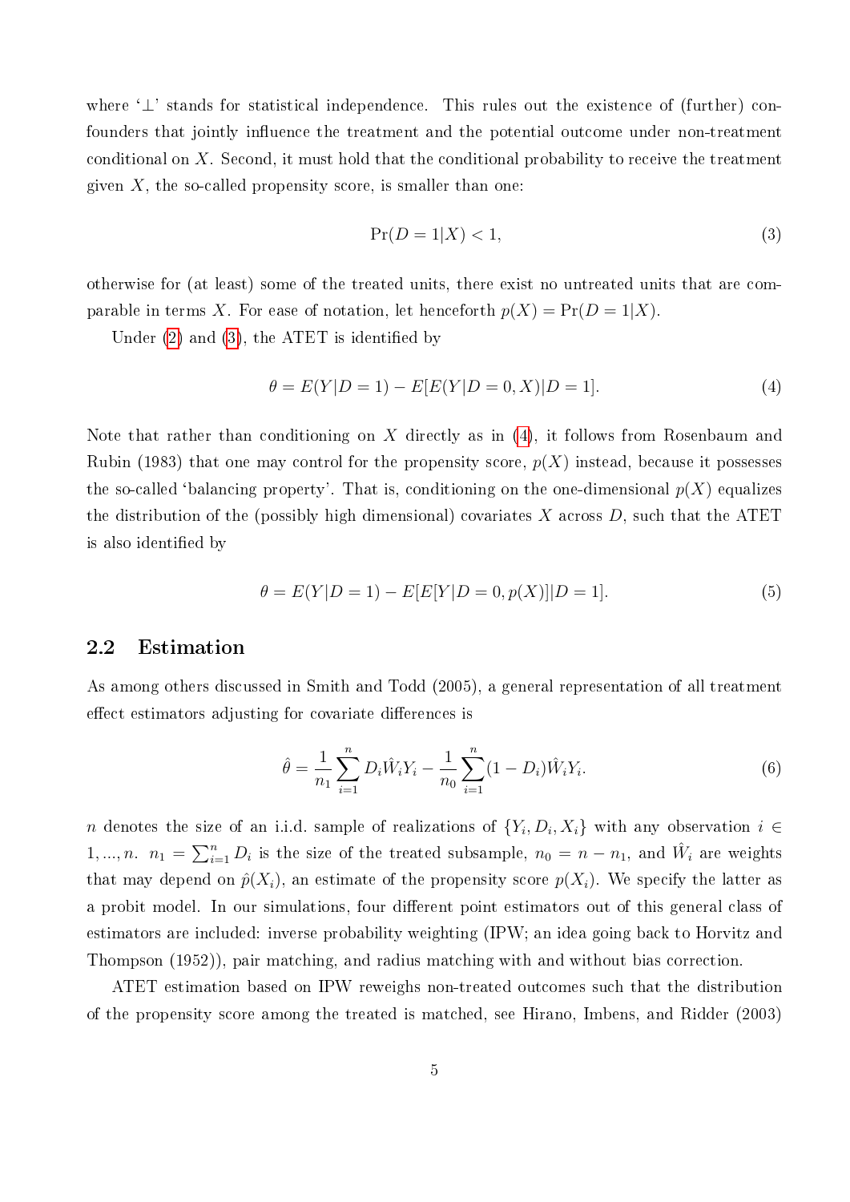where '$\perp$' stands for statistical independence. This rules out the existence of (further) confounders that jointly influence the treatment and the potential outcome under non-treatment conditional on $X$. Second, it must hold that the conditional probability to receive the treatment given $X$, the so-called propensity score, is smaller than one:

$$\Pr(D = 1|X) < 1, \tag{3}$$

otherwise for (at least) some of the treated units, there exist no untreated units that are comparable in terms $X$. For ease of notation, let henceforth $p(X) = \Pr(D = 1|X)$.

Under (2) and (3), the ATET is identified by

$$\theta = E(Y|D = 1) - E[E(Y|D = 0, X)|D = 1]. \tag{4}$$

Note that rather than conditioning on $X$ directly as in (4), it follows from Rosenbaum and Rubin (1983) that one may control for the propensity score, $p(X)$ instead, because it possesses the so-called 'balancing property'. That is, conditioning on the one-dimensional $p(X)$ equalizes the distribution of the (possibly high dimensional) covariates $X$ across $D$, such that the ATET is also identified by

$$\theta = E(Y|D = 1) - E[E[Y|D = 0, p(X)]|D = 1]. \tag{5}$$

## 2.2 Estimation

As among others discussed in Smith and Todd (2005), a general representation of all treatment effect estimators adjusting for covariate differences is

$$\hat{\theta} = \frac{1}{n_1}\sum_{i=1}^{n} D_i \hat{W}_i Y_i - \frac{1}{n_0}\sum_{i=1}^{n}(1 - D_i)\hat{W}_i Y_i. \tag{6}$$

$n$ denotes the size of an i.i.d. sample of realizations of $\{Y_i, D_i, X_i\}$ with any observation $i \in 1, ..., n$. $n_1 = \sum_{i=1}^{n} D_i$ is the size of the treated subsample, $n_0 = n - n_1$, and $\hat{W}_i$ are weights that may depend on $\hat{p}(X_i)$, an estimate of the propensity score $p(X_i)$. We specify the latter as a probit model. In our simulations, four different point estimators out of this general class of estimators are included: inverse probability weighting (IPW; an idea going back to Horvitz and Thompson (1952)), pair matching, and radius matching with and without bias correction.

ATET estimation based on IPW reweighs non-treated outcomes such that the distribution of the propensity score among the treated is matched, see Hirano, Imbens, and Ridder (2003)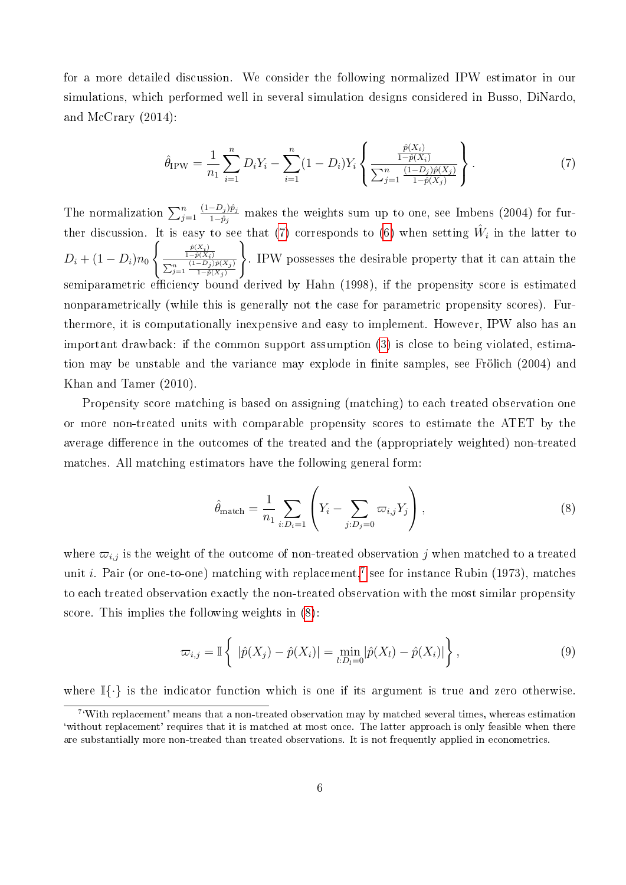for a more detailed discussion. We consider the following normalized IPW estimator in our simulations, which performed well in several simulation designs considered in Busso, DiNardo, and McCrary (2014):

$$\hat{\theta}_{\text{IPW}} = \frac{1}{n_1}\sum_{i=1}^{n} D_i Y_i - \sum_{i=1}^{n}(1-D_i)Y_i \left\{ \frac{\frac{\hat{p}(X_i)}{1-\hat{p}(X_i)}}{\sum_{j=1}^{n}\frac{(1-D_j)\hat{p}(X_j)}{1-\hat{p}(X_j)}} \right\}. \tag{7}$$

The normalization $\sum_{j=1}^{n}\frac{(1-D_j)\hat{p}_j}{1-\hat{p}_j}$ makes the weights sum up to one, see Imbens (2004) for further discussion. It is easy to see that (7) corresponds to (6) when setting $\hat{W}_i$ in the latter to $D_i + (1-D_i)n_0 \left\{ \frac{\frac{\hat{p}(X_i)}{1-\hat{p}(X_i)}}{\sum_{j=1}^{n}\frac{(1-D_j)\hat{p}(X_j)}{1-\hat{p}(X_j)}} \right\}$. IPW possesses the desirable property that it can attain the semiparametric efficiency bound derived by Hahn (1998), if the propensity score is estimated nonparametrically (while this is generally not the case for parametric propensity scores). Furthermore, it is computationally inexpensive and easy to implement. However, IPW also has an important drawback: if the common support assumption (3) is close to being violated, estimation may be unstable and the variance may explode in finite samples, see Frölich (2004) and Khan and Tamer (2010).

Propensity score matching is based on assigning (matching) to each treated observation one or more non-treated units with comparable propensity scores to estimate the ATET by the average difference in the outcomes of the treated and the (appropriately weighted) non-treated matches. All matching estimators have the following general form:

$$\hat{\theta}_{\text{match}} = \frac{1}{n_1}\sum_{i:D_i=1}\left(Y_i - \sum_{j:D_j=0}\varpi_{i,j}Y_j\right), \tag{8}$$

where $\varpi_{i,j}$ is the weight of the outcome of non-treated observation $j$ when matched to a treated unit $i$. Pair (or one-to-one) matching with replacement,[7] see for instance Rubin (1973), matches to each treated observation exactly the non-treated observation with the most similar propensity score. This implies the following weights in (8):

$$\varpi_{i,j} = \mathbb{I}\left\{ \ |\hat{p}(X_j) - \hat{p}(X_i)| = \min_{l:D_l=0}|\hat{p}(X_l) - \hat{p}(X_i)| \right\}, \tag{9}$$

where $\mathbb{I}\{\cdot\}$ is the indicator function which is one if its argument is true and zero otherwise.

[7] 'With replacement' means that a non-treated observation may by matched several times, whereas estimation 'without replacement' requires that it is matched at most once. The latter approach is only feasible when there are substantially more non-treated than treated observations. It is not frequently applied in econometrics.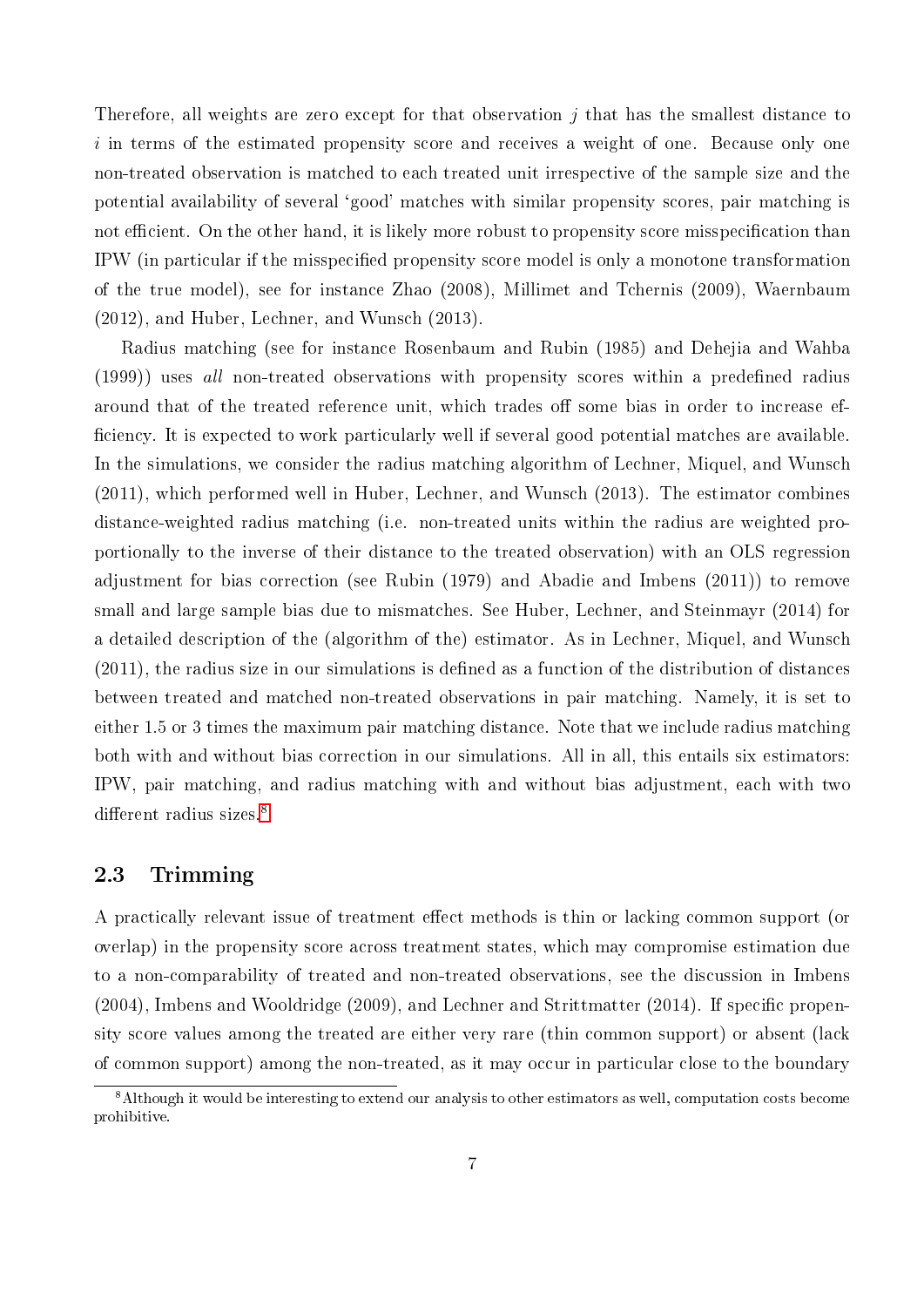Therefore, all weights are zero except for that observation $j$ that has the smallest distance to $i$ in terms of the estimated propensity score and receives a weight of one. Because only one non-treated observation is matched to each treated unit irrespective of the sample size and the potential availability of several 'good' matches with similar propensity scores, pair matching is not efficient. On the other hand, it is likely more robust to propensity score misspecification than IPW (in particular if the misspecified propensity score model is only a monotone transformation of the true model), see for instance Zhao (2008), Millimet and Tchernis (2009), Waernbaum (2012), and Huber, Lechner, and Wunsch (2013).

Radius matching (see for instance Rosenbaum and Rubin (1985) and Dehejia and Wahba (1999)) uses *all* non-treated observations with propensity scores within a predefined radius around that of the treated reference unit, which trades off some bias in order to increase efficiency. It is expected to work particularly well if several good potential matches are available. In the simulations, we consider the radius matching algorithm of Lechner, Miquel, and Wunsch (2011), which performed well in Huber, Lechner, and Wunsch (2013). The estimator combines distance-weighted radius matching (i.e. non-treated units within the radius are weighted proportionally to the inverse of their distance to the treated observation) with an OLS regression adjustment for bias correction (see Rubin (1979) and Abadie and Imbens (2011)) to remove small and large sample bias due to mismatches. See Huber, Lechner, and Steinmayr (2014) for a detailed description of the (algorithm of the) estimator. As in Lechner, Miquel, and Wunsch (2011), the radius size in our simulations is defined as a function of the distribution of distances between treated and matched non-treated observations in pair matching. Namely, it is set to either 1.5 or 3 times the maximum pair matching distance. Note that we include radius matching both with and without bias correction in our simulations. All in all, this entails six estimators: IPW, pair matching, and radius matching with and without bias adjustment, each with two different radius sizes.[8]

## 2.3 Trimming

A practically relevant issue of treatment effect methods is thin or lacking common support (or overlap) in the propensity score across treatment states, which may compromise estimation due to a non-comparability of treated and non-treated observations, see the discussion in Imbens (2004), Imbens and Wooldridge (2009), and Lechner and Strittmatter (2014). If specific propensity score values among the treated are either very rare (thin common support) or absent (lack of common support) among the non-treated, as it may occur in particular close to the boundary

[8] Although it would be interesting to extend our analysis to other estimators as well, computation costs become prohibitive.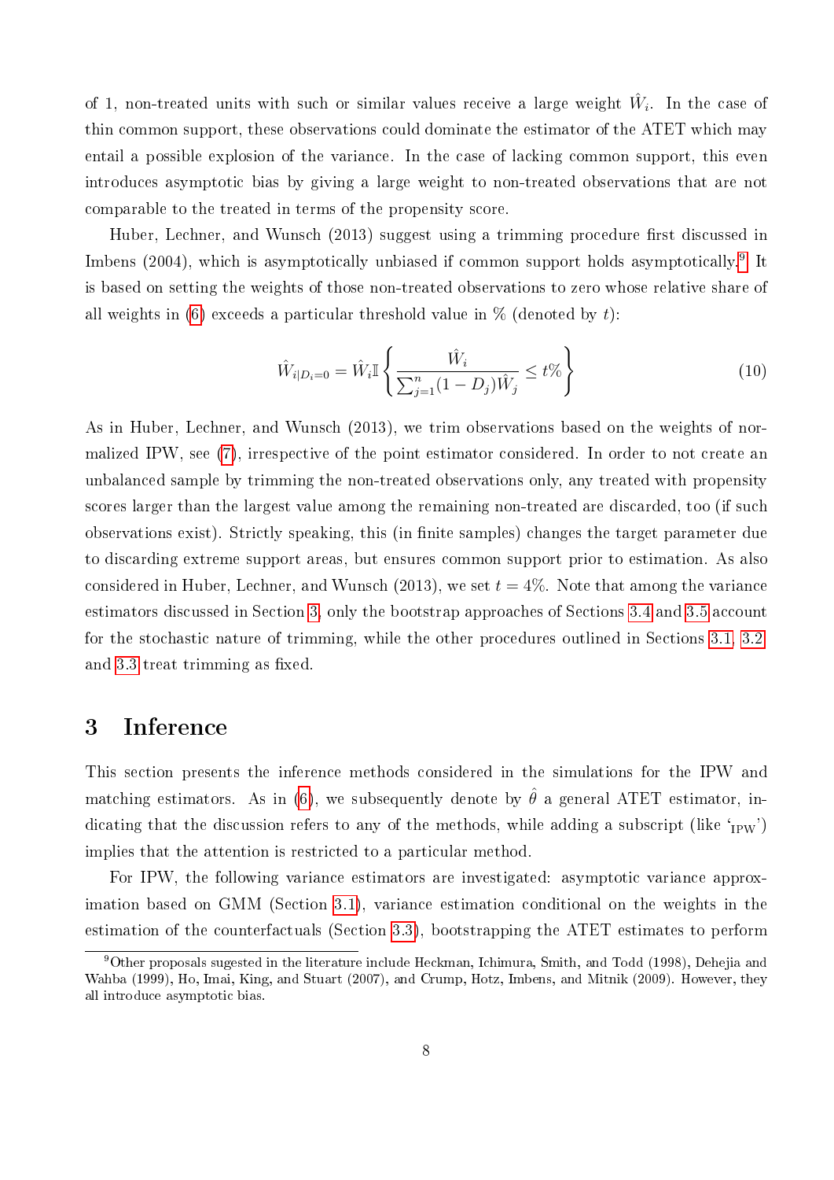of 1, non-treated units with such or similar values receive a large weight $\hat{W}_i$. In the case of thin common support, these observations could dominate the estimator of the ATET which may entail a possible explosion of the variance. In the case of lacking common support, this even introduces asymptotic bias by giving a large weight to non-treated observations that are not comparable to the treated in terms of the propensity score.

Huber, Lechner, and Wunsch (2013) suggest using a trimming procedure first discussed in Imbens (2004), which is asymptotically unbiased if common support holds asymptotically.[9] It is based on setting the weights of those non-treated observations to zero whose relative share of all weights in (6) exceeds a particular threshold value in % (denoted by $t$):

$$\hat{W}_{i|D_i=0} = \hat{W}_i \mathbb{I}\left\{ \frac{\hat{W}_i}{\sum_{j=1}^{n}(1-D_j)\hat{W}_j} \leq t\% \right\} \tag{10}$$

As in Huber, Lechner, and Wunsch (2013), we trim observations based on the weights of normalized IPW, see (7), irrespective of the point estimator considered. In order to not create an unbalanced sample by trimming the non-treated observations only, any treated with propensity scores larger than the largest value among the remaining non-treated are discarded, too (if such observations exist). Strictly speaking, this (in finite samples) changes the target parameter due to discarding extreme support areas, but ensures common support prior to estimation. As also considered in Huber, Lechner, and Wunsch (2013), we set $t = 4\%$. Note that among the variance estimators discussed in Section 3, only the bootstrap approaches of Sections 3.4 and 3.5 account for the stochastic nature of trimming, while the other procedures outlined in Sections 3.1, 3.2 and 3.3 treat trimming as fixed.

# 3 Inference

This section presents the inference methods considered in the simulations for the IPW and matching estimators. As in (6), we subsequently denote by $\hat{\theta}$ a general ATET estimator, indicating that the discussion refers to any of the methods, while adding a subscript (like '$_{\text{IPW}}$') implies that the attention is restricted to a particular method.

For IPW, the following variance estimators are investigated: asymptotic variance approximation based on GMM (Section 3.1), variance estimation conditional on the weights in the estimation of the counterfactuals (Section 3.3), bootstrapping the ATET estimates to perform

[9] Other proposals sugested in the literature include Heckman, Ichimura, Smith, and Todd (1998), Dehejia and Wahba (1999), Ho, Imai, King, and Stuart (2007), and Crump, Hotz, Imbens, and Mitnik (2009). However, they all introduce asymptotic bias.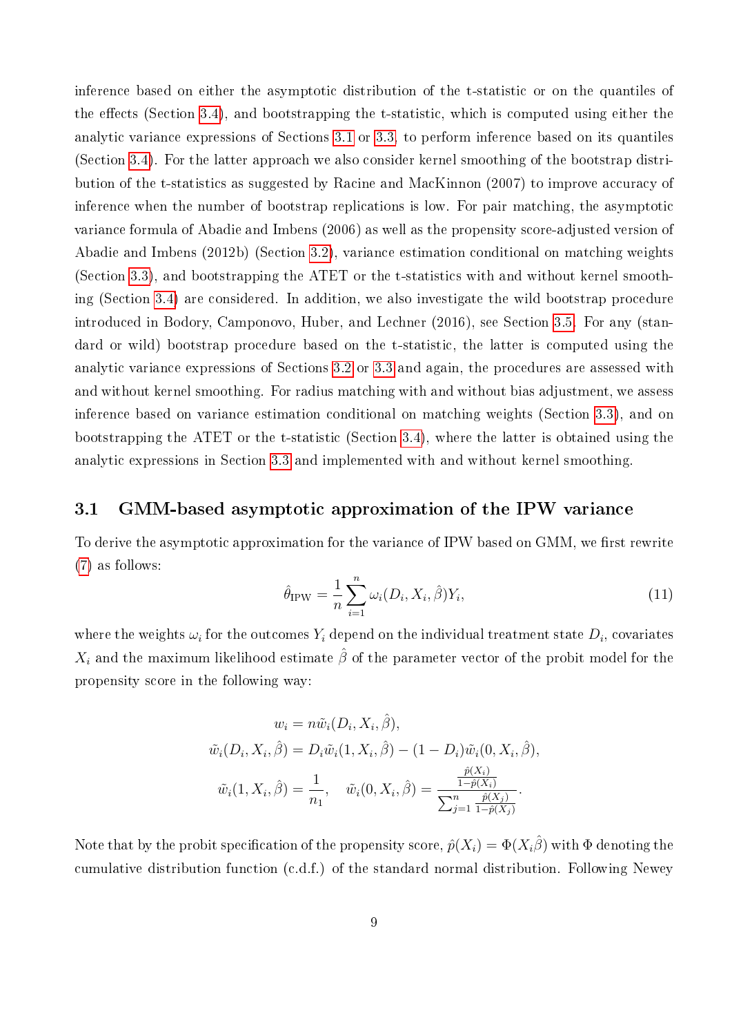inference based on either the asymptotic distribution of the t-statistic or on the quantiles of the effects (Section 3.4), and bootstrapping the t-statistic, which is computed using either the analytic variance expressions of Sections 3.1 or 3.3, to perform inference based on its quantiles (Section 3.4). For the latter approach we also consider kernel smoothing of the bootstrap distribution of the t-statistics as suggested by Racine and MacKinnon (2007) to improve accuracy of inference when the number of bootstrap replications is low. For pair matching, the asymptotic variance formula of Abadie and Imbens (2006) as well as the propensity score-adjusted version of Abadie and Imbens (2012b) (Section 3.2), variance estimation conditional on matching weights (Section 3.3), and bootstrapping the ATET or the t-statistics with and without kernel smoothing (Section 3.4) are considered. In addition, we also investigate the wild bootstrap procedure introduced in Bodory, Camponovo, Huber, and Lechner (2016), see Section 3.5. For any (standard or wild) bootstrap procedure based on the t-statistic, the latter is computed using the analytic variance expressions of Sections 3.2 or 3.3 and again, the procedures are assessed with and without kernel smoothing. For radius matching with and without bias adjustment, we assess inference based on variance estimation conditional on matching weights (Section 3.3), and on bootstrapping the ATET or the t-statistic (Section 3.4), where the latter is obtained using the analytic expressions in Section 3.3 and implemented with and without kernel smoothing.

## 3.1 GMM-based asymptotic approximation of the IPW variance

To derive the asymptotic approximation for the variance of IPW based on GMM, we first rewrite (7) as follows:

$$\hat{\theta}_{\text{IPW}} = \frac{1}{n}\sum_{i=1}^{n} \omega_i(D_i, X_i, \hat{\beta})Y_i, \tag{11}$$

where the weights $\omega_i$ for the outcomes $Y_i$ depend on the individual treatment state $D_i$, covariates $X_i$ and the maximum likelihood estimate $\hat{\beta}$ of the parameter vector of the probit model for the propensity score in the following way:

$$w_i = n\tilde{w}_i(D_i, X_i, \hat{\beta}),$$
$$\tilde{w}_i(D_i, X_i, \hat{\beta}) = D_i\tilde{w}_i(1, X_i, \hat{\beta}) - (1 - D_i)\tilde{w}_i(0, X_i, \hat{\beta}),$$
$$\tilde{w}_i(1, X_i, \hat{\beta}) = \frac{1}{n_1}, \quad \tilde{w}_i(0, X_i, \hat{\beta}) = \frac{\frac{\hat{p}(X_i)}{1-\hat{p}(X_i)}}{\sum_{j=1}^{n}\frac{\hat{p}(X_j)}{1-\hat{p}(X_j)}}.$$

Note that by the probit specification of the propensity score, $\hat{p}(X_i) = \Phi(X_i\hat{\beta})$ with $\Phi$ denoting the cumulative distribution function (c.d.f.) of the standard normal distribution. Following Newey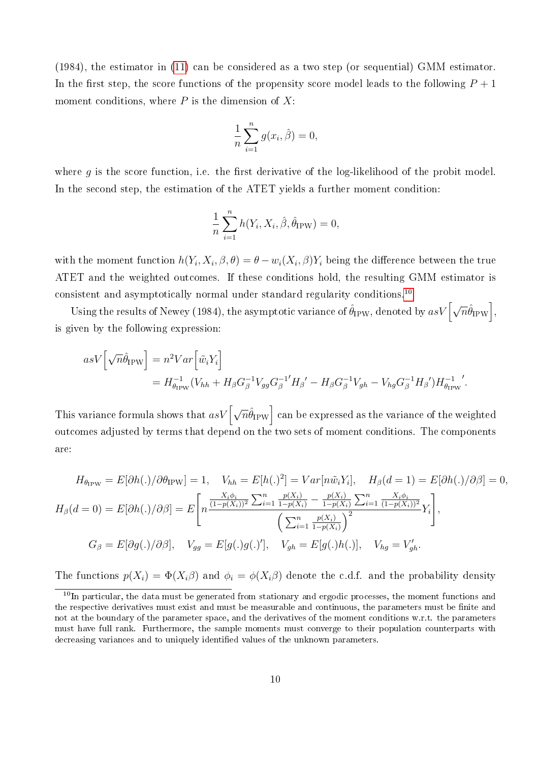(1984), the estimator in (11) can be considered as a two step (or sequential) GMM estimator. In the first step, the score functions of the propensity score model leads to the following $P+1$ moment conditions, where $P$ is the dimension of $X$:

$$\frac{1}{n}\sum_{i=1}^{n} g(x_i, \hat{\beta}) = 0,$$

where $g$ is the score function, i.e. the first derivative of the log-likelihood of the probit model. In the second step, the estimation of the ATET yields a further moment condition:

$$\frac{1}{n}\sum_{i=1}^{n} h(Y_i, X_i, \hat{\beta}, \hat{\theta}_{\text{IPW}}) = 0,$$

with the moment function $h(Y_i, X_i, \beta, \theta) = \theta - w_i(X_i, \beta)Y_i$ being the difference between the true ATET and the weighted outcomes. If these conditions hold, the resulting GMM estimator is consistent and asymptotically normal under standard regularity conditions.[10]

Using the results of Newey (1984), the asymptotic variance of $\hat{\theta}_{\text{IPW}}$, denoted by $asV\left[\sqrt{n}\hat{\theta}_{\text{IPW}}\right]$, is given by the following expression:

$$\begin{aligned} asV\left[\sqrt{n}\hat{\theta}_{\text{IPW}}\right] &= n^2 Var\left[\tilde{w}_i Y_i\right] \\ &= H_{\theta_{\text{IPW}}}^{-1}(V_{hh} + H_\beta G_\beta^{-1} V_{gg} G_\beta^{-1\prime} H_\beta{}' - H_\beta G_\beta^{-1} V_{gh} - V_{hg} G_\beta^{-1} H_\beta{}') H_{\theta_{\text{IPW}}}^{-1}{}'. \end{aligned}$$

This variance formula shows that $asV\left[\sqrt{n}\hat{\theta}_{\text{IPW}}\right]$ can be expressed as the variance of the weighted outcomes adjusted by terms that depend on the two sets of moment conditions. The components are:

$$H_{\theta_{\text{IPW}}} = E[\partial h(.)/\partial \theta_{\text{IPW}}] = 1, \quad V_{hh} = E[h(.)^2] = Var[n\tilde{w}_i Y_i], \quad H_\beta(d=1) = E[\partial h(.)/\partial \beta] = 0,$$

$$H_\beta(d=0) = E[\partial h(.)/\partial \beta] = E\left[ n \frac{\frac{X_i \phi_i}{(1-p(X_i))^2} \sum_{i=1}^{n} \frac{p(X_i)}{1-p(X_i)} - \frac{p(X_i)}{1-p(X_i)} \sum_{i=1}^{n} \frac{X_i \phi_i}{(1-p(X_i))^2}}{\left(\sum_{i=1}^{n} \frac{p(X_i)}{1-p(X_i)}\right)^2} Y_i \right],$$

$$G_\beta = E[\partial g(.)/\partial \beta], \quad V_{gg} = E[g(.)g(.)'], \quad V_{gh} = E[g(.)h(.)], \quad V_{hg} = V_{gh}'.$$

The functions $p(X_i) = \Phi(X_i\beta)$ and $\phi_i = \phi(X_i\beta)$ denote the c.d.f. and the probability density

[10] In particular, the data must be generated from stationary and ergodic processes, the moment functions and the respective derivatives must exist and must be measurable and continuous, the parameters must be finite and not at the boundary of the parameter space, and the derivatives of the moment conditions w.r.t. the parameters must have full rank. Furthermore, the sample moments must converge to their population counterparts with decreasing variances and to uniquely identified values of the unknown parameters.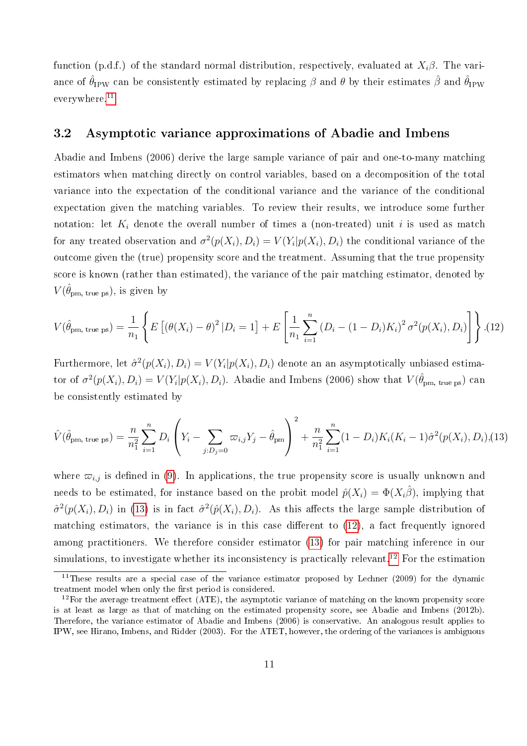function (p.d.f.) of the standard normal distribution, respectively, evaluated at $X_i\beta$. The variance of $\hat{\theta}_{\text{IPW}}$ can be consistently estimated by replacing $\beta$ and $\theta$ by their estimates $\hat{\beta}$ and $\hat{\theta}_{\text{IPW}}$ everywhere.[11]

## 3.2 Asymptotic variance approximations of Abadie and Imbens

Abadie and Imbens (2006) derive the large sample variance of pair and one-to-many matching estimators when matching directly on control variables, based on a decomposition of the total variance into the expectation of the conditional variance and the variance of the conditional expectation given the matching variables. To review their results, we introduce some further notation: let $K_i$ denote the overall number of times a (non-treated) unit $i$ is used as match for any treated observation and $\sigma^2(p(X_i), D_i) = V(Y_i|p(X_i), D_i)$ the conditional variance of the outcome given the (true) propensity score and the treatment. Assuming that the true propensity score is known (rather than estimated), the variance of the pair matching estimator, denoted by $V(\hat{\theta}_{\text{pm, true ps}})$, is given by

$$V(\hat{\theta}_{\text{pm, true ps}}) = \frac{1}{n_1}\left\{E\left[(\theta(X_i) - \theta)^2 | D_i = 1\right] + E\left[\frac{1}{n_1}\sum_{i=1}^{n}(D_i - (1-D_i)K_i)^2 \sigma^2(p(X_i), D_i)\right]\right\}. \quad (12)$$

Furthermore, let $\hat{\sigma}^2(p(X_i), D_i) = V(Y_i|p(X_i), D_i)$ denote an an asymptotically unbiased estimator of $\sigma^2(p(X_i), D_i) = V(Y_i|p(X_i), D_i)$. Abadie and Imbens (2006) show that $V(\hat{\theta}_{\text{pm, true ps}})$ can be consistently estimated by

$$\hat{V}(\hat{\theta}_{\text{pm, true ps}}) = \frac{n}{n_1^2}\sum_{i=1}^{n} D_i\left(Y_i - \sum_{j:D_j=0}\varpi_{i,j}Y_j - \hat{\theta}_{\text{pm}}\right)^2 + \frac{n}{n_1^2}\sum_{i=1}^{n}(1-D_i)K_i(K_i-1)\hat{\sigma}^2(p(X_i), D_i), \quad (13)$$

where $\varpi_{i,j}$ is defined in (9). In applications, the true propensity score is usually unknown and needs to be estimated, for instance based on the probit model $\hat{p}(X_i) = \Phi(X_i\hat{\beta})$, implying that $\hat{\sigma}^2(p(X_i), D_i)$ in (13) is in fact $\hat{\sigma}^2(\hat{p}(X_i), D_i)$. As this affects the large sample distribution of matching estimators, the variance is in this case different to (12), a fact frequently ignored among practitioners. We therefore consider estimator (13) for pair matching inference in our simulations, to investigate whether its inconsistency is practically relevant.[12] For the estimation

[11] These results are a special case of the variance estimator proposed by Lechner (2009) for the dynamic treatment model when only the first period is considered.

[12] For the average treatment effect (ATE), the asymptotic variance of matching on the known propensity score is at least as large as that of matching on the estimated propensity score, see Abadie and Imbens (2012b). Therefore, the variance estimator of Abadie and Imbens (2006) is conservative. An analogous result applies to IPW, see Hirano, Imbens, and Ridder (2003). For the ATET, however, the ordering of the variances is ambiguous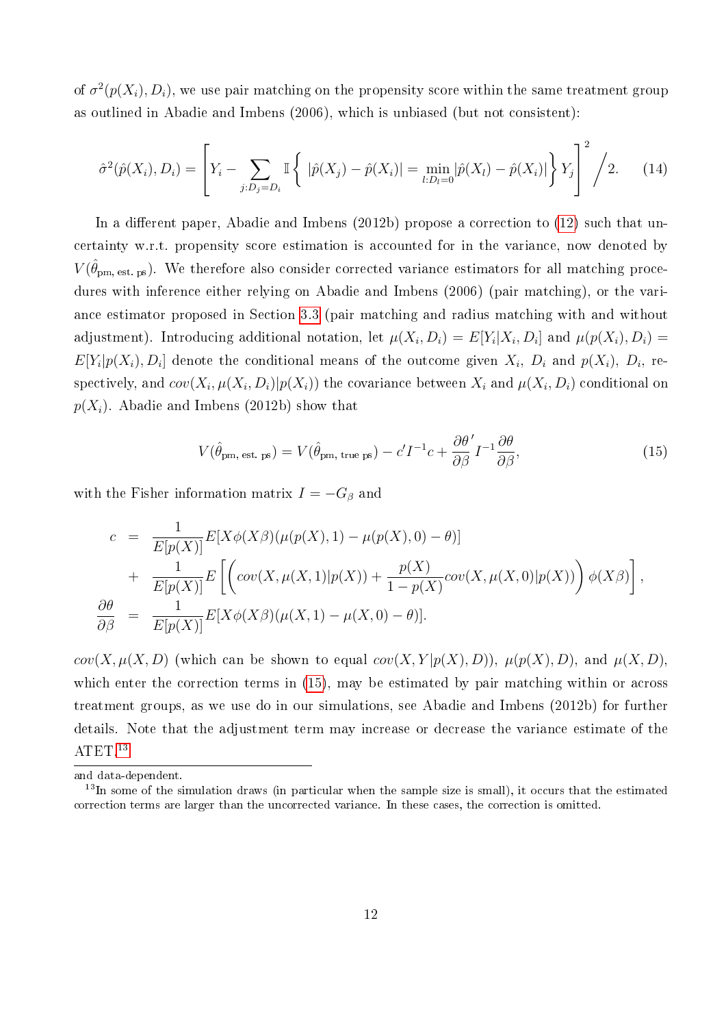of $\sigma^2(p(X_i), D_i)$, we use pair matching on the propensity score within the same treatment group as outlined in Abadie and Imbens (2006), which is unbiased (but not consistent):

$$\hat{\sigma}^2(\hat{p}(X_i), D_i) = \left[ Y_i - \sum_{j:D_j=D_i} \mathbb{I}\left\{ |\hat{p}(X_j) - \hat{p}(X_i)| = \min_{l:D_l=0} |\hat{p}(X_l) - \hat{p}(X_i)| \right\} Y_j \right]^2 \Big/ 2. \quad (14)$$

In a different paper, Abadie and Imbens (2012b) propose a correction to (12) such that uncertainty w.r.t. propensity score estimation is accounted for in the variance, now denoted by $V(\hat{\theta}_{\text{pm, est. ps}})$. We therefore also consider corrected variance estimators for all matching procedures with inference either relying on Abadie and Imbens (2006) (pair matching), or the variance estimator proposed in Section 3.3 (pair matching and radius matching with and without adjustment). Introducing additional notation, let $\mu(X_i, D_i) = E[Y_i|X_i, D_i]$ and $\mu(p(X_i), D_i) = E[Y_i|p(X_i), D_i]$ denote the conditional means of the outcome given $X_i$, $D_i$ and $p(X_i)$, $D_i$, respectively, and $cov(X_i, \mu(X_i, D_i)|p(X_i))$ the covariance between $X_i$ and $\mu(X_i, D_i)$ conditional on $p(X_i)$. Abadie and Imbens (2012b) show that

$$V(\hat{\theta}_{\text{pm, est. ps}}) = V(\hat{\theta}_{\text{pm, true ps}}) - c' I^{-1} c + \frac{\partial \theta'}{\partial \beta} I^{-1} \frac{\partial \theta}{\partial \beta}, \quad (15)$$

with the Fisher information matrix $I = -G_\beta$ and

$$\begin{aligned}
c &= \frac{1}{E[p(X)]} E[X\phi(X\beta)(\mu(p(X), 1) - \mu(p(X), 0) - \theta)] \\
&+ \frac{1}{E[p(X)]} E\left[ \left( cov(X, \mu(X, 1)|p(X)) + \frac{p(X)}{1 - p(X)} cov(X, \mu(X, 0)|p(X)) \right) \phi(X\beta) \right], \\
\frac{\partial \theta}{\partial \beta} &= \frac{1}{E[p(X)]} E[X\phi(X\beta)(\mu(X, 1) - \mu(X, 0) - \theta)].
\end{aligned}$$

$cov(X, \mu(X, D)$ (which can be shown to equal $cov(X, Y|p(X), D)$), $\mu(p(X), D)$, and $\mu(X, D)$, which enter the correction terms in (15), may be estimated by pair matching within or across treatment groups, as we use do in our simulations, see Abadie and Imbens (2012b) for further details. Note that the adjustment term may increase or decrease the variance estimate of the ATET.[13]

and data-dependent.

[13] In some of the simulation draws (in particular when the sample size is small), it occurs that the estimated correction terms are larger than the uncorrected variance. In these cases, the correction is omitted.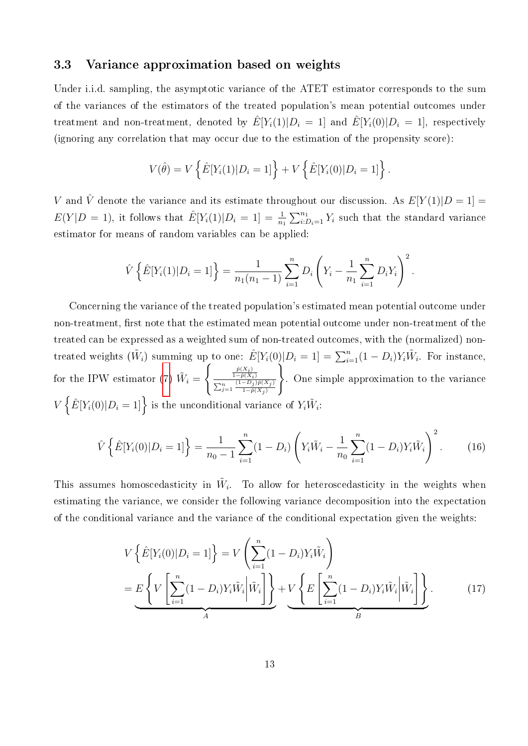### 3.3 Variance approximation based on weights

Under i.i.d. sampling, the asymptotic variance of the ATET estimator corresponds to the sum of the variances of the estimators of the treated population's mean potential outcomes under treatment and non-treatment, denoted by $\hat{E}[Y_i(1)|D_i = 1]$ and $\hat{E}[Y_i(0)|D_i = 1]$, respectively (ignoring any correlation that may occur due to the estimation of the propensity score):

$$V(\hat{\theta}) = V\left\{\hat{E}[Y_i(1)|D_i = 1]\right\} + V\left\{\hat{E}[Y_i(0)|D_i = 1]\right\}.$$

$V$ and $\hat{V}$ denote the variance and its estimate throughout our discussion. As $E[Y(1)|D = 1] = E(Y|D = 1)$, it follows that $\hat{E}[Y_i(1)|D_i = 1] = \frac{1}{n_1}\sum_{i:D_i=1}^{n_1} Y_i$ such that the standard variance estimator for means of random variables can be applied:

$$\hat{V}\left\{\hat{E}[Y_i(1)|D_i = 1]\right\} = \frac{1}{n_1(n_1-1)}\sum_{i=1}^{n} D_i\left(Y_i - \frac{1}{n_1}\sum_{i=1}^{n} D_i Y_i\right)^2.$$

Concerning the variance of the treated population's estimated mean potential outcome under non-treatment, first note that the estimated mean potential outcome under non-treatment of the treated can be expressed as a weighted sum of non-treated outcomes, with the (normalized) non-treated weights ($\tilde{W}_i$) summing up to one: $\hat{E}[Y_i(0)|D_i = 1] = \sum_{i=1}^{n}(1-D_i)Y_i\tilde{W}_i$. For instance, for the IPW estimator (7) $\tilde{W}_i = \left\{\frac{\frac{\hat{p}(X_i)}{1-\hat{p}(X_i)}}{\sum_{j=1}^{n}\frac{(1-D_j)\hat{p}(X_j)}{1-\hat{p}(X_j)}}\right\}$. One simple approximation to the variance $V\left\{\hat{E}[Y_i(0)|D_i = 1]\right\}$ is the unconditional variance of $Y_i\tilde{W}_i$:

$$\hat{V}\left\{\hat{E}[Y_i(0)|D_i = 1]\right\} = \frac{1}{n_0-1}\sum_{i=1}^{n}(1-D_i)\left(Y_i\tilde{W}_i - \frac{1}{n_0}\sum_{i=1}^{n}(1-D_i)Y_i\tilde{W}_i\right)^2. \tag{16}$$

This assumes homoscedasticity in $\tilde{W}_i$. To allow for heteroscedasticity in the weights when estimating the variance, we consider the following variance decomposition into the expectation of the conditional variance and the variance of the conditional expectation given the weights:

$$\begin{aligned} &V\left\{\hat{E}[Y_i(0)|D_i = 1]\right\} = V\left(\sum_{i=1}^{n}(1-D_i)Y_i\tilde{W}_i\right) \\ &= \underbrace{E\left\{V\left[\sum_{i=1}^{n}(1-D_i)Y_i\tilde{W}_i\middle|\tilde{W}_i\right]\right\}}_{A} + \underbrace{V\left\{E\left[\sum_{i=1}^{n}(1-D_i)Y_i\tilde{W}_i\middle|\tilde{W}_i\right]\right\}}_{B}. \end{aligned} \tag{17}$$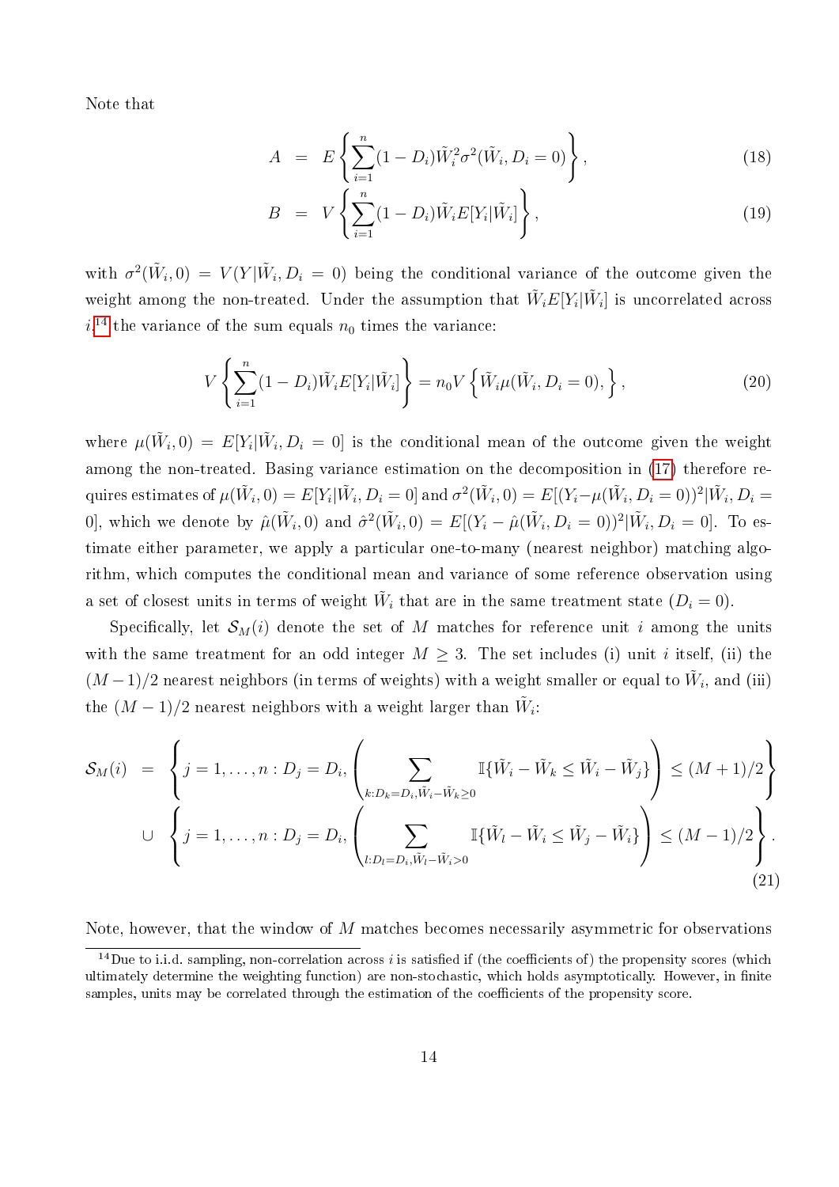Note that

$$
\begin{aligned}
A &= E\left\{\sum_{i=1}^{n}(1-D_i)\tilde{W}_i^2\sigma^2(\tilde{W}_i, D_i=0)\right\}, &(18)\\
B &= V\left\{\sum_{i=1}^{n}(1-D_i)\tilde{W}_i E[Y_i|\tilde{W}_i]\right\}, &(19)
\end{aligned}
$$

with $\sigma^2(\tilde{W}_i, 0) = V(Y|\tilde{W}_i, D_i = 0)$ being the conditional variance of the outcome given the weight among the non-treated. Under the assumption that $\tilde{W}_i E[Y_i|\tilde{W}_i]$ is uncorrelated across $i$,[14] the variance of the sum equals $n_0$ times the variance:

$$
V\left\{\sum_{i=1}^{n}(1-D_i)\tilde{W}_i E[Y_i|\tilde{W}_i]\right\} = n_0 V\left\{\tilde{W}_i \mu(\tilde{W}_i, D_i=0),\right\}, \tag{20}
$$

where $\mu(\tilde{W}_i, 0) = E[Y_i|\tilde{W}_i, D_i = 0]$ is the conditional mean of the outcome given the weight among the non-treated. Basing variance estimation on the decomposition in (17) therefore requires estimates of $\mu(\tilde{W}_i, 0) = E[Y_i|\tilde{W}_i, D_i = 0]$ and $\sigma^2(\tilde{W}_i, 0) = E[(Y_i - \mu(\tilde{W}_i, D_i = 0))^2|\tilde{W}_i, D_i = 0]$, which we denote by $\hat{\mu}(\tilde{W}_i, 0)$ and $\hat{\sigma}^2(\tilde{W}_i, 0) = E[(Y_i - \hat{\mu}(\tilde{W}_i, D_i = 0))^2|\tilde{W}_i, D_i = 0]$. To estimate either parameter, we apply a particular one-to-many (nearest neighbor) matching algorithm, which computes the conditional mean and variance of some reference observation using a set of closest units in terms of weight $\tilde{W}_i$ that are in the same treatment state ($D_i = 0$).

Specifically, let $\mathcal{S}_M(i)$ denote the set of $M$ matches for reference unit $i$ among the units with the same treatment for an odd integer $M \geq 3$. The set includes (i) unit $i$ itself, (ii) the $(M-1)/2$ nearest neighbors (in terms of weights) with a weight smaller or equal to $\tilde{W}_i$, and (iii) the $(M-1)/2$ nearest neighbors with a weight larger than $\tilde{W}_i$:

$$
\begin{aligned}
\mathcal{S}_M(i) &= \left\{ j = 1,\ldots,n : D_j = D_i, \left( \sum_{k:D_k=D_i, \tilde{W}_i-\tilde{W}_k\geq 0} \mathbb{I}\{\tilde{W}_i - \tilde{W}_k \leq \tilde{W}_i - \tilde{W}_j\} \right) \leq (M+1)/2 \right\} \\
&\cup \left\{ j = 1,\ldots,n : D_j = D_i, \left( \sum_{l:D_l=D_i, \tilde{W}_l-\tilde{W}_i> 0} \mathbb{I}\{\tilde{W}_l - \tilde{W}_i \leq \tilde{W}_j - \tilde{W}_i\} \right) \leq (M-1)/2 \right\}. 
\end{aligned} \tag{21}
$$

Note, however, that the window of $M$ matches becomes necessarily asymmetric for observations

[14] Due to i.i.d. sampling, non-correlation across $i$ is satisfied if (the coefficients of) the propensity scores (which ultimately determine the weighting function) are non-stochastic, which holds asymptotically. However, in finite samples, units may be correlated through the estimation of the coefficients of the propensity score.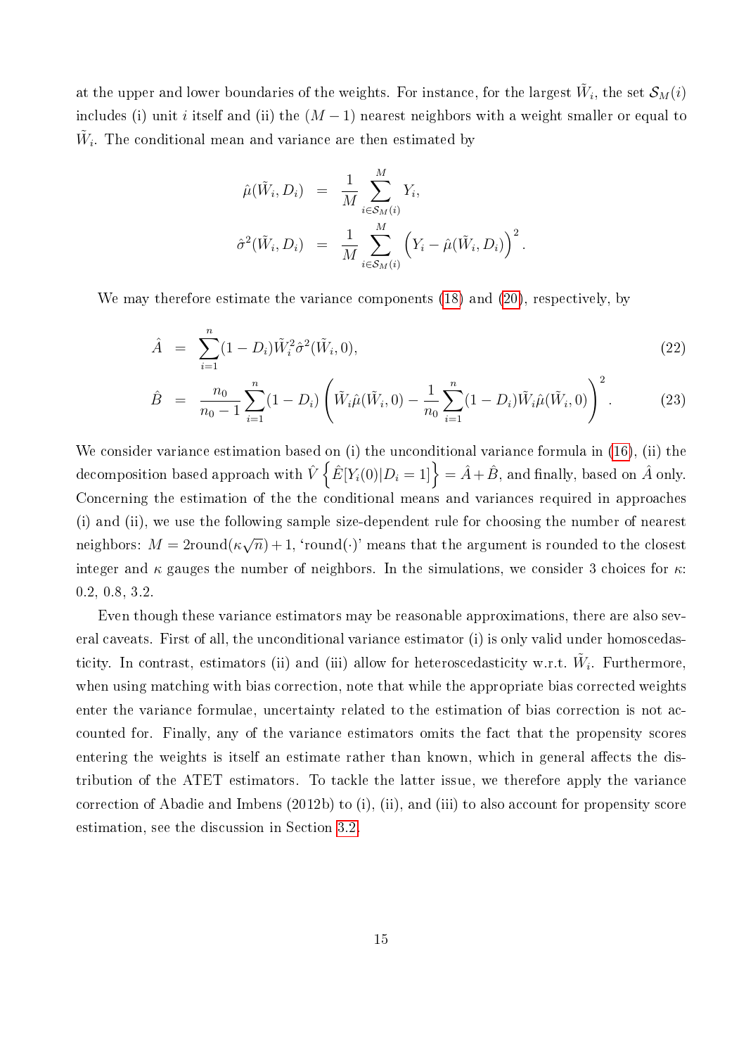at the upper and lower boundaries of the weights. For instance, for the largest $\tilde{W}_i$, the set $\mathcal{S}_M(i)$ includes (i) unit $i$ itself and (ii) the $(M-1)$ nearest neighbors with a weight smaller or equal to $\tilde{W}_i$. The conditional mean and variance are then estimated by

$$\hat{\mu}(\tilde{W}_i, D_i) = \frac{1}{M} \sum_{i \in \mathcal{S}_M(i)}^{M} Y_i,$$

$$\hat{\sigma}^2(\tilde{W}_i, D_i) = \frac{1}{M} \sum_{i \in \mathcal{S}_M(i)}^{M} \left( Y_i - \hat{\mu}(\tilde{W}_i, D_i) \right)^2.$$

We may therefore estimate the variance components (18) and (20), respectively, by

$$\hat{A} = \sum_{i=1}^{n} (1 - D_i) \tilde{W}_i^2 \hat{\sigma}^2(\tilde{W}_i, 0), \tag{22}$$

$$\hat{B} = \frac{n_0}{n_0 - 1} \sum_{i=1}^{n} (1 - D_i) \left( \tilde{W}_i \hat{\mu}(\tilde{W}_i, 0) - \frac{1}{n_0} \sum_{i=1}^{n} (1 - D_i) \tilde{W}_i \hat{\mu}(\tilde{W}_i, 0) \right)^2. \tag{23}$$

We consider variance estimation based on (i) the unconditional variance formula in (16), (ii) the decomposition based approach with $\hat{V}\left\{ \hat{E}[Y_i(0)|D_i = 1] \right\} = \hat{A} + \hat{B}$, and finally, based on $\hat{A}$ only. Concerning the estimation of the the conditional means and variances required in approaches (i) and (ii), we use the following sample size-dependent rule for choosing the number of nearest neighbors: $M = 2\text{round}(\kappa\sqrt{n}) + 1$, 'round$(\cdot)$' means that the argument is rounded to the closest integer and $\kappa$ gauges the number of neighbors. In the simulations, we consider 3 choices for $\kappa$: 0.2, 0.8, 3.2.

Even though these variance estimators may be reasonable approximations, there are also several caveats. First of all, the unconditional variance estimator (i) is only valid under homoscedasticity. In contrast, estimators (ii) and (iii) allow for heteroscedasticity w.r.t. $\tilde{W}_i$. Furthermore, when using matching with bias correction, note that while the appropriate bias corrected weights enter the variance formulae, uncertainty related to the estimation of bias correction is not accounted for. Finally, any of the variance estimators omits the fact that the propensity scores entering the weights is itself an estimate rather than known, which in general affects the distribution of the ATET estimators. To tackle the latter issue, we therefore apply the variance correction of Abadie and Imbens (2012b) to (i), (ii), and (iii) to also account for propensity score estimation, see the discussion in Section 3.2.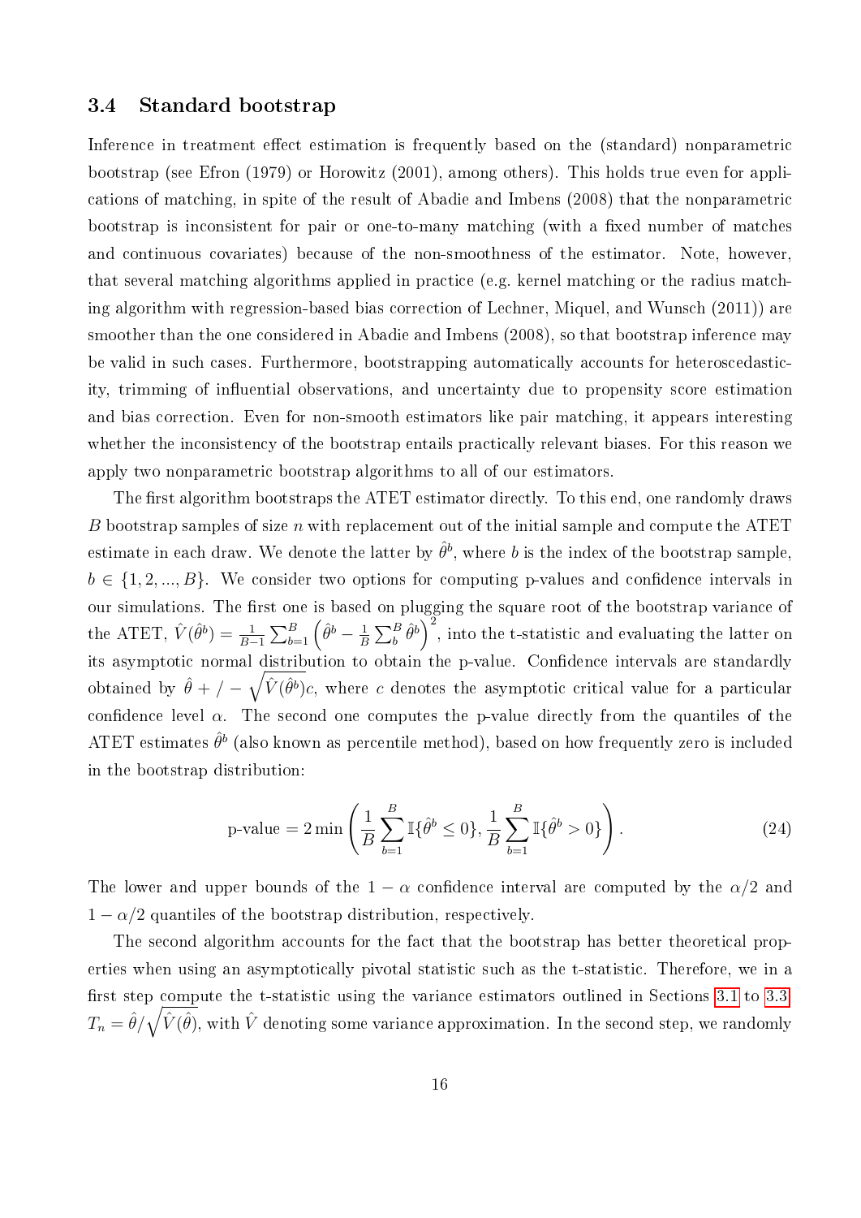### 3.4 Standard bootstrap

Inference in treatment effect estimation is frequently based on the (standard) nonparametric bootstrap (see Efron (1979) or Horowitz (2001), among others). This holds true even for applications of matching, in spite of the result of Abadie and Imbens (2008) that the nonparametric bootstrap is inconsistent for pair or one-to-many matching (with a fixed number of matches and continuous covariates) because of the non-smoothness of the estimator. Note, however, that several matching algorithms applied in practice (e.g. kernel matching or the radius matching algorithm with regression-based bias correction of Lechner, Miquel, and Wunsch (2011)) are smoother than the one considered in Abadie and Imbens (2008), so that bootstrap inference may be valid in such cases. Furthermore, bootstrapping automatically accounts for heteroscedasticity, trimming of influential observations, and uncertainty due to propensity score estimation and bias correction. Even for non-smooth estimators like pair matching, it appears interesting whether the inconsistency of the bootstrap entails practically relevant biases. For this reason we apply two nonparametric bootstrap algorithms to all of our estimators.

The first algorithm bootstraps the ATET estimator directly. To this end, one randomly draws $B$ bootstrap samples of size $n$ with replacement out of the initial sample and compute the ATET estimate in each draw. We denote the latter by $\hat{\theta}^b$, where $b$ is the index of the bootstrap sample, $b \in \{1, 2, ..., B\}$. We consider two options for computing p-values and confidence intervals in our simulations. The first one is based on plugging the square root of the bootstrap variance of the ATET, $\hat{V}(\hat{\theta}^b) = \frac{1}{B-1}\sum_{b=1}^{B}\left(\hat{\theta}^b - \frac{1}{B}\sum_{b}^{B}\hat{\theta}^b\right)^2$, into the t-statistic and evaluating the latter on its asymptotic normal distribution to obtain the p-value. Confidence intervals are standardly obtained by $\hat{\theta} + / - \sqrt{\hat{V}(\hat{\theta}^b)}c$, where $c$ denotes the asymptotic critical value for a particular confidence level $\alpha$. The second one computes the p-value directly from the quantiles of the ATET estimates $\hat{\theta}^b$ (also known as percentile method), based on how frequently zero is included in the bootstrap distribution:

$$\text{p-value} = 2\min\left(\frac{1}{B}\sum_{b=1}^{B}\mathbb{I}\{\hat{\theta}^b \leq 0\}, \frac{1}{B}\sum_{b=1}^{B}\mathbb{I}\{\hat{\theta}^b > 0\}\right). \tag{24}$$

The lower and upper bounds of the $1-\alpha$ confidence interval are computed by the $\alpha/2$ and $1-\alpha/2$ quantiles of the bootstrap distribution, respectively.

The second algorithm accounts for the fact that the bootstrap has better theoretical properties when using an asymptotically pivotal statistic such as the t-statistic. Therefore, we in a first step compute the t-statistic using the variance estimators outlined in Sections 3.1 to 3.3, $T_n = \hat{\theta}/\sqrt{\hat{V}(\hat{\theta})}$, with $\hat{V}$ denoting some variance approximation. In the second step, we randomly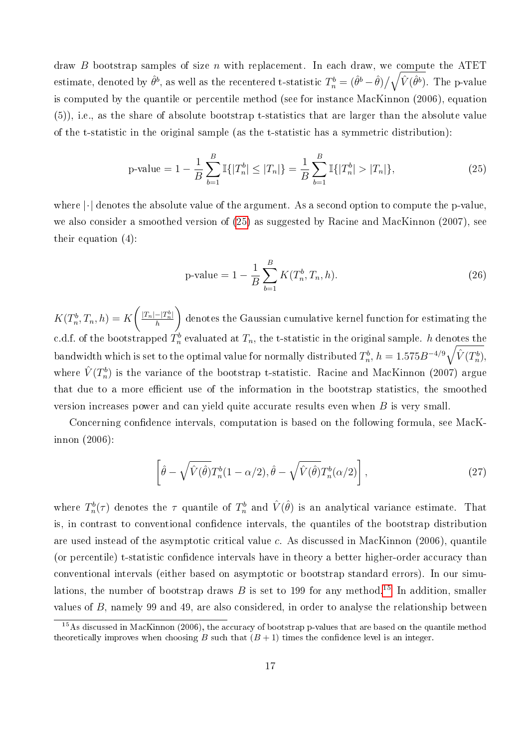draw $B$ bootstrap samples of size $n$ with replacement. In each draw, we compute the ATET estimate, denoted by $\hat{\theta}^b$, as well as the recentered t-statistic $T_n^b = (\hat{\theta}^b - \hat{\theta})/\sqrt{\hat{V}(\hat{\theta}^b)}$. The p-value is computed by the quantile or percentile method (see for instance MacKinnon (2006), equation (5)), i.e., as the share of absolute bootstrap t-statistics that are larger than the absolute value of the t-statistic in the original sample (as the t-statistic has a symmetric distribution):

$$\text{p-value} = 1 - \frac{1}{B}\sum_{b=1}^{B} \mathbb{I}\{|T_n^b| \leq |T_n|\} = \frac{1}{B}\sum_{b=1}^{B} \mathbb{I}\{|T_n^b| > |T_n|\}, \tag{25}$$

where $|\cdot|$ denotes the absolute value of the argument. As a second option to compute the p-value, we also consider a smoothed version of (25) as suggested by Racine and MacKinnon (2007), see their equation (4):

$$\text{p-value} = 1 - \frac{1}{B}\sum_{b=1}^{B} K(T_n^b, T_n, h). \tag{26}$$

$K(T_n^b, T_n, h) = K\left(\frac{|T_n| - |T_n^b|}{h}\right)$ denotes the Gaussian cumulative kernel function for estimating the c.d.f. of the bootstrapped $T_n^b$ evaluated at $T_n$, the t-statistic in the original sample. $h$ denotes the bandwidth which is set to the optimal value for normally distributed $T_n^b$, $h = 1.575B^{-4/9}\sqrt{\hat{V}(T_n^b)}$, where $\hat{V}(T_n^b)$ is the variance of the bootstrap t-statistic. Racine and MacKinnon (2007) argue that due to a more efficient use of the information in the bootstrap statistics, the smoothed version increases power and can yield quite accurate results even when $B$ is very small.

Concerning confidence intervals, computation is based on the following formula, see MacKinnon (2006):

$$\left[\hat{\theta} - \sqrt{\hat{V}(\hat{\theta})}T_n^b(1-\alpha/2), \hat{\theta} - \sqrt{\hat{V}(\hat{\theta})}T_n^b(\alpha/2)\right], \tag{27}$$

where $T_n^b(\tau)$ denotes the $\tau$ quantile of $T_n^b$ and $\hat{V}(\hat{\theta})$ is an analytical variance estimate. That is, in contrast to conventional confidence intervals, the quantiles of the bootstrap distribution are used instead of the asymptotic critical value $c$. As discussed in MacKinnon (2006), quantile (or percentile) t-statistic confidence intervals have in theory a better higher-order accuracy than conventional intervals (either based on asymptotic or bootstrap standard errors). In our simulations, the number of bootstrap draws $B$ is set to 199 for any method.[15] In addition, smaller values of $B$, namely 99 and 49, are also considered, in order to analyse the relationship between

[15] As discussed in MacKinnon (2006), the accuracy of bootstrap p-values that are based on the quantile method theoretically improves when choosing $B$ such that $(B+1)$ times the confidence level is an integer.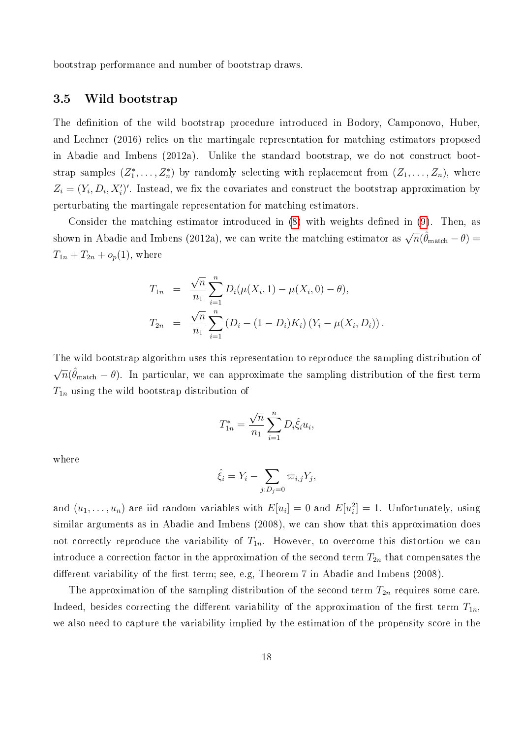bootstrap performance and number of bootstrap draws.

### 3.5 Wild bootstrap

The definition of the wild bootstrap procedure introduced in Bodory, Camponovo, Huber, and Lechner (2016) relies on the martingale representation for matching estimators proposed in Abadie and Imbens (2012a). Unlike the standard bootstrap, we do not construct bootstrap samples $(Z_1^*, \ldots, Z_n^*)$ by randomly selecting with replacement from $(Z_1, \ldots, Z_n)$, where $Z_i = (Y_i, D_i, X_i')'$. Instead, we fix the covariates and construct the bootstrap approximation by perturbating the martingale representation for matching estimators.

Consider the matching estimator introduced in (8) with weights defined in (9). Then, as shown in Abadie and Imbens (2012a), we can write the matching estimator as $\sqrt{n}(\hat{\theta}_{\text{match}} - \theta) = T_{1n} + T_{2n} + o_p(1)$, where

$$
\begin{aligned}
T_{1n} &= \frac{\sqrt{n}}{n_1} \sum_{i=1}^{n} D_i (\mu(X_i, 1) - \mu(X_i, 0) - \theta), \\
T_{2n} &= \frac{\sqrt{n}}{n_1} \sum_{i=1}^{n} (D_i - (1 - D_i) K_i) (Y_i - \mu(X_i, D_i)).
\end{aligned}
$$

The wild bootstrap algorithm uses this representation to reproduce the sampling distribution of $\sqrt{n}(\hat{\theta}_{\text{match}} - \theta)$. In particular, we can approximate the sampling distribution of the first term $T_{1n}$ using the wild bootstrap distribution of

$$
T_{1n}^* = \frac{\sqrt{n}}{n_1} \sum_{i=1}^{n} D_i \hat{\xi}_i u_i,
$$

where

$$
\hat{\xi}_i = Y_i - \sum_{j: D_j = 0} \varpi_{i,j} Y_j,
$$

and $(u_1, \ldots, u_n)$ are iid random variables with $E[u_i] = 0$ and $E[u_i^2] = 1$. Unfortunately, using similar arguments as in Abadie and Imbens (2008), we can show that this approximation does not correctly reproduce the variability of $T_{1n}$. However, to overcome this distortion we can introduce a correction factor in the approximation of the second term $T_{2n}$ that compensates the different variability of the first term; see, e.g, Theorem 7 in Abadie and Imbens (2008).

The approximation of the sampling distribution of the second term $T_{2n}$ requires some care. Indeed, besides correcting the different variability of the approximation of the first term $T_{1n}$, we also need to capture the variability implied by the estimation of the propensity score in the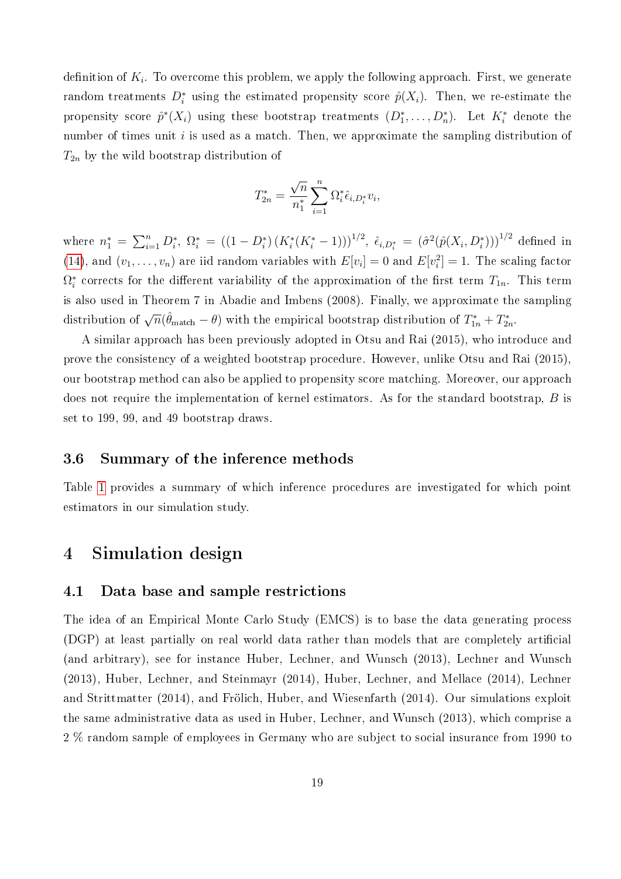definition of $K_i$. To overcome this problem, we apply the following approach. First, we generate random treatments $D_i^*$ using the estimated propensity score $\hat{p}(X_i)$. Then, we re-estimate the propensity score $\hat{p}^*(X_i)$ using these bootstrap treatments $(D_1^*, \ldots, D_n^*)$. Let $K_i^*$ denote the number of times unit $i$ is used as a match. Then, we approximate the sampling distribution of $T_{2n}$ by the wild bootstrap distribution of

$$T_{2n}^* = \frac{\sqrt{n}}{n_1^*} \sum_{i=1}^{n} \Omega_i^* \hat{\epsilon}_{i,D_i^*} v_i,$$

where $n_1^* = \sum_{i=1}^n D_i^*$, $\Omega_i^* = ((1-D_i^*)(K_i^*(K_i^*-1)))^{1/2}$, $\hat{\epsilon}_{i,D_i^*} = (\hat{\sigma}^2(\hat{p}(X_i, D_i^*)))^{1/2}$ defined in (14), and $(v_1, \ldots, v_n)$ are iid random variables with $E[v_i] = 0$ and $E[v_i^2] = 1$. The scaling factor $\Omega_i^*$ corrects for the different variability of the approximation of the first term $T_{1n}$. This term is also used in Theorem 7 in Abadie and Imbens (2008). Finally, we approximate the sampling distribution of $\sqrt{n}(\hat{\theta}_{\text{match}} - \theta)$ with the empirical bootstrap distribution of $T_{1n}^* + T_{2n}^*$.

A similar approach has been previously adopted in Otsu and Rai (2015), who introduce and prove the consistency of a weighted bootstrap procedure. However, unlike Otsu and Rai (2015), our bootstrap method can also be applied to propensity score matching. Moreover, our approach does not require the implementation of kernel estimators. As for the standard bootstrap, $B$ is set to 199, 99, and 49 bootstrap draws.

### 3.6 Summary of the inference methods

Table 1 provides a summary of which inference procedures are investigated for which point estimators in our simulation study.

## 4 Simulation design

### 4.1 Data base and sample restrictions

The idea of an Empirical Monte Carlo Study (EMCS) is to base the data generating process (DGP) at least partially on real world data rather than models that are completely artificial (and arbitrary), see for instance Huber, Lechner, and Wunsch (2013), Lechner and Wunsch (2013), Huber, Lechner, and Steinmayr (2014), Huber, Lechner, and Mellace (2014), Lechner and Strittmatter (2014), and Frölich, Huber, and Wiesenfarth (2014). Our simulations exploit the same administrative data as used in Huber, Lechner, and Wunsch (2013), which comprise a 2 % random sample of employees in Germany who are subject to social insurance from 1990 to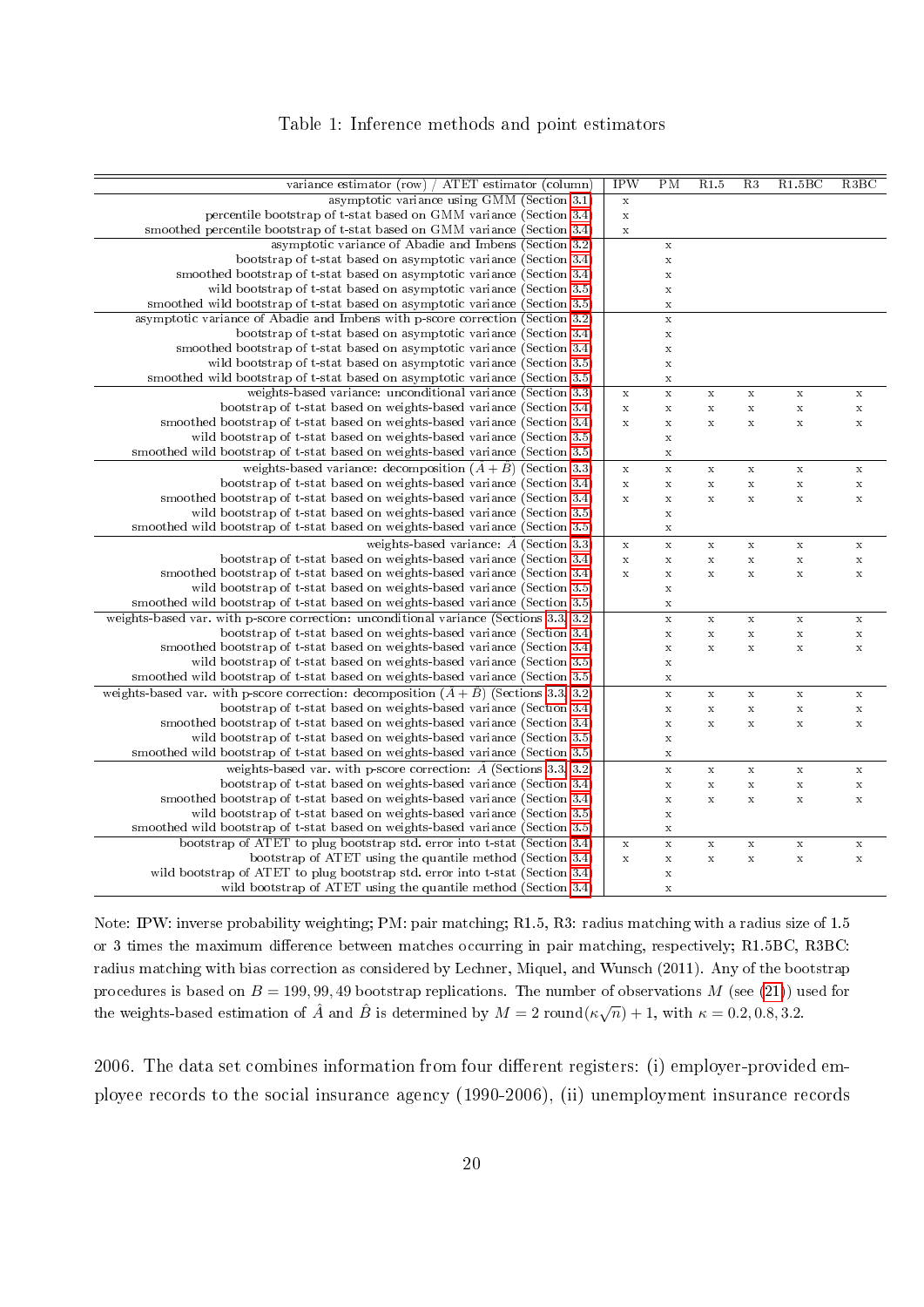Table 1: Inference methods and point estimators

| variance estimator (row) / ATET estimator (column) | IPW | PM | R1.5 | R3 | R1.5BC | R3BC |
|---|---|---|---|---|---|---|
| asymptotic variance using GMM (Section 3.1) | x | | | | | |
| percentile bootstrap of t-stat based on GMM variance (Section 3.4) | x | | | | | |
| smoothed percentile bootstrap of t-stat based on GMM variance (Section 3.4) | x | | | | | |
| asymptotic variance of Abadie and Imbens (Section 3.2) | | x | | | | |
| bootstrap of t-stat based on asymptotic variance (Section 3.4) | | x | | | | |
| smoothed bootstrap of t-stat based on asymptotic variance (Section 3.4) | | x | | | | |
| wild bootstrap of t-stat based on asymptotic variance (Section 3.5) | | x | | | | |
| smoothed wild bootstrap of t-stat based on asymptotic variance (Section 3.5) | | x | | | | |
| asymptotic variance of Abadie and Imbens with p-score correction (Section 3.2) | | x | | | | |
| bootstrap of t-stat based on asymptotic variance (Section 3.4) | | x | | | | |
| smoothed bootstrap of t-stat based on asymptotic variance (Section 3.4) | | x | | | | |
| wild bootstrap of t-stat based on asymptotic variance (Section 3.5) | | x | | | | |
| smoothed wild bootstrap of t-stat based on asymptotic variance (Section 3.5) | | x | | | | |
| weights-based variance: unconditional variance (Section 3.3) | x | x | x | x | x | x |
| bootstrap of t-stat based on weights-based variance (Section 3.4) | x | x | x | x | x | x |
| smoothed bootstrap of t-stat based on weights-based variance (Section 3.4) | x | x | x | x | x | x |
| wild bootstrap of t-stat based on weights-based variance (Section 3.5) | | x | | | | |
| smoothed wild bootstrap of t-stat based on weights-based variance (Section 3.5) | | x | | | | |
| weights-based variance: decomposition ($\hat{A}+\hat{B}$) (Section 3.3) | x | x | x | x | x | x |
| bootstrap of t-stat based on weights-based variance (Section 3.4) | x | x | x | x | x | x |
| smoothed bootstrap of t-stat based on weights-based variance (Section 3.4) | x | x | x | x | x | x |
| wild bootstrap of t-stat based on weights-based variance (Section 3.5) | | x | | | | |
| smoothed wild bootstrap of t-stat based on weights-based variance (Section 3.5) | | x | | | | |
| weights-based variance: $\hat{A}$ (Section 3.3) | x | x | x | x | x | x |
| bootstrap of t-stat based on weights-based variance (Section 3.4) | x | x | x | x | x | x |
| smoothed bootstrap of t-stat based on weights-based variance (Section 3.4) | x | x | x | x | x | x |
| wild bootstrap of t-stat based on weights-based variance (Section 3.5) | | x | | | | |
| smoothed wild bootstrap of t-stat based on weights-based variance (Section 3.5) | | x | | | | |
| weights-based var. with p-score correction: unconditional variance (Sections 3.3, 3.2) | | x | x | x | x | x |
| bootstrap of t-stat based on weights-based variance (Section 3.4) | | x | x | x | x | x |
| smoothed bootstrap of t-stat based on weights-based variance (Section 3.4) | | x | x | x | x | x |
| wild bootstrap of t-stat based on weights-based variance (Section 3.5) | | x | | | | |
| smoothed wild bootstrap of t-stat based on weights-based variance (Section 3.5) | | x | | | | |
| weights-based var. with p-score correction: decomposition ($\hat{A}+\hat{B}$) (Sections 3.3, 3.2) | | x | x | x | x | x |
| bootstrap of t-stat based on weights-based variance (Section 3.4) | | x | x | x | x | x |
| smoothed bootstrap of t-stat based on weights-based variance (Section 3.4) | | x | x | x | x | x |
| wild bootstrap of t-stat based on weights-based variance (Section 3.5) | | x | | | | |
| smoothed wild bootstrap of t-stat based on weights-based variance (Section 3.5) | | x | | | | |
| weights-based var. with p-score correction: $\hat{A}$ (Sections 3.3, 3.2) | | x | x | x | x | x |
| bootstrap of t-stat based on weights-based variance (Section 3.4) | | x | x | x | x | x |
| smoothed bootstrap of t-stat based on weights-based variance (Section 3.4) | | x | x | x | x | x |
| wild bootstrap of t-stat based on weights-based variance (Section 3.5) | | x | | | | |
| smoothed wild bootstrap of t-stat based on weights-based variance (Section 3.5) | | x | | | | |
| bootstrap of ATET to plug bootstrap std. error into t-stat (Section 3.4) | x | x | x | x | x | x |
| bootstrap of ATET using the quantile method (Section 3.4) | x | x | x | x | x | x |
| wild bootstrap of ATET to plug bootstrap std. error into t-stat (Section 3.4) | | x | | | | |
| wild bootstrap of ATET using the quantile method (Section 3.4) | | x | | | | |

Note: IPW: inverse probability weighting; PM: pair matching; R1.5, R3: radius matching with a radius size of 1.5 or 3 times the maximum difference between matches occurring in pair matching, respectively; R1.5BC, R3BC: radius matching with bias correction as considered by Lechner, Miquel, and Wunsch (2011). Any of the bootstrap procedures is based on $B = 199, 99, 49$ bootstrap replications. The number of observations $M$ (see (21)) used for the weights-based estimation of $\hat{A}$ and $\hat{B}$ is determined by $M = 2\,\text{round}(\kappa\sqrt{n}) + 1$, with $\kappa = 0.2, 0.8, 3.2$.

2006. The data set combines information from four different registers: (i) employer-provided employee records to the social insurance agency (1990-2006), (ii) unemployment insurance records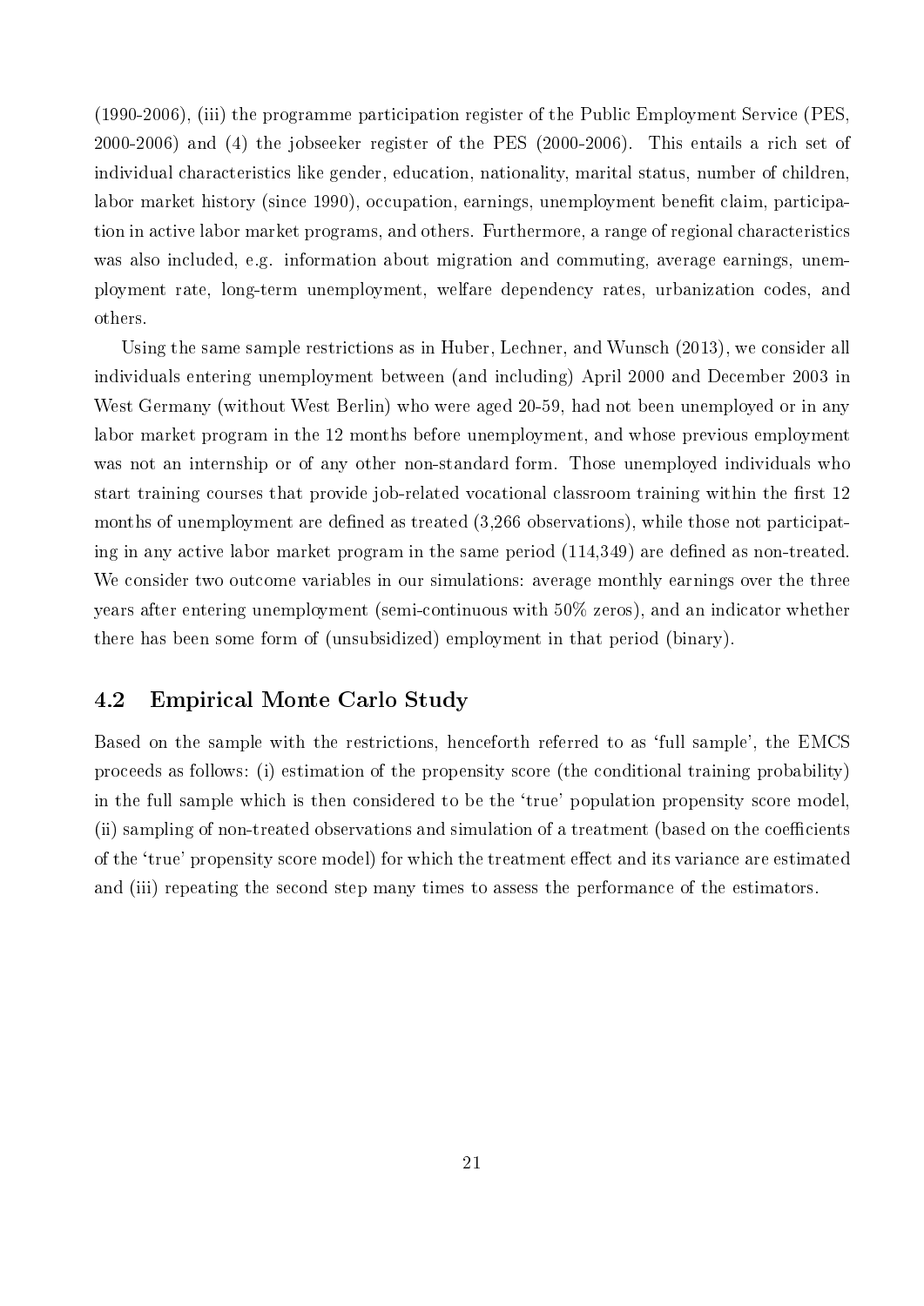(1990-2006), (iii) the programme participation register of the Public Employment Service (PES, 2000-2006) and (4) the jobseeker register of the PES (2000-2006). This entails a rich set of individual characteristics like gender, education, nationality, marital status, number of children, labor market history (since 1990), occupation, earnings, unemployment benefit claim, participation in active labor market programs, and others. Furthermore, a range of regional characteristics was also included, e.g. information about migration and commuting, average earnings, unemployment rate, long-term unemployment, welfare dependency rates, urbanization codes, and others.

Using the same sample restrictions as in Huber, Lechner, and Wunsch (2013), we consider all individuals entering unemployment between (and including) April 2000 and December 2003 in West Germany (without West Berlin) who were aged 20-59, had not been unemployed or in any labor market program in the 12 months before unemployment, and whose previous employment was not an internship or of any other non-standard form. Those unemployed individuals who start training courses that provide job-related vocational classroom training within the first 12 months of unemployment are defined as treated (3,266 observations), while those not participating in any active labor market program in the same period (114,349) are defined as non-treated. We consider two outcome variables in our simulations: average monthly earnings over the three years after entering unemployment (semi-continuous with 50% zeros), and an indicator whether there has been some form of (unsubsidized) employment in that period (binary).

## 4.2 Empirical Monte Carlo Study

Based on the sample with the restrictions, henceforth referred to as 'full sample', the EMCS proceeds as follows: (i) estimation of the propensity score (the conditional training probability) in the full sample which is then considered to be the 'true' population propensity score model, (ii) sampling of non-treated observations and simulation of a treatment (based on the coefficients of the 'true' propensity score model) for which the treatment effect and its variance are estimated and (iii) repeating the second step many times to assess the performance of the estimators.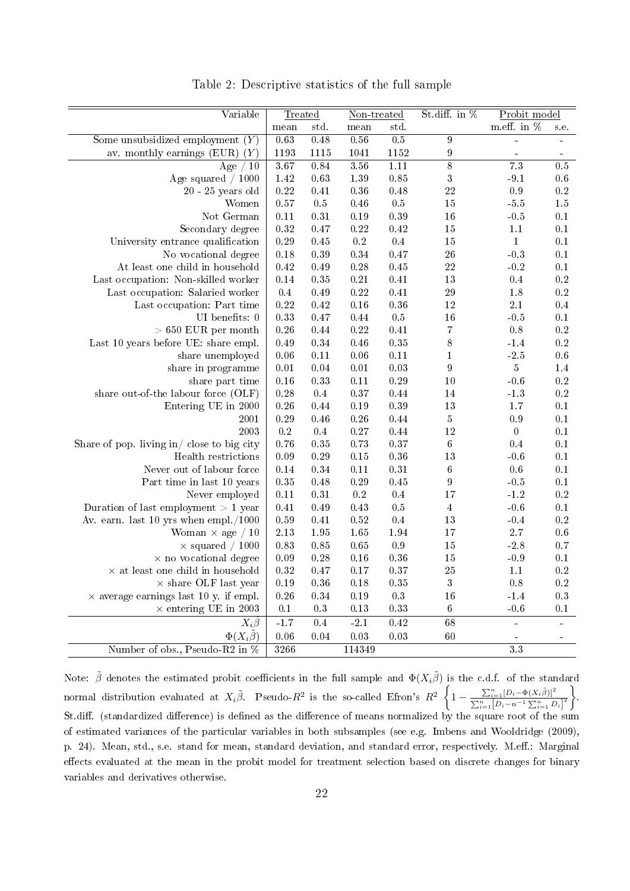Table 2: Descriptive statistics of the full sample

| Variable | Treated | | Non-treated | | St.diff. in % | Probit model | |
|---|---|---|---|---|---|---|---|
| | mean | std. | mean | std. | | m.eff. in % | s.e. |
| Some unsubsidized employment ($Y$) | 0.63 | 0.48 | 0.56 | 0.5 | 9 | - | - |
| av. monthly earnings (EUR) ($Y$) | 1193 | 1115 | 1041 | 1152 | 9 | - | - |
| Age / 10 | 3.67 | 0.84 | 3.56 | 1.11 | 8 | 7.3 | 0.5 |
| Age squared / 1000 | 1.42 | 0.63 | 1.39 | 0.85 | 3 | -9.1 | 0.6 |
| 20 - 25 years old | 0.22 | 0.41 | 0.36 | 0.48 | 22 | 0.9 | 0.2 |
| Women | 0.57 | 0.5 | 0.46 | 0.5 | 15 | -5.5 | 1.5 |
| Not German | 0.11 | 0.31 | 0.19 | 0.39 | 16 | -0.5 | 0.1 |
| Secondary degree | 0.32 | 0.47 | 0.22 | 0.42 | 15 | 1.1 | 0.1 |
| University entrance qualification | 0.29 | 0.45 | 0.2 | 0.4 | 15 | 1 | 0.1 |
| No vocational degree | 0.18 | 0.39 | 0.34 | 0.47 | 26 | -0.3 | 0.1 |
| At least one child in household | 0.42 | 0.49 | 0.28 | 0.45 | 22 | -0.2 | 0.1 |
| Last occupation: Non-skilled worker | 0.14 | 0.35 | 0.21 | 0.41 | 13 | 0.4 | 0.2 |
| Last occupation: Salaried worker | 0.4 | 0.49 | 0.22 | 0.41 | 29 | 1.8 | 0.2 |
| Last occupation: Part time | 0.22 | 0.42 | 0.16 | 0.36 | 12 | 2.1 | 0.4 |
| UI benefits: 0 | 0.33 | 0.47 | 0.44 | 0.5 | 16 | -0.5 | 0.1 |
| > 650 EUR per month | 0.26 | 0.44 | 0.22 | 0.41 | 7 | 0.8 | 0.2 |
| Last 10 years before UE: share empl. | 0.49 | 0.34 | 0.46 | 0.35 | 8 | -1.4 | 0.2 |
| share unemployed | 0.06 | 0.11 | 0.06 | 0.11 | 1 | -2.5 | 0.6 |
| share in programme | 0.01 | 0.04 | 0.01 | 0.03 | 9 | 5 | 1.4 |
| share part time | 0.16 | 0.33 | 0.11 | 0.29 | 10 | -0.6 | 0.2 |
| share out-of-the labour force (OLF) | 0.28 | 0.4 | 0.37 | 0.44 | 14 | -1.3 | 0.2 |
| Entering UE in 2000 | 0.26 | 0.44 | 0.19 | 0.39 | 13 | 1.7 | 0.1 |
| 2001 | 0.29 | 0.46 | 0.26 | 0.44 | 5 | 0.9 | 0.1 |
| 2003 | 0.2 | 0.4 | 0.27 | 0.44 | 12 | 0 | 0.1 |
| Share of pop. living in/ close to big city | 0.76 | 0.35 | 0.73 | 0.37 | 6 | 0.4 | 0.1 |
| Health restrictions | 0.09 | 0.29 | 0.15 | 0.36 | 13 | -0.6 | 0.1 |
| Never out of labour force | 0.14 | 0.34 | 0.11 | 0.31 | 6 | 0.6 | 0.1 |
| Part time in last 10 years | 0.35 | 0.48 | 0.29 | 0.45 | 9 | -0.5 | 0.1 |
| Never employed | 0.11 | 0.31 | 0.2 | 0.4 | 17 | -1.2 | 0.2 |
| Duration of last employment > 1 year | 0.41 | 0.49 | 0.43 | 0.5 | 4 | -0.6 | 0.1 |
| Av. earn. last 10 yrs when empl./1000 | 0.59 | 0.41 | 0.52 | 0.4 | 13 | -0.4 | 0.2 |
| Woman × age / 10 | 2.13 | 1.95 | 1.65 | 1.94 | 17 | 2.7 | 0.6 |
| × squared / 1000 | 0.83 | 0.85 | 0.65 | 0.9 | 15 | -2.8 | 0.7 |
| × no vocational degree | 0.09 | 0.28 | 0.16 | 0.36 | 15 | -0.9 | 0.1 |
| × at least one child in household | 0.32 | 0.47 | 0.17 | 0.37 | 25 | 1.1 | 0.2 |
| × share OLF last year | 0.19 | 0.36 | 0.18 | 0.35 | 3 | 0.8 | 0.2 |
| × average earnings last 10 y. if empl. | 0.26 | 0.34 | 0.19 | 0.3 | 16 | -1.4 | 0.3 |
| × entering UE in 2003 | 0.1 | 0.3 | 0.13 | 0.33 | 6 | -0.6 | 0.1 |
| $X_i\tilde{\beta}$ | -1.7 | 0.4 | -2.1 | 0.42 | 68 | - | - |
| $\Phi(X_i\tilde{\beta})$ | 0.06 | 0.04 | 0.03 | 0.03 | 60 | - | - |
| Number of obs., Pseudo-R2 in % | 3266 | | 114349 | | | 3.3 | |

Note: $\tilde{\beta}$ denotes the estimated probit coefficients in the full sample and $\Phi(X_i\tilde{\beta})$ is the c.d.f. of the standard normal distribution evaluated at $X_i\tilde{\beta}$. Pseudo-$R^2$ is the so-called Efron's $R^2$ $\left\{1 - \frac{\sum_{i=1}^{n}[D_i - \Phi(X_i\tilde{\beta})]^2}{\sum_{i=1}^{n}[D_i - n^{-1}\sum_{i=1}^{n} D_i]^2}\right\}$. St.diff. (standardized difference) is defined as the difference of means normalized by the square root of the sum of estimated variances of the particular variables in both subsamples (see e.g. Imbens and Wooldridge (2009), p. 24). Mean, std., s.e. stand for mean, standard deviation, and standard error, respectively. M.eff.: Marginal effects evaluated at the mean in the probit model for treatment selection based on discrete changes for binary variables and derivatives otherwise.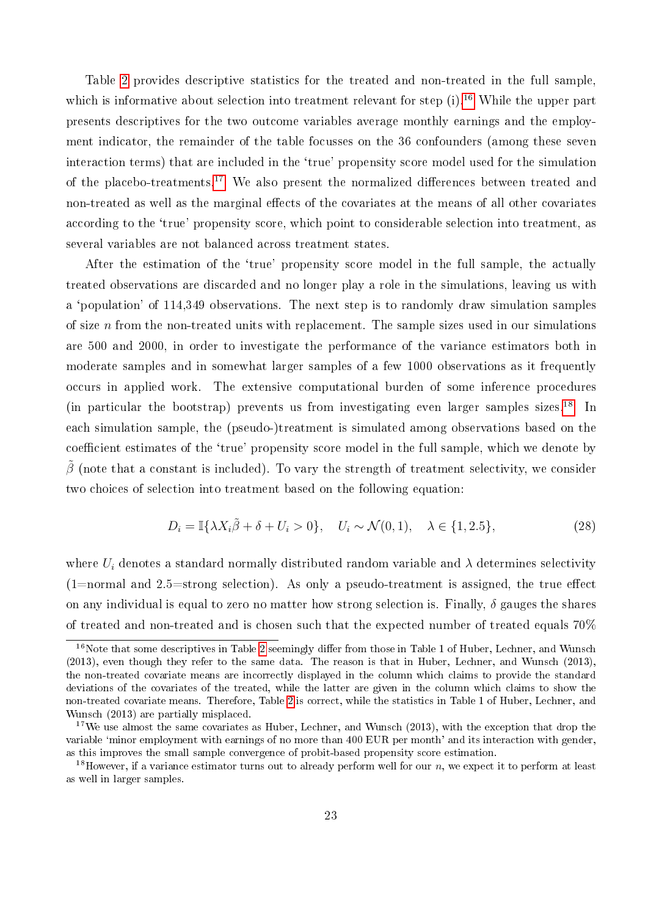Table 2 provides descriptive statistics for the treated and non-treated in the full sample, which is informative about selection into treatment relevant for step (i).[16] While the upper part presents descriptives for the two outcome variables average monthly earnings and the employment indicator, the remainder of the table focusses on the 36 confounders (among these seven interaction terms) that are included in the 'true' propensity score model used for the simulation of the placebo-treatments.[17] We also present the normalized differences between treated and non-treated as well as the marginal effects of the covariates at the means of all other covariates according to the 'true' propensity score, which point to considerable selection into treatment, as several variables are not balanced across treatment states.

After the estimation of the 'true' propensity score model in the full sample, the actually treated observations are discarded and no longer play a role in the simulations, leaving us with a 'population' of 114,349 observations. The next step is to randomly draw simulation samples of size $n$ from the non-treated units with replacement. The sample sizes used in our simulations are 500 and 2000, in order to investigate the performance of the variance estimators both in moderate samples and in somewhat larger samples of a few 1000 observations as it frequently occurs in applied work. The extensive computational burden of some inference procedures (in particular the bootstrap) prevents us from investigating even larger samples sizes.[18] In each simulation sample, the (pseudo-)treatment is simulated among observations based on the coefficient estimates of the 'true' propensity score model in the full sample, which we denote by $\tilde{\beta}$ (note that a constant is included). To vary the strength of treatment selectivity, we consider two choices of selection into treatment based on the following equation:

$$D_i = \mathbb{I}\{\lambda X_i\tilde{\beta} + \delta + U_i > 0\}, \quad U_i \sim \mathcal{N}(0,1), \quad \lambda \in \{1, 2.5\}, \tag{28}$$

where $U_i$ denotes a standard normally distributed random variable and $\lambda$ determines selectivity (1=normal and 2.5=strong selection). As only a pseudo-treatment is assigned, the true effect on any individual is equal to zero no matter how strong selection is. Finally, $\delta$ gauges the shares of treated and non-treated and is chosen such that the expected number of treated equals 70%

[16] Note that some descriptives in Table 2 seemingly differ from those in Table 1 of Huber, Lechner, and Wunsch (2013), even though they refer to the same data. The reason is that in Huber, Lechner, and Wunsch (2013), the non-treated covariate means are incorrectly displayed in the column which claims to provide the standard deviations of the covariates of the treated, while the latter are given in the column which claims to show the non-treated covariate means. Therefore, Table 2 is correct, while the statistics in Table 1 of Huber, Lechner, and Wunsch (2013) are partially misplaced.

[17] We use almost the same covariates as Huber, Lechner, and Wunsch (2013), with the exception that drop the variable 'minor employment with earnings of no more than 400 EUR per month' and its interaction with gender, as this improves the small sample convergence of probit-based propensity score estimation.

[18] However, if a variance estimator turns out to already perform well for our $n$, we expect it to perform at least as well in larger samples.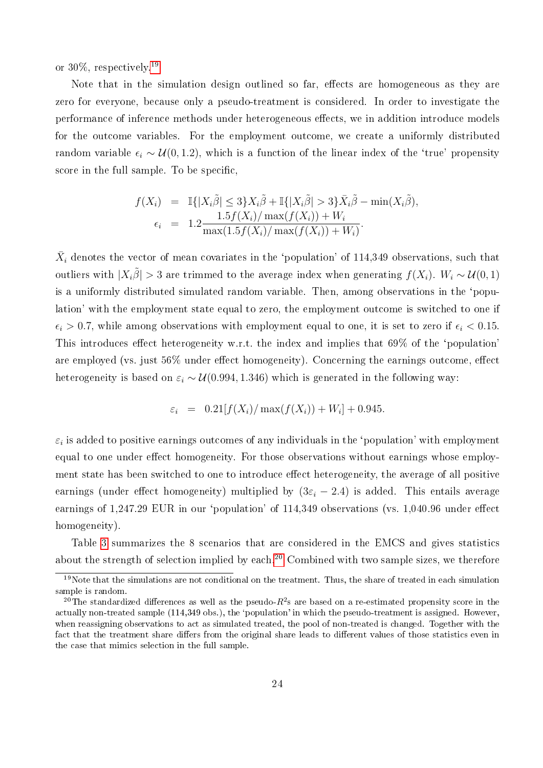or 30%, respectively.[19]

Note that in the simulation design outlined so far, effects are homogeneous as they are zero for everyone, because only a pseudo-treatment is considered. In order to investigate the performance of inference methods under heterogeneous effects, we in addition introduce models for the outcome variables. For the employment outcome, we create a uniformly distributed random variable $\epsilon_i \sim \mathcal{U}(0, 1.2)$, which is a function of the linear index of the 'true' propensity score in the full sample. To be specific,

$$
\begin{aligned}
f(X_i) &= \mathbb{I}\{|X_i\tilde{\beta}| \leq 3\}X_i\tilde{\beta} + \mathbb{I}\{|X_i\tilde{\beta}| > 3\}\bar{X}_i\tilde{\beta} - \min(X_i\tilde{\beta}), \\
\epsilon_i &= 1.2\frac{1.5f(X_i)/\max(f(X_i)) + W_i}{\max(1.5f(X_i)/\max(f(X_i)) + W_i)}.
\end{aligned}
$$

$\bar{X}_i$ denotes the vector of mean covariates in the 'population' of 114,349 observations, such that outliers with $|X_i\tilde{\beta}| > 3$ are trimmed to the average index when generating $f(X_i)$. $W_i \sim \mathcal{U}(0, 1)$ is a uniformly distributed simulated random variable. Then, among observations in the 'population' with the employment state equal to zero, the employment outcome is switched to one if $\epsilon_i > 0.7$, while among observations with employment equal to one, it is set to zero if $\epsilon_i < 0.15$. This introduces effect heterogeneity w.r.t. the index and implies that 69% of the 'population' are employed (vs. just 56% under effect homogeneity). Concerning the earnings outcome, effect heterogeneity is based on $\varepsilon_i \sim \mathcal{U}(0.994, 1.346)$ which is generated in the following way:

$$
\varepsilon_i = 0.21[f(X_i)/\max(f(X_i)) + W_i] + 0.945.
$$

$\varepsilon_i$ is added to positive earnings outcomes of any individuals in the 'population' with employment equal to one under effect homogeneity. For those observations without earnings whose employment state has been switched to one to introduce effect heterogeneity, the average of all positive earnings (under effect homogeneity) multiplied by $(3\varepsilon_i - 2.4)$ is added. This entails average earnings of 1,247.29 EUR in our 'population' of 114,349 observations (vs. 1,040.96 under effect homogeneity).

Table 3 summarizes the 8 scenarios that are considered in the EMCS and gives statistics about the strength of selection implied by each.[20] Combined with two sample sizes, we therefore

[19] Note that the simulations are not conditional on the treatment. Thus, the share of treated in each simulation sample is random.

[20] The standardized differences as well as the pseudo-$R^2$s are based on a re-estimated propensity score in the actually non-treated sample (114,349 obs.), the 'population' in which the pseudo-treatment is assigned. However, when reassigning observations to act as simulated treated, the pool of non-treated is changed. Together with the fact that the treatment share differs from the original share leads to different values of those statistics even in the case that mimics selection in the full sample.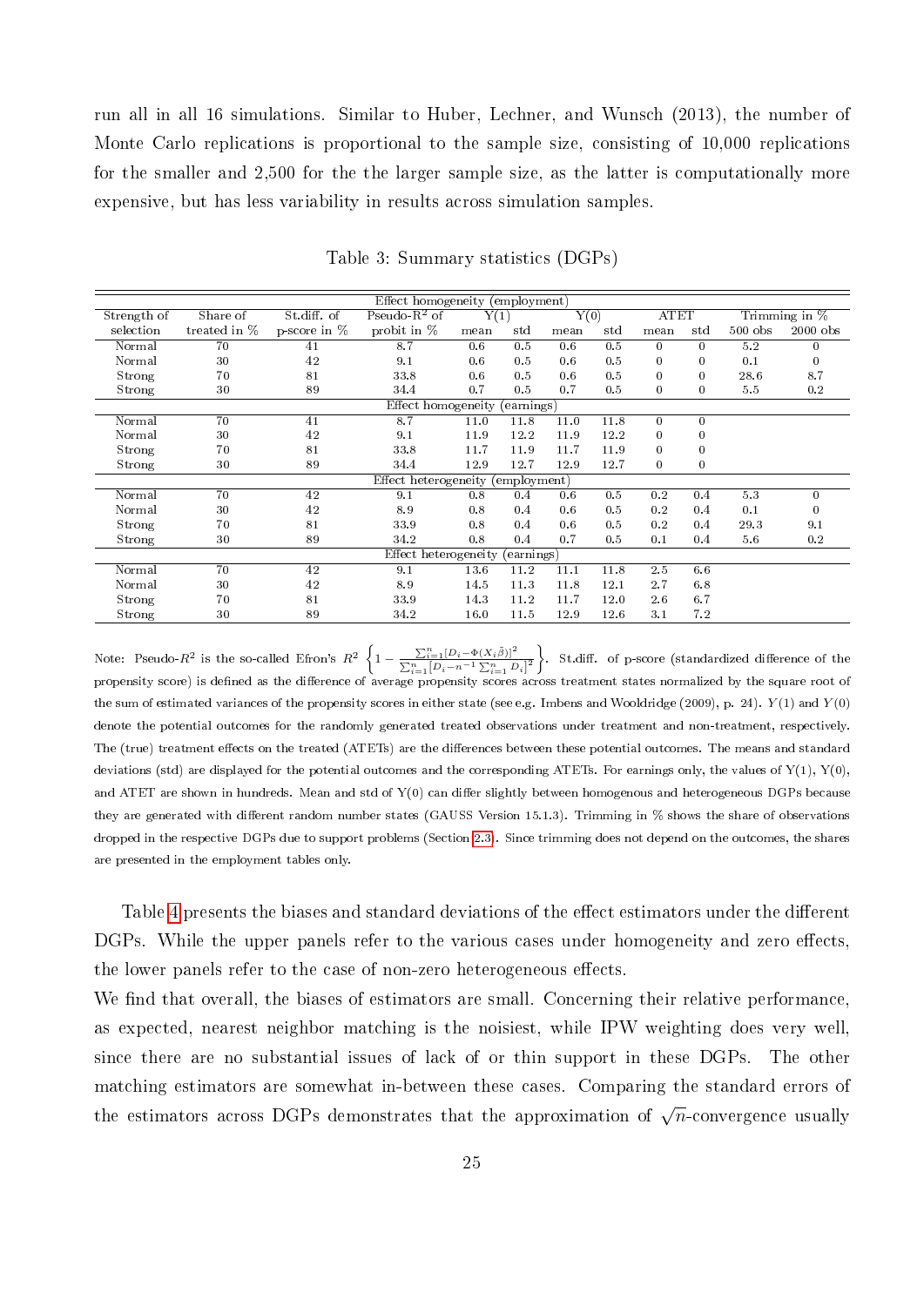run all in all 16 simulations. Similar to Huber, Lechner, and Wunsch (2013), the number of Monte Carlo replications is proportional to the sample size, consisting of 10,000 replications for the smaller and 2,500 for the the larger sample size, as the latter is computationally more expensive, but has less variability in results across simulation samples.

Table 3: Summary statistics (DGPs)

| Strength of selection | Share of treated in % | St.diff. of p-score in % | Pseudo-$R^2$ of probit in % | Y(1) mean | Y(1) std | Y(0) mean | Y(0) std | ATET mean | ATET std | Trimming in % 500 obs | Trimming in % 2000 obs |
|---|---|---|---|---|---|---|---|---|---|---|---|
| Effect homogeneity (employment) | | | | | | | | | | | |
| Normal | 70 | 41 | 8.7 | 0.6 | 0.5 | 0.6 | 0.5 | 0 | 0 | 5.2 | 0 |
| Normal | 30 | 42 | 9.1 | 0.6 | 0.5 | 0.6 | 0.5 | 0 | 0 | 0.1 | 0 |
| Strong | 70 | 81 | 33.8 | 0.6 | 0.5 | 0.6 | 0.5 | 0 | 0 | 28.6 | 8.7 |
| Strong | 30 | 89 | 34.4 | 0.7 | 0.5 | 0.7 | 0.5 | 0 | 0 | 5.5 | 0.2 |
| Effect homogeneity (earnings) | | | | | | | | | | | |
| Normal | 70 | 41 | 8.7 | 11.0 | 11.8 | 11.0 | 11.8 | 0 | 0 | | |
| Normal | 30 | 42 | 9.1 | 11.9 | 12.2 | 11.9 | 12.2 | 0 | 0 | | |
| Strong | 70 | 81 | 33.8 | 11.7 | 11.9 | 11.7 | 11.9 | 0 | 0 | | |
| Strong | 30 | 89 | 34.4 | 12.9 | 12.7 | 12.9 | 12.7 | 0 | 0 | | |
| Effect heterogeneity (employment) | | | | | | | | | | | |
| Normal | 70 | 42 | 9.1 | 0.8 | 0.4 | 0.6 | 0.5 | 0.2 | 0.4 | 5.3 | 0 |
| Normal | 30 | 42 | 8.9 | 0.8 | 0.4 | 0.6 | 0.5 | 0.2 | 0.4 | 0.1 | 0 |
| Strong | 70 | 81 | 33.9 | 0.8 | 0.4 | 0.6 | 0.5 | 0.2 | 0.4 | 29.3 | 9.1 |
| Strong | 30 | 89 | 34.2 | 0.8 | 0.4 | 0.7 | 0.5 | 0.1 | 0.4 | 5.6 | 0.2 |
| Effect heterogeneity (earnings) | | | | | | | | | | | |
| Normal | 70 | 42 | 9.1 | 13.6 | 11.2 | 11.1 | 11.8 | 2.5 | 6.6 | | |
| Normal | 30 | 42 | 8.9 | 14.5 | 11.3 | 11.8 | 12.1 | 2.7 | 6.8 | | |
| Strong | 70 | 81 | 33.9 | 14.3 | 11.2 | 11.7 | 12.0 | 2.6 | 6.7 | | |
| Strong | 30 | 89 | 34.2 | 16.0 | 11.5 | 12.9 | 12.6 | 3.1 | 7.2 | | |

Note: Pseudo-$R^2$ is the so-called Efron's $R^2$ $\left\{1-\frac{\sum_{i=1}^{n}[D_i-\Phi(X_i\hat{\beta})]^2}{\sum_{i=1}^{n}\left[D_i-n^{-1}\sum_{i=1}^{n}D_i\right]^2}\right\}$. St.diff. of p-score (standardized difference of the propensity score) is defined as the difference of average propensity scores across treatment states normalized by the square root of the sum of estimated variances of the propensity scores in either state (see e.g. Imbens and Wooldridge (2009), p. 24). $Y(1)$ and $Y(0)$ denote the potential outcomes for the randomly generated treated observations under treatment and non-treatment, respectively. The (true) treatment effects on the treated (ATETs) are the differences between these potential outcomes. The means and standard deviations (std) are displayed for the potential outcomes and the corresponding ATETs. For earnings only, the values of Y(1), Y(0), and ATET are shown in hundreds. Mean and std of Y(0) can differ slightly between homogenous and heterogeneous DGPs because they are generated with different random number states (GAUSS Version 15.1.3). Trimming in % shows the share of observations dropped in the respective DGPs due to support problems (Section 2.3). Since trimming does not depend on the outcomes, the shares are presented in the employment tables only.

Table 4 presents the biases and standard deviations of the effect estimators under the different DGPs. While the upper panels refer to the various cases under homogeneity and zero effects, the lower panels refer to the case of non-zero heterogeneous effects.

We find that overall, the biases of estimators are small. Concerning their relative performance, as expected, nearest neighbor matching is the noisiest, while IPW weighting does very well, since there are no substantial issues of lack of or thin support in these DGPs. The other matching estimators are somewhat in-between these cases. Comparing the standard errors of the estimators across DGPs demonstrates that the approximation of $\sqrt{n}$-convergence usually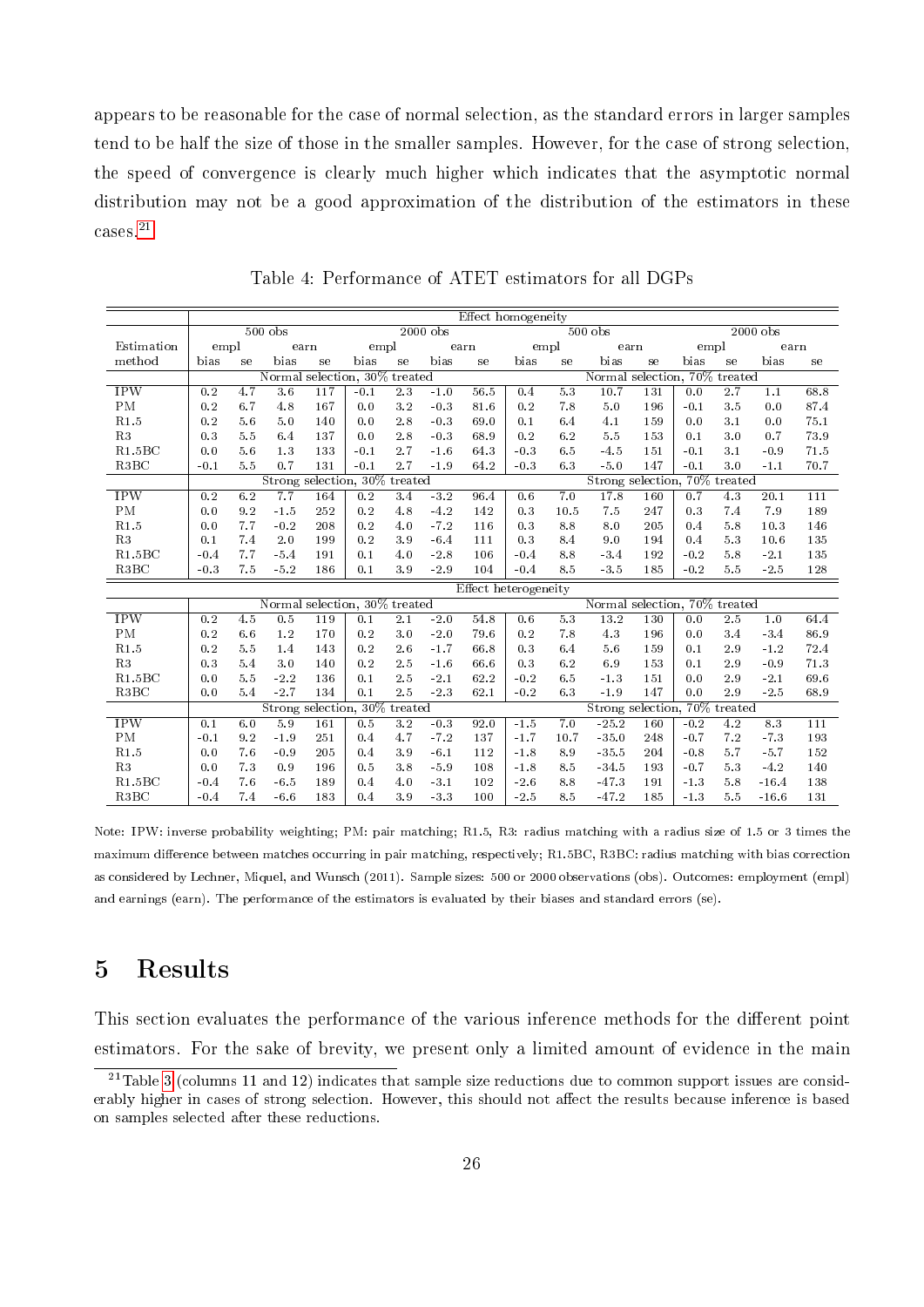appears to be reasonable for the case of normal selection, as the standard errors in larger samples tend to be half the size of those in the smaller samples. However, for the case of strong selection, the speed of convergence is clearly much higher which indicates that the asymptotic normal distribution may not be a good approximation of the distribution of the estimators in these cases.[21]

Table 4: Performance of ATET estimators for all DGPs

| | Effect homogeneity | | | | | | | | | | | | | | | |
|---|---|---|---|---|---|---|---|---|---|---|---|---|---|---|---|---|
| | 500 obs | | | | 2000 obs | | | | 500 obs | | | | 2000 obs | | | |
| Estimation | empl | | earn | | empl | | earn | | empl | | earn | | empl | | earn | |
| method | bias | se | bias | se | bias | se | bias | se | bias | se | bias | se | bias | se | bias | se |
| | Normal selection, 30% treated | | | | | | | | Normal selection, 70% treated | | | | | | | |
| IPW | 0.2 | 4.7 | 3.6 | 117 | -0.1 | 2.3 | -1.0 | 56.5 | 0.4 | 5.3 | 10.7 | 131 | 0.0 | 2.7 | 1.1 | 68.8 |
| PM | 0.2 | 6.7 | 4.8 | 167 | 0.0 | 3.2 | -0.3 | 81.6 | 0.2 | 7.8 | 5.0 | 196 | -0.1 | 3.5 | 0.0 | 87.4 |
| R1.5 | 0.2 | 5.6 | 5.0 | 140 | 0.0 | 2.8 | -0.3 | 69.0 | 0.1 | 6.4 | 4.1 | 159 | 0.0 | 3.1 | 0.0 | 75.1 |
| R3 | 0.3 | 5.5 | 6.4 | 137 | 0.0 | 2.8 | -0.3 | 68.9 | 0.2 | 6.2 | 5.5 | 153 | 0.1 | 3.0 | 0.7 | 73.9 |
| R1.5BC | 0.0 | 5.6 | 1.3 | 133 | -0.1 | 2.7 | -1.6 | 64.3 | -0.3 | 6.5 | -4.5 | 151 | -0.1 | 3.1 | -0.9 | 71.5 |
| R3BC | -0.1 | 5.5 | 0.7 | 131 | -0.1 | 2.7 | -1.9 | 64.2 | -0.3 | 6.3 | -5.0 | 147 | -0.1 | 3.0 | -1.1 | 70.7 |
| | Strong selection, 30% treated | | | | | | | | Strong selection, 70% treated | | | | | | | |
| IPW | 0.2 | 6.2 | 7.7 | 164 | 0.2 | 3.4 | -3.2 | 96.4 | 0.6 | 7.0 | 17.8 | 160 | 0.7 | 4.3 | 20.1 | 111 |
| PM | 0.0 | 9.2 | -1.5 | 252 | 0.2 | 4.8 | -4.2 | 142 | 0.3 | 10.5 | 7.5 | 247 | 0.3 | 7.4 | 7.9 | 189 |
| R1.5 | 0.0 | 7.7 | -0.2 | 208 | 0.2 | 4.0 | -7.2 | 116 | 0.3 | 8.8 | 8.0 | 205 | 0.4 | 5.8 | 10.3 | 146 |
| R3 | 0.1 | 7.4 | 2.0 | 199 | 0.2 | 3.9 | -6.4 | 111 | 0.3 | 8.4 | 9.0 | 194 | 0.4 | 5.3 | 10.6 | 135 |
| R1.5BC | -0.4 | 7.7 | -5.4 | 191 | 0.1 | 4.0 | -2.8 | 106 | -0.4 | 8.8 | -3.4 | 192 | -0.2 | 5.8 | -2.1 | 135 |
| R3BC | -0.3 | 7.5 | -5.2 | 186 | 0.1 | 3.9 | -2.9 | 104 | -0.4 | 8.5 | -3.5 | 185 | -0.2 | 5.5 | -2.5 | 128 |
| | Effect heterogeneity | | | | | | | | | | | | | | | |
| | Normal selection, 30% treated | | | | | | | | Normal selection, 70% treated | | | | | | | |
| IPW | 0.2 | 4.5 | 0.5 | 119 | 0.1 | 2.1 | -2.0 | 54.8 | 0.6 | 5.3 | 13.2 | 130 | 0.0 | 2.5 | 1.0 | 64.4 |
| PM | 0.2 | 6.6 | 1.2 | 170 | 0.2 | 3.0 | -2.0 | 79.6 | 0.2 | 7.8 | 4.3 | 196 | 0.0 | 3.4 | -3.4 | 86.9 |
| R1.5 | 0.2 | 5.5 | 1.4 | 143 | 0.2 | 2.6 | -1.7 | 66.8 | 0.3 | 6.4 | 5.6 | 159 | 0.1 | 2.9 | -1.2 | 72.4 |
| R3 | 0.3 | 5.4 | 3.0 | 140 | 0.2 | 2.5 | -1.6 | 66.6 | 0.3 | 6.2 | 6.9 | 153 | 0.1 | 2.9 | -0.9 | 71.3 |
| R1.5BC | 0.0 | 5.5 | -2.2 | 136 | 0.1 | 2.5 | -2.1 | 62.2 | -0.2 | 6.5 | -1.3 | 151 | 0.0 | 2.9 | -2.1 | 69.6 |
| R3BC | 0.0 | 5.4 | -2.7 | 134 | 0.1 | 2.5 | -2.3 | 62.1 | -0.2 | 6.3 | -1.9 | 147 | 0.0 | 2.9 | -2.5 | 68.9 |
| | Strong selection, 30% treated | | | | | | | | Strong selection, 70% treated | | | | | | | |
| IPW | 0.1 | 6.0 | 5.9 | 161 | 0.5 | 3.2 | -0.3 | 92.0 | -1.5 | 7.0 | -25.2 | 160 | -0.2 | 4.2 | 8.3 | 111 |
| PM | -0.1 | 9.2 | -1.9 | 251 | 0.4 | 4.7 | -7.2 | 137 | -1.7 | 10.7 | -35.0 | 248 | -0.7 | 7.2 | -7.3 | 193 |
| R1.5 | 0.0 | 7.6 | -0.9 | 205 | 0.4 | 3.9 | -6.1 | 112 | -1.8 | 8.9 | -35.5 | 204 | -0.8 | 5.7 | -5.7 | 152 |
| R3 | 0.0 | 7.3 | 0.9 | 196 | 0.5 | 3.8 | -5.9 | 108 | -1.8 | 8.5 | -34.5 | 193 | -0.7 | 5.3 | -4.2 | 140 |
| R1.5BC | -0.4 | 7.6 | -6.5 | 189 | 0.4 | 4.0 | -3.1 | 102 | -2.6 | 8.8 | -47.3 | 191 | -1.3 | 5.8 | -16.4 | 138 |
| R3BC | -0.4 | 7.4 | -6.6 | 183 | 0.4 | 3.9 | -3.3 | 100 | -2.5 | 8.5 | -47.2 | 185 | -1.3 | 5.5 | -16.6 | 131 |

Note: IPW: inverse probability weighting; PM: pair matching; R1.5, R3: radius matching with a radius size of 1.5 or 3 times the maximum difference between matches occurring in pair matching, respectively; R1.5BC, R3BC: radius matching with bias correction as considered by Lechner, Miquel, and Wunsch (2011). Sample sizes: 500 or 2000 observations (obs). Outcomes: employment (empl) and earnings (earn). The performance of the estimators is evaluated by their biases and standard errors (se).

# 5 Results

This section evaluates the performance of the various inference methods for the different point estimators. For the sake of brevity, we present only a limited amount of evidence in the main

[21] Table 3 (columns 11 and 12) indicates that sample size reductions due to common support issues are considerably higher in cases of strong selection. However, this should not affect the results because inference is based on samples selected after these reductions.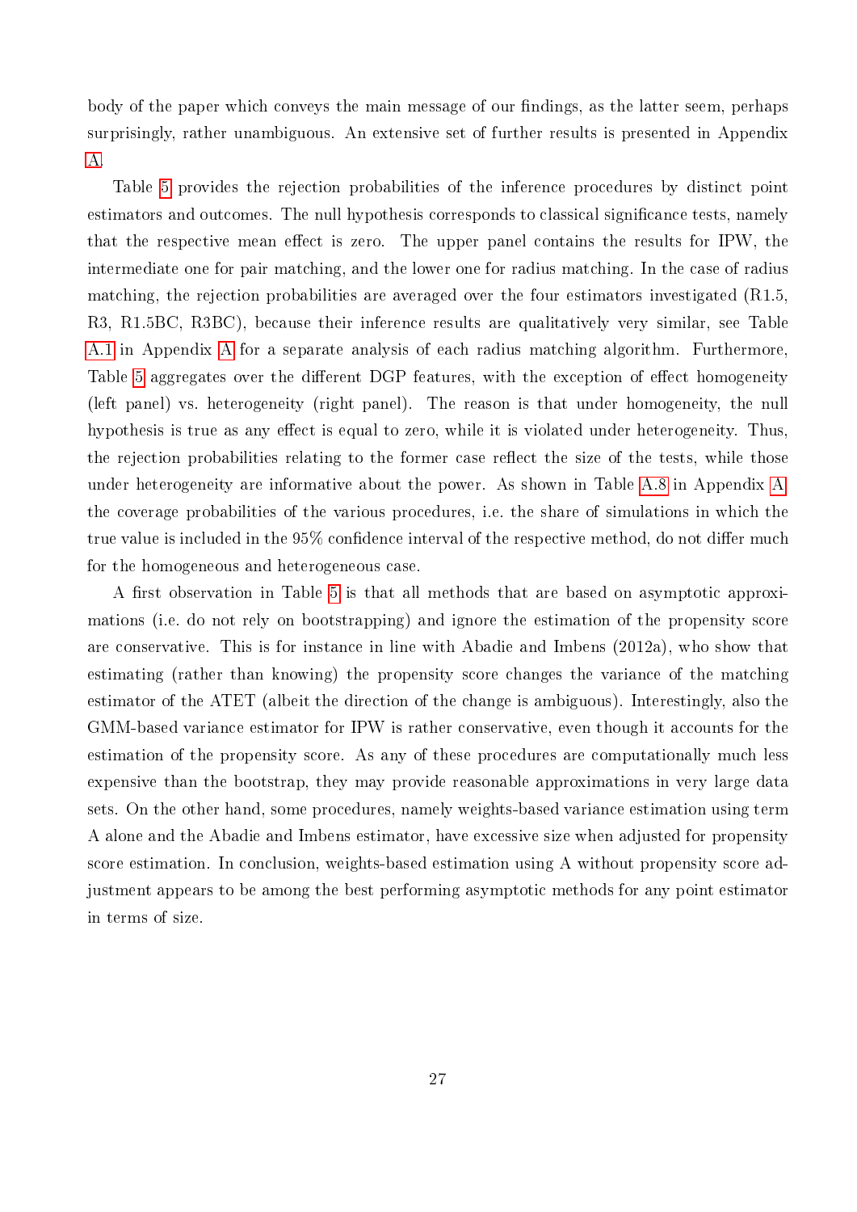body of the paper which conveys the main message of our findings, as the latter seem, perhaps surprisingly, rather unambiguous. An extensive set of further results is presented in Appendix A.

Table 5 provides the rejection probabilities of the inference procedures by distinct point estimators and outcomes. The null hypothesis corresponds to classical significance tests, namely that the respective mean effect is zero. The upper panel contains the results for IPW, the intermediate one for pair matching, and the lower one for radius matching. In the case of radius matching, the rejection probabilities are averaged over the four estimators investigated (R1.5, R3, R1.5BC, R3BC), because their inference results are qualitatively very similar, see Table A.1 in Appendix A for a separate analysis of each radius matching algorithm. Furthermore, Table 5 aggregates over the different DGP features, with the exception of effect homogeneity (left panel) vs. heterogeneity (right panel). The reason is that under homogeneity, the null hypothesis is true as any effect is equal to zero, while it is violated under heterogeneity. Thus, the rejection probabilities relating to the former case reflect the size of the tests, while those under heterogeneity are informative about the power. As shown in Table A.8 in Appendix A the coverage probabilities of the various procedures, i.e. the share of simulations in which the true value is included in the 95% confidence interval of the respective method, do not differ much for the homogeneous and heterogeneous case.

A first observation in Table 5 is that all methods that are based on asymptotic approximations (i.e. do not rely on bootstrapping) and ignore the estimation of the propensity score are conservative. This is for instance in line with Abadie and Imbens (2012a), who show that estimating (rather than knowing) the propensity score changes the variance of the matching estimator of the ATET (albeit the direction of the change is ambiguous). Interestingly, also the GMM-based variance estimator for IPW is rather conservative, even though it accounts for the estimation of the propensity score. As any of these procedures are computationally much less expensive than the bootstrap, they may provide reasonable approximations in very large data sets. On the other hand, some procedures, namely weights-based variance estimation using term A alone and the Abadie and Imbens estimator, have excessive size when adjusted for propensity score estimation. In conclusion, weights-based estimation using A without propensity score adjustment appears to be among the best performing asymptotic methods for any point estimator in terms of size.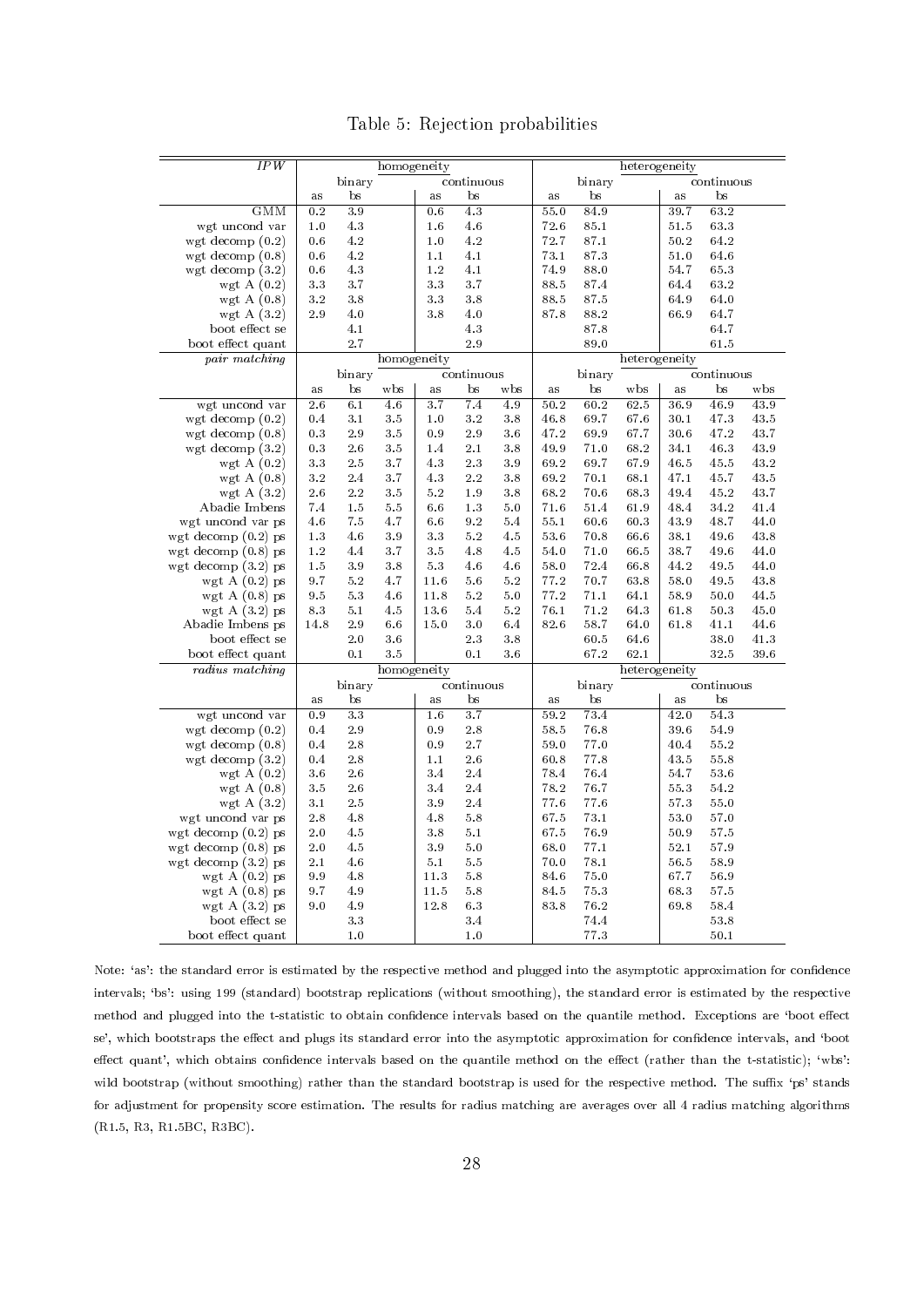# Table 5: Rejection probabilities

| *IPW* | homogeneity | | | | | | heterogeneity | | | | | |
|---|---|---|---|---|---|---|---|---|---|---|---|---|
| | binary | | | continuous | | | binary | | | continuous | | |
| | as | bs | | as | bs | | as | bs | | as | bs | |
| GMM | 0.2 | 3.9 | | 0.6 | 4.3 | | 55.0 | 84.9 | | 39.7 | 63.2 | |
| wgt uncond var | 1.0 | 4.3 | | 1.6 | 4.6 | | 72.6 | 85.1 | | 51.5 | 63.3 | |
| wgt decomp (0.2) | 0.6 | 4.2 | | 1.0 | 4.2 | | 72.7 | 87.1 | | 50.2 | 64.2 | |
| wgt decomp (0.8) | 0.6 | 4.2 | | 1.1 | 4.1 | | 73.1 | 87.3 | | 51.0 | 64.6 | |
| wgt decomp (3.2) | 0.6 | 4.3 | | 1.2 | 4.1 | | 74.9 | 88.0 | | 54.7 | 65.3 | |
| wgt A (0.2) | 3.3 | 3.7 | | 3.3 | 3.7 | | 88.5 | 87.4 | | 64.4 | 63.2 | |
| wgt A (0.8) | 3.2 | 3.8 | | 3.3 | 3.8 | | 88.5 | 87.5 | | 64.9 | 64.0 | |
| wgt A (3.2) | 2.9 | 4.0 | | 3.8 | 4.0 | | 87.8 | 88.2 | | 66.9 | 64.7 | |
| boot effect se | | 4.1 | | | 4.3 | | | 87.8 | | | 64.7 | |
| boot effect quant | | 2.7 | | | 2.9 | | | 89.0 | | | 61.5 | |
| *pair matching* | homogeneity | | | | | | heterogeneity | | | | | |
| | binary | | | continuous | | | binary | | | continuous | | |
| | as | bs | wbs | as | bs | wbs | as | bs | wbs | as | bs | wbs |
| wgt uncond var | 2.6 | 6.1 | 4.6 | 3.7 | 7.4 | 4.9 | 50.2 | 60.2 | 62.5 | 36.9 | 46.9 | 43.9 |
| wgt decomp (0.2) | 0.4 | 3.1 | 3.5 | 1.0 | 3.2 | 3.8 | 46.8 | 69.7 | 67.6 | 30.1 | 47.3 | 43.5 |
| wgt decomp (0.8) | 0.3 | 2.9 | 3.5 | 0.9 | 2.9 | 3.6 | 47.2 | 69.9 | 67.7 | 30.6 | 47.2 | 43.7 |
| wgt decomp (3.2) | 0.3 | 2.6 | 3.5 | 1.4 | 2.1 | 3.8 | 49.9 | 71.0 | 68.2 | 34.1 | 46.3 | 43.9 |
| wgt A (0.2) | 3.3 | 2.5 | 3.7 | 4.3 | 2.3 | 3.9 | 69.2 | 69.7 | 67.9 | 46.5 | 45.5 | 43.2 |
| wgt A (0.8) | 3.2 | 2.4 | 3.7 | 4.3 | 2.2 | 3.8 | 69.2 | 70.1 | 68.1 | 47.1 | 45.7 | 43.5 |
| wgt A (3.2) | 2.6 | 2.2 | 3.5 | 5.2 | 1.9 | 3.8 | 68.2 | 70.6 | 68.3 | 49.4 | 45.2 | 43.7 |
| Abadie Imbens | 7.4 | 1.5 | 5.5 | 6.6 | 1.3 | 5.0 | 71.6 | 51.4 | 61.9 | 48.4 | 34.2 | 41.4 |
| wgt uncond var ps | 4.6 | 7.5 | 4.7 | 6.6 | 9.2 | 5.4 | 55.1 | 60.6 | 60.3 | 43.9 | 48.7 | 44.0 |
| wgt decomp (0.2) ps | 1.3 | 4.6 | 3.9 | 3.3 | 5.2 | 4.5 | 53.6 | 70.8 | 66.6 | 38.1 | 49.6 | 43.8 |
| wgt decomp (0.8) ps | 1.2 | 4.4 | 3.7 | 3.5 | 4.8 | 4.5 | 54.0 | 71.0 | 66.5 | 38.7 | 49.6 | 44.0 |
| wgt decomp (3.2) ps | 1.5 | 3.9 | 3.8 | 5.3 | 4.6 | 4.6 | 58.0 | 72.4 | 66.8 | 44.2 | 49.5 | 44.0 |
| wgt A (0.2) ps | 9.7 | 5.2 | 4.7 | 11.6 | 5.6 | 5.2 | 77.2 | 70.7 | 63.8 | 58.0 | 49.5 | 43.8 |
| wgt A (0.8) ps | 9.5 | 5.3 | 4.6 | 11.8 | 5.2 | 5.0 | 77.2 | 71.1 | 64.1 | 58.9 | 50.0 | 44.5 |
| wgt A (3.2) ps | 8.3 | 5.1 | 4.5 | 13.6 | 5.4 | 5.2 | 76.1 | 71.2 | 64.3 | 61.8 | 50.3 | 45.0 |
| Abadie Imbens ps | 14.8 | 2.9 | 6.6 | 15.0 | 3.0 | 6.4 | 82.6 | 58.7 | 64.0 | 61.8 | 41.1 | 44.6 |
| boot effect se | | 2.0 | 3.6 | | 2.3 | 3.8 | | 60.5 | 64.6 | | 38.0 | 41.3 |
| boot effect quant | | 0.1 | 3.5 | | 0.1 | 3.6 | | 67.2 | 62.1 | | 32.5 | 39.6 |
| *radius matching* | homogeneity | | | | | | heterogeneity | | | | | |
| | binary | | | continuous | | | binary | | | continuous | | |
| | as | bs | | as | bs | | as | bs | | as | bs | |
| wgt uncond var | 0.9 | 3.3 | | 1.6 | 3.7 | | 59.2 | 73.4 | | 42.0 | 54.3 | |
| wgt decomp (0.2) | 0.4 | 2.9 | | 0.9 | 2.8 | | 58.5 | 76.8 | | 39.6 | 54.9 | |
| wgt decomp (0.8) | 0.4 | 2.8 | | 0.9 | 2.7 | | 59.0 | 77.0 | | 40.4 | 55.2 | |
| wgt decomp (3.2) | 0.4 | 2.8 | | 1.1 | 2.6 | | 60.8 | 77.8 | | 43.5 | 55.8 | |
| wgt A (0.2) | 3.6 | 2.6 | | 3.4 | 2.4 | | 78.4 | 76.4 | | 54.7 | 53.6 | |
| wgt A (0.8) | 3.5 | 2.6 | | 3.4 | 2.4 | | 78.2 | 76.7 | | 55.3 | 54.2 | |
| wgt A (3.2) | 3.1 | 2.5 | | 3.9 | 2.4 | | 77.6 | 77.6 | | 57.3 | 55.0 | |
| wgt uncond var ps | 2.8 | 4.8 | | 4.8 | 5.8 | | 67.5 | 73.1 | | 53.0 | 57.0 | |
| wgt decomp (0.2) ps | 2.0 | 4.5 | | 3.8 | 5.1 | | 67.5 | 76.9 | | 50.9 | 57.5 | |
| wgt decomp (0.8) ps | 2.0 | 4.5 | | 3.9 | 5.0 | | 68.0 | 77.1 | | 52.1 | 57.9 | |
| wgt decomp (3.2) ps | 2.1 | 4.6 | | 5.1 | 5.5 | | 70.0 | 78.1 | | 56.5 | 58.9 | |
| wgt A (0.2) ps | 9.9 | 4.8 | | 11.3 | 5.8 | | 84.6 | 75.0 | | 67.7 | 56.9 | |
| wgt A (0.8) ps | 9.7 | 4.9 | | 11.5 | 5.8 | | 84.5 | 75.3 | | 68.3 | 57.5 | |
| wgt A (3.2) ps | 9.0 | 4.9 | | 12.8 | 6.3 | | 83.8 | 76.2 | | 69.8 | 58.4 | |
| boot effect se | | 3.3 | | | 3.4 | | | 74.4 | | | 53.8 | |
| boot effect quant | | 1.0 | | | 1.0 | | | 77.3 | | | 50.1 | |

Note: 'as': the standard error is estimated by the respective method and plugged into the asymptotic approximation for confidence intervals; 'bs': using 199 (standard) bootstrap replications (without smoothing), the standard error is estimated by the respective method and plugged into the t-statistic to obtain confidence intervals based on the quantile method. Exceptions are 'boot effect se', which bootstraps the effect and plugs its standard error into the asymptotic approximation for confidence intervals, and 'boot effect quant', which obtains confidence intervals based on the quantile method on the effect (rather than the t-statistic); 'wbs': wild bootstrap (without smoothing) rather than the standard bootstrap is used for the respective method. The suffix 'ps' stands for adjustment for propensity score estimation. The results for radius matching are averages over all 4 radius matching algorithms (R1.5, R3, R1.5BC, R3BC).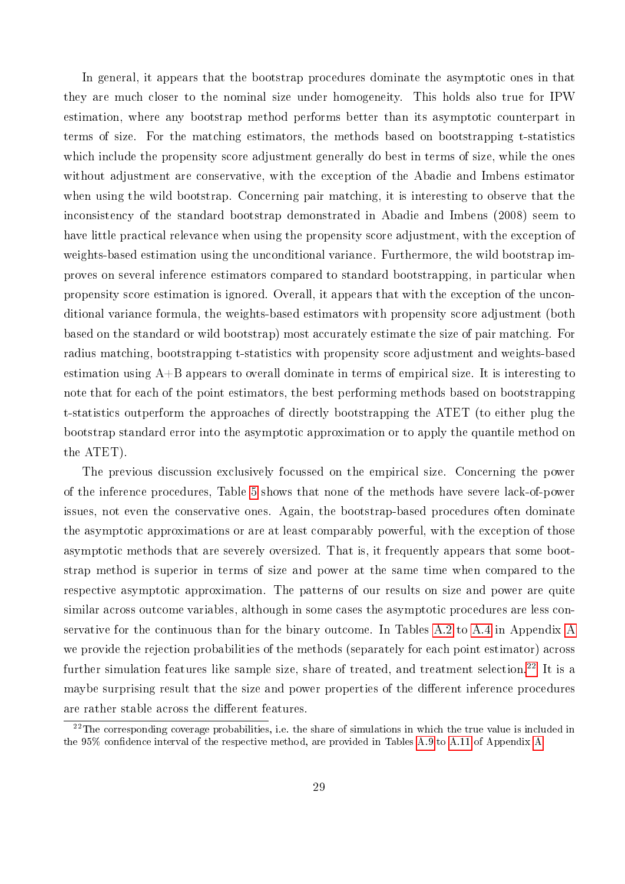In general, it appears that the bootstrap procedures dominate the asymptotic ones in that they are much closer to the nominal size under homogeneity. This holds also true for IPW estimation, where any bootstrap method performs better than its asymptotic counterpart in terms of size. For the matching estimators, the methods based on bootstrapping t-statistics which include the propensity score adjustment generally do best in terms of size, while the ones without adjustment are conservative, with the exception of the Abadie and Imbens estimator when using the wild bootstrap. Concerning pair matching, it is interesting to observe that the inconsistency of the standard bootstrap demonstrated in Abadie and Imbens (2008) seem to have little practical relevance when using the propensity score adjustment, with the exception of weights-based estimation using the unconditional variance. Furthermore, the wild bootstrap improves on several inference estimators compared to standard bootstrapping, in particular when propensity score estimation is ignored. Overall, it appears that with the exception of the unconditional variance formula, the weights-based estimators with propensity score adjustment (both based on the standard or wild bootstrap) most accurately estimate the size of pair matching. For radius matching, bootstrapping t-statistics with propensity score adjustment and weights-based estimation using A+B appears to overall dominate in terms of empirical size. It is interesting to note that for each of the point estimators, the best performing methods based on bootstrapping t-statistics outperform the approaches of directly bootstrapping the ATET (to either plug the bootstrap standard error into the asymptotic approximation or to apply the quantile method on the ATET).

The previous discussion exclusively focussed on the empirical size. Concerning the power of the inference procedures, Table 5 shows that none of the methods have severe lack-of-power issues, not even the conservative ones. Again, the bootstrap-based procedures often dominate the asymptotic approximations or are at least comparably powerful, with the exception of those asymptotic methods that are severely oversized. That is, it frequently appears that some bootstrap method is superior in terms of size and power at the same time when compared to the respective asymptotic approximation. The patterns of our results on size and power are quite similar across outcome variables, although in some cases the asymptotic procedures are less conservative for the continuous than for the binary outcome. In Tables A.2 to A.4 in Appendix A we provide the rejection probabilities of the methods (separately for each point estimator) across further simulation features like sample size, share of treated, and treatment selection.[22] It is a maybe surprising result that the size and power properties of the different inference procedures are rather stable across the different features.

[22]The corresponding coverage probabilities, i.e. the share of simulations in which the true value is included in the 95% confidence interval of the respective method, are provided in Tables A.9 to A.11 of Appendix A.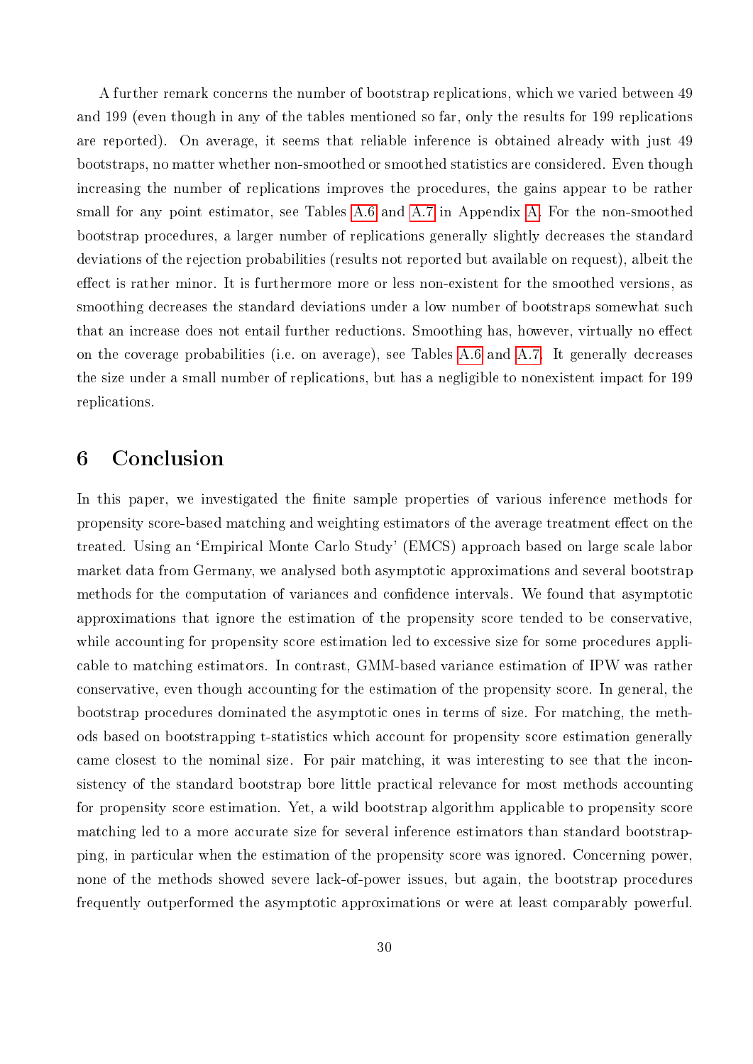A further remark concerns the number of bootstrap replications, which we varied between 49 and 199 (even though in any of the tables mentioned so far, only the results for 199 replications are reported). On average, it seems that reliable inference is obtained already with just 49 bootstraps, no matter whether non-smoothed or smoothed statistics are considered. Even though increasing the number of replications improves the procedures, the gains appear to be rather small for any point estimator, see Tables A.6 and A.7 in Appendix A. For the non-smoothed bootstrap procedures, a larger number of replications generally slightly decreases the standard deviations of the rejection probabilities (results not reported but available on request), albeit the effect is rather minor. It is furthermore more or less non-existent for the smoothed versions, as smoothing decreases the standard deviations under a low number of bootstraps somewhat such that an increase does not entail further reductions. Smoothing has, however, virtually no effect on the coverage probabilities (i.e. on average), see Tables A.6 and A.7. It generally decreases the size under a small number of replications, but has a negligible to nonexistent impact for 199 replications.

# 6 Conclusion

In this paper, we investigated the finite sample properties of various inference methods for propensity score-based matching and weighting estimators of the average treatment effect on the treated. Using an 'Empirical Monte Carlo Study' (EMCS) approach based on large scale labor market data from Germany, we analysed both asymptotic approximations and several bootstrap methods for the computation of variances and confidence intervals. We found that asymptotic approximations that ignore the estimation of the propensity score tended to be conservative, while accounting for propensity score estimation led to excessive size for some procedures applicable to matching estimators. In contrast, GMM-based variance estimation of IPW was rather conservative, even though accounting for the estimation of the propensity score. In general, the bootstrap procedures dominated the asymptotic ones in terms of size. For matching, the methods based on bootstrapping t-statistics which account for propensity score estimation generally came closest to the nominal size. For pair matching, it was interesting to see that the inconsistency of the standard bootstrap bore little practical relevance for most methods accounting for propensity score estimation. Yet, a wild bootstrap algorithm applicable to propensity score matching led to a more accurate size for several inference estimators than standard bootstrapping, in particular when the estimation of the propensity score was ignored. Concerning power, none of the methods showed severe lack-of-power issues, but again, the bootstrap procedures frequently outperformed the asymptotic approximations or were at least comparably powerful.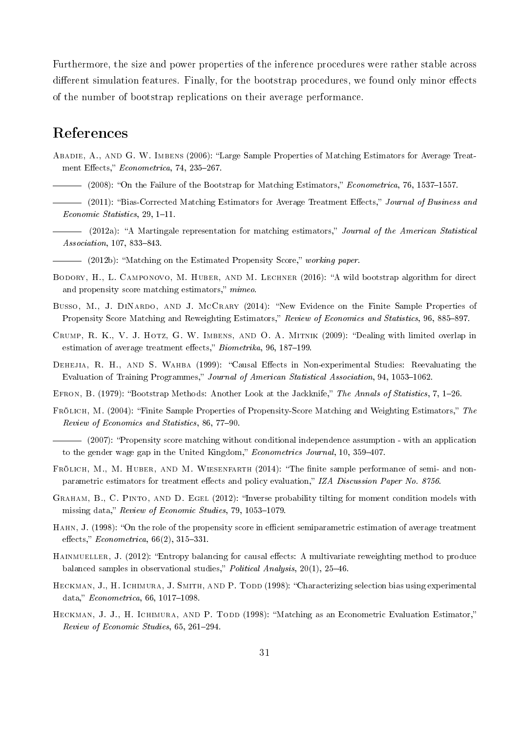Furthermore, the size and power properties of the inference procedures were rather stable across different simulation features. Finally, for the bootstrap procedures, we found only minor effects of the number of bootstrap replications on their average performance.

# References

Abadie, A., and G. W. Imbens (2006): "Large Sample Properties of Matching Estimators for Average Treatment Effects," *Econometrica*, 74, 235–267.

——— (2008): "On the Failure of the Bootstrap for Matching Estimators," *Econometrica*, 76, 1537–1557.

——— (2011): "Bias-Corrected Matching Estimators for Average Treatment Effects," *Journal of Business and Economic Statistics*, 29, 1–11.

——— (2012a): "A Martingale representation for matching estimators," *Journal of the American Statistical Association*, 107, 833–843.

——— (2012b): "Matching on the Estimated Propensity Score," *working paper*.

Bodory, H., L. Camponovo, M. Huber, and M. Lechner (2016): "A wild bootstrap algorithm for direct and propensity score matching estimators," *mimeo*.

Busso, M., J. DiNardo, and J. McCrary (2014): "New Evidence on the Finite Sample Properties of Propensity Score Matching and Reweighting Estimators," *Review of Economics and Statistics*, 96, 885–897.

Crump, R. K., V. J. Hotz, G. W. Imbens, and O. A. Mitnik (2009): "Dealing with limited overlap in estimation of average treatment effects," *Biometrika*, 96, 187–199.

Dehejia, R. H., and S. Wahba (1999): "Causal Effects in Non-experimental Studies: Reevaluating the Evaluation of Training Programmes," *Journal of American Statistical Association*, 94, 1053–1062.

Efron, B. (1979): "Bootstrap Methods: Another Look at the Jackknife," *The Annals of Statistics*, 7, 1–26.

Frölich, M. (2004): "Finite Sample Properties of Propensity-Score Matching and Weighting Estimators," *The Review of Economics and Statistics*, 86, 77–90.

——— (2007): "Propensity score matching without conditional independence assumption - with an application to the gender wage gap in the United Kingdom," *Econometrics Journal*, 10, 359–407.

Frölich, M., M. Huber, and M. Wiesenfarth (2014): "The finite sample performance of semi- and non-parametric estimators for treatment effects and policy evaluation," *IZA Discussion Paper No. 8756*.

Graham, B., C. Pinto, and D. Egel (2012): "Inverse probability tilting for moment condition models with missing data," *Review of Economic Studies*, 79, 1053–1079.

Hahn, J. (1998): "On the role of the propensity score in efficient semiparametric estimation of average treatment effects," *Econometrica*, 66(2), 315–331.

Hainmueller, J. (2012): "Entropy balancing for causal effects: A multivariate reweighting method to produce balanced samples in observational studies," *Political Analysis*, 20(1), 25–46.

Heckman, J., H. Ichimura, J. Smith, and P. Todd (1998): "Characterizing selection bias using experimental data," *Econometrica*, 66, 1017–1098.

Heckman, J. J., H. Ichimura, and P. Todd (1998): "Matching as an Econometric Evaluation Estimator," *Review of Economic Studies*, 65, 261–294.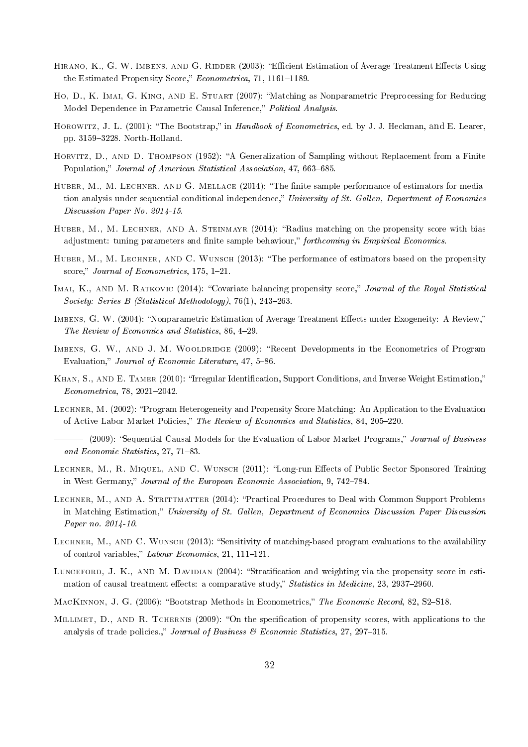Hirano, K., G. W. Imbens, and G. Ridder (2003): "Efficient Estimation of Average Treatment Effects Using the Estimated Propensity Score," *Econometrica*, 71, 1161–1189.

Ho, D., K. Imai, G. King, and E. Stuart (2007): "Matching as Nonparametric Preprocessing for Reducing Model Dependence in Parametric Causal Inference," *Political Analysis*.

Horowitz, J. L. (2001): "The Bootstrap," in *Handbook of Econometrics*, ed. by J. J. Heckman, and E. Learer, pp. 3159–3228. North-Holland.

Horvitz, D., and D. Thompson (1952): "A Generalization of Sampling without Replacement from a Finite Population," *Journal of American Statistical Association*, 47, 663–685.

Huber, M., M. Lechner, and G. Mellace (2014): "The finite sample performance of estimators for mediation analysis under sequential conditional independence," *University of St. Gallen, Department of Economics Discussion Paper No. 2014-15*.

Huber, M., M. Lechner, and A. Steinmayr (2014): "Radius matching on the propensity score with bias adjustment: tuning parameters and finite sample behaviour," *forthcoming in Empirical Economics*.

Huber, M., M. Lechner, and C. Wunsch (2013): "The performance of estimators based on the propensity score," *Journal of Econometrics*, 175, 1–21.

Imai, K., and M. Ratkovic (2014): "Covariate balancing propensity score," *Journal of the Royal Statistical Society: Series B (Statistical Methodology)*, 76(1), 243–263.

Imbens, G. W. (2004): "Nonparametric Estimation of Average Treatment Effects under Exogeneity: A Review," *The Review of Economics and Statistics*, 86, 4–29.

Imbens, G. W., and J. M. Wooldridge (2009): "Recent Developments in the Econometrics of Program Evaluation," *Journal of Economic Literature*, 47, 5–86.

Khan, S., and E. Tamer (2010): "Irregular Identification, Support Conditions, and Inverse Weight Estimation," *Econometrica*, 78, 2021–2042.

Lechner, M. (2002): "Program Heterogeneity and Propensity Score Matching: An Application to the Evaluation of Active Labor Market Policies," *The Review of Economics and Statistics*, 84, 205–220.

——— (2009): "Sequential Causal Models for the Evaluation of Labor Market Programs," *Journal of Business and Economic Statistics*, 27, 71–83.

Lechner, M., R. Miquel, and C. Wunsch (2011): "Long-run Effects of Public Sector Sponsored Training in West Germany," *Journal of the European Economic Association*, 9, 742–784.

Lechner, M., and A. Strittmatter (2014): "Practical Procedures to Deal with Common Support Problems in Matching Estimation," *University of St. Gallen, Department of Economics Discussion Paper Discussion Paper no. 2014-10*.

Lechner, M., and C. Wunsch (2013): "Sensitivity of matching-based program evaluations to the availability of control variables," *Labour Economics*, 21, 111–121.

Lunceford, J. K., and M. Davidian (2004): "Stratification and weighting via the propensity score in estimation of causal treatment effects: a comparative study," *Statistics in Medicine*, 23, 2937–2960.

MacKinnon, J. G. (2006): "Bootstrap Methods in Econometrics," *The Economic Record*, 82, S2–S18.

Millimet, D., and R. Tchernis (2009): "On the specification of propensity scores, with applications to the analysis of trade policies.," *Journal of Business & Economic Statistics*, 27, 297–315.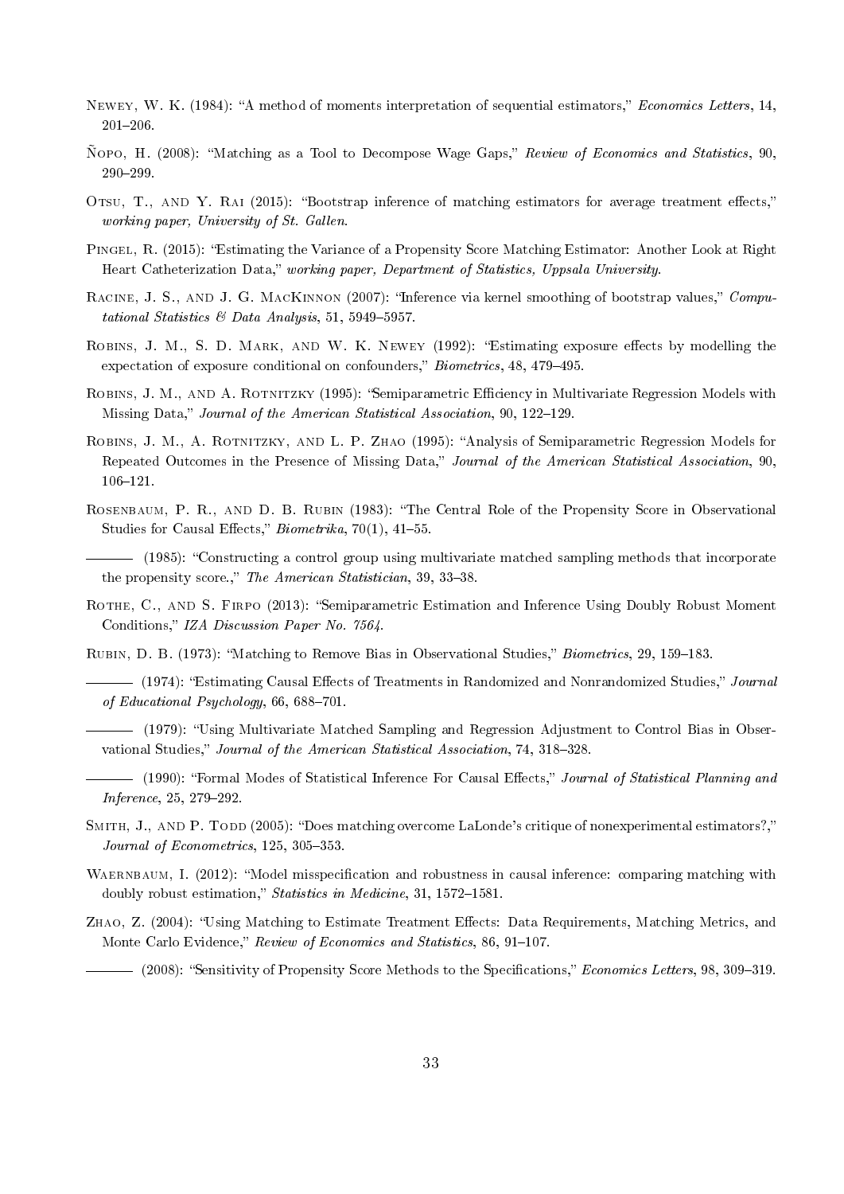Newey, W. K. (1984): "A method of moments interpretation of sequential estimators," *Economics Letters*, 14, 201–206.

Ñopo, H. (2008): "Matching as a Tool to Decompose Wage Gaps," *Review of Economics and Statistics*, 90, 290–299.

Otsu, T., and Y. Rai (2015): "Bootstrap inference of matching estimators for average treatment effects," *working paper, University of St. Gallen*.

Pingel, R. (2015): "Estimating the Variance of a Propensity Score Matching Estimator: Another Look at Right Heart Catheterization Data," *working paper, Department of Statistics, Uppsala University*.

Racine, J. S., and J. G. MacKinnon (2007): "Inference via kernel smoothing of bootstrap values," *Computational Statistics & Data Analysis*, 51, 5949–5957.

Robins, J. M., S. D. Mark, and W. K. Newey (1992): "Estimating exposure effects by modelling the expectation of exposure conditional on confounders," *Biometrics*, 48, 479–495.

Robins, J. M., and A. Rotnitzky (1995): "Semiparametric Efficiency in Multivariate Regression Models with Missing Data," *Journal of the American Statistical Association*, 90, 122–129.

Robins, J. M., A. Rotnitzky, and L. P. Zhao (1995): "Analysis of Semiparametric Regression Models for Repeated Outcomes in the Presence of Missing Data," *Journal of the American Statistical Association*, 90, 106–121.

Rosenbaum, P. R., and D. B. Rubin (1983): "The Central Role of the Propensity Score in Observational Studies for Causal Effects," *Biometrika*, 70(1), 41–55.

——— (1985): "Constructing a control group using multivariate matched sampling methods that incorporate the propensity score.," *The American Statistician*, 39, 33–38.

Rothe, C., and S. Firpo (2013): "Semiparametric Estimation and Inference Using Doubly Robust Moment Conditions," *IZA Discussion Paper No. 7564*.

Rubin, D. B. (1973): "Matching to Remove Bias in Observational Studies," *Biometrics*, 29, 159–183.

——— (1974): "Estimating Causal Effects of Treatments in Randomized and Nonrandomized Studies," *Journal of Educational Psychology*, 66, 688–701.

——— (1979): "Using Multivariate Matched Sampling and Regression Adjustment to Control Bias in Observational Studies," *Journal of the American Statistical Association*, 74, 318–328.

——— (1990): "Formal Modes of Statistical Inference For Causal Effects," *Journal of Statistical Planning and Inference*, 25, 279–292.

Smith, J., and P. Todd (2005): "Does matching overcome LaLonde's critique of nonexperimental estimators?," *Journal of Econometrics*, 125, 305–353.

Waernbaum, I. (2012): "Model misspecification and robustness in causal inference: comparing matching with doubly robust estimation," *Statistics in Medicine*, 31, 1572–1581.

Zhao, Z. (2004): "Using Matching to Estimate Treatment Effects: Data Requirements, Matching Metrics, and Monte Carlo Evidence," *Review of Economics and Statistics*, 86, 91–107.

——— (2008): "Sensitivity of Propensity Score Methods to the Specifications," *Economics Letters*, 98, 309–319.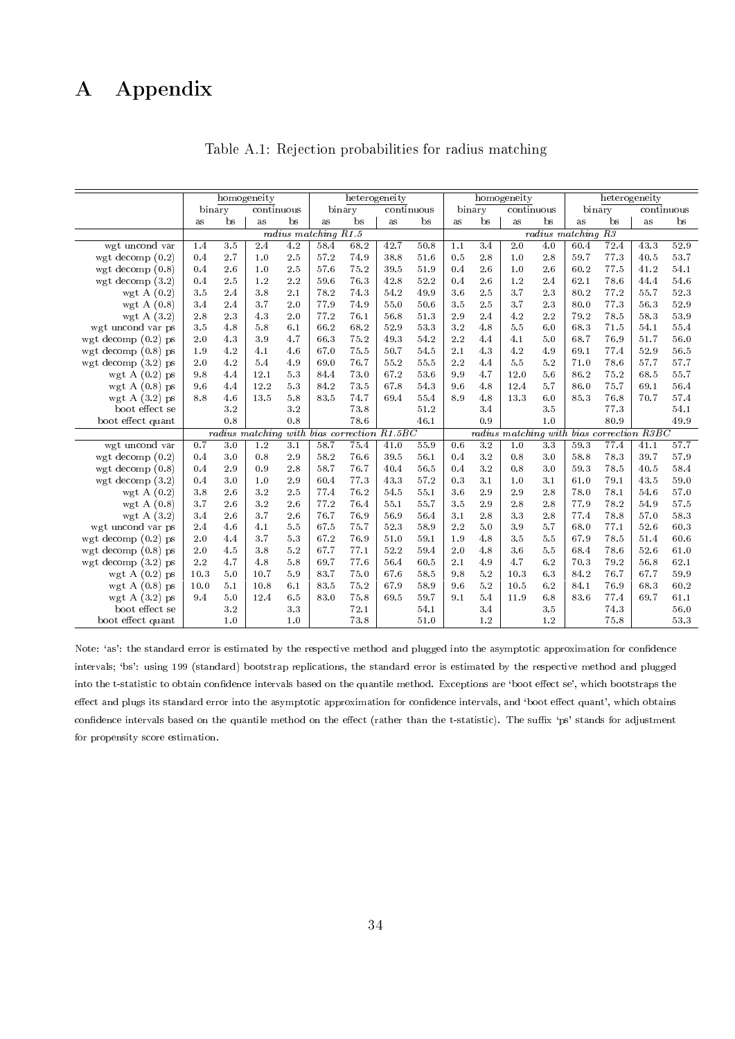// Appendix page: Table A.1 with 17 columns (row label + 16 data columns)

# A Appendix

Table A.1: Rejection probabilities for radius matching

| | homogeneity | | | | heterogeneity | | | | homogeneity | | | | heterogeneity | | | |
|---|---|---|---|---|---|---|---|---|---|---|---|---|---|---|---|---|
| | binary | | continuous | | binary | | continuous | | binary | | continuous | | binary | | continuous | |
| | as | bs | as | bs | as | bs | as | bs | as | bs | as | bs | as | bs | as | bs |
| | *radius matching R1.5* | | | | | | | | *radius matching R3* | | | | | | | |
| wgt uncond var | 1.4 | 3.5 | 2.4 | 4.2 | 58.4 | 68.2 | 42.7 | 50.8 | 1.1 | 3.4 | 2.0 | 4.0 | 60.4 | 72.4 | 43.3 | 52.9 |
| wgt decomp (0.2) | 0.4 | 2.7 | 1.0 | 2.5 | 57.2 | 74.9 | 38.8 | 51.6 | 0.5 | 2.8 | 1.0 | 2.8 | 59.7 | 77.3 | 40.5 | 53.7 |
| wgt decomp (0.8) | 0.4 | 2.6 | 1.0 | 2.5 | 57.6 | 75.2 | 39.5 | 51.9 | 0.4 | 2.6 | 1.0 | 2.6 | 60.2 | 77.5 | 41.2 | 54.1 |
| wgt decomp (3.2) | 0.4 | 2.5 | 1.2 | 2.2 | 59.6 | 76.3 | 42.8 | 52.2 | 0.4 | 2.6 | 1.2 | 2.4 | 62.1 | 78.6 | 44.4 | 54.6 |
| wgt A (0.2) | 3.5 | 2.4 | 3.8 | 2.1 | 78.2 | 74.3 | 54.2 | 49.9 | 3.6 | 2.5 | 3.7 | 2.3 | 80.2 | 77.2 | 55.7 | 52.3 |
| wgt A (0.8) | 3.4 | 2.4 | 3.7 | 2.0 | 77.9 | 74.9 | 55.0 | 50.6 | 3.5 | 2.5 | 3.7 | 2.3 | 80.0 | 77.3 | 56.3 | 52.9 |
| wgt A (3.2) | 2.8 | 2.3 | 4.3 | 2.0 | 77.2 | 76.1 | 56.8 | 51.3 | 2.9 | 2.4 | 4.2 | 2.2 | 79.2 | 78.5 | 58.3 | 53.9 |
| wgt uncond var ps | 3.5 | 4.8 | 5.8 | 6.1 | 66.2 | 68.2 | 52.9 | 53.3 | 3.2 | 4.8 | 5.5 | 6.0 | 68.3 | 71.5 | 54.1 | 55.4 |
| wgt decomp (0.2) ps | 2.0 | 4.3 | 3.9 | 4.7 | 66.3 | 75.2 | 49.3 | 54.2 | 2.2 | 4.4 | 4.1 | 5.0 | 68.7 | 76.9 | 51.7 | 56.0 |
| wgt decomp (0.8) ps | 1.9 | 4.2 | 4.1 | 4.6 | 67.0 | 75.5 | 50.7 | 54.5 | 2.1 | 4.3 | 4.2 | 4.9 | 69.1 | 77.4 | 52.9 | 56.5 |
| wgt decomp (3.2) ps | 2.0 | 4.2 | 5.4 | 4.9 | 69.0 | 76.7 | 55.2 | 55.5 | 2.2 | 4.4 | 5.5 | 5.2 | 71.0 | 78.6 | 57.7 | 57.7 |
| wgt A (0.2) ps | 9.8 | 4.4 | 12.1 | 5.3 | 84.4 | 73.0 | 67.2 | 53.6 | 9.9 | 4.7 | 12.0 | 5.6 | 86.2 | 75.2 | 68.5 | 55.7 |
| wgt A (0.8) ps | 9.6 | 4.4 | 12.2 | 5.3 | 84.2 | 73.5 | 67.8 | 54.3 | 9.6 | 4.8 | 12.4 | 5.7 | 86.0 | 75.7 | 69.1 | 56.4 |
| wgt A (3.2) ps | 8.8 | 4.6 | 13.5 | 5.8 | 83.5 | 74.7 | 69.4 | 55.4 | 8.9 | 4.8 | 13.3 | 6.0 | 85.3 | 76.8 | 70.7 | 57.4 |
| boot effect se | | 3.2 | | 3.2 | | 73.8 | | 51.2 | | 3.4 | | 3.5 | | 77.3 | | 54.1 |
| boot effect quant | | 0.8 | | 0.8 | | 78.6 | | 46.1 | | 0.9 | | 1.0 | | 80.9 | | 49.9 |
| | *radius matching with bias correction R1.5BC* | | | | | | | | *radius matching with bias correction R3BC* | | | | | | | |
| wgt uncond var | 0.7 | 3.0 | 1.2 | 3.1 | 58.7 | 75.4 | 41.0 | 55.9 | 0.6 | 3.2 | 1.0 | 3.3 | 59.3 | 77.4 | 41.1 | 57.7 |
| wgt decomp (0.2) | 0.4 | 3.0 | 0.8 | 2.9 | 58.2 | 76.6 | 39.5 | 56.1 | 0.4 | 3.2 | 0.8 | 3.0 | 58.8 | 78.3 | 39.7 | 57.9 |
| wgt decomp (0.8) | 0.4 | 2.9 | 0.9 | 2.8 | 58.7 | 76.7 | 40.4 | 56.5 | 0.4 | 3.2 | 0.8 | 3.0 | 59.3 | 78.5 | 40.5 | 58.4 |
| wgt decomp (3.2) | 0.4 | 3.0 | 1.0 | 2.9 | 60.4 | 77.3 | 43.3 | 57.2 | 0.3 | 3.1 | 1.0 | 3.1 | 61.0 | 79.1 | 43.5 | 59.0 |
| wgt A (0.2) | 3.8 | 2.6 | 3.2 | 2.5 | 77.4 | 76.2 | 54.5 | 55.1 | 3.6 | 2.9 | 2.9 | 2.8 | 78.0 | 78.1 | 54.6 | 57.0 |
| wgt A (0.8) | 3.7 | 2.6 | 3.2 | 2.6 | 77.2 | 76.4 | 55.1 | 55.7 | 3.5 | 2.9 | 2.8 | 2.8 | 77.9 | 78.2 | 54.9 | 57.5 |
| wgt A (3.2) | 3.4 | 2.6 | 3.7 | 2.6 | 76.7 | 76.9 | 56.9 | 56.4 | 3.1 | 2.8 | 3.3 | 2.8 | 77.4 | 78.8 | 57.0 | 58.3 |
| wgt uncond var ps | 2.4 | 4.6 | 4.1 | 5.5 | 67.5 | 75.7 | 52.3 | 58.9 | 2.2 | 5.0 | 3.9 | 5.7 | 68.0 | 77.1 | 52.6 | 60.3 |
| wgt decomp (0.2) ps | 2.0 | 4.4 | 3.7 | 5.3 | 67.2 | 76.9 | 51.0 | 59.1 | 1.9 | 4.8 | 3.5 | 5.5 | 67.9 | 78.5 | 51.4 | 60.6 |
| wgt decomp (0.8) ps | 2.0 | 4.5 | 3.8 | 5.2 | 67.7 | 77.1 | 52.2 | 59.4 | 2.0 | 4.8 | 3.6 | 5.5 | 68.4 | 78.6 | 52.6 | 61.0 |
| wgt decomp (3.2) ps | 2.2 | 4.7 | 4.8 | 5.8 | 69.7 | 77.6 | 56.4 | 60.5 | 2.1 | 4.9 | 4.7 | 6.2 | 70.3 | 79.2 | 56.8 | 62.1 |
| wgt A (0.2) ps | 10.3 | 5.0 | 10.7 | 5.9 | 83.7 | 75.0 | 67.6 | 58.5 | 9.8 | 5.2 | 10.3 | 6.3 | 84.2 | 76.7 | 67.7 | 59.9 |
| wgt A (0.8) ps | 10.0 | 5.1 | 10.8 | 6.1 | 83.5 | 75.2 | 67.9 | 58.9 | 9.6 | 5.2 | 10.5 | 6.2 | 84.1 | 76.9 | 68.3 | 60.2 |
| wgt A (3.2) ps | 9.4 | 5.0 | 12.4 | 6.5 | 83.0 | 75.8 | 69.5 | 59.7 | 9.1 | 5.4 | 11.9 | 6.8 | 83.6 | 77.4 | 69.7 | 61.1 |
| boot effect se | | 3.2 | | 3.3 | | 72.1 | | 54.1 | | 3.4 | | 3.5 | | 74.3 | | 56.0 |
| boot effect quant | | 1.0 | | 1.0 | | 73.8 | | 51.0 | | 1.2 | | 1.2 | | 75.8 | | 53.3 |

Note: 'as': the standard error is estimated by the respective method and plugged into the asymptotic approximation for confidence intervals; 'bs': using 199 (standard) bootstrap replications, the standard error is estimated by the respective method and plugged into the t-statistic to obtain confidence intervals based on the quantile method. Exceptions are 'boot effect se', which bootstraps the effect and plugs its standard error into the asymptotic approximation for confidence intervals, and 'boot effect quant', which obtains confidence intervals based on the quantile method on the effect (rather than the t-statistic). The suffix 'ps' stands for adjustment for propensity score estimation.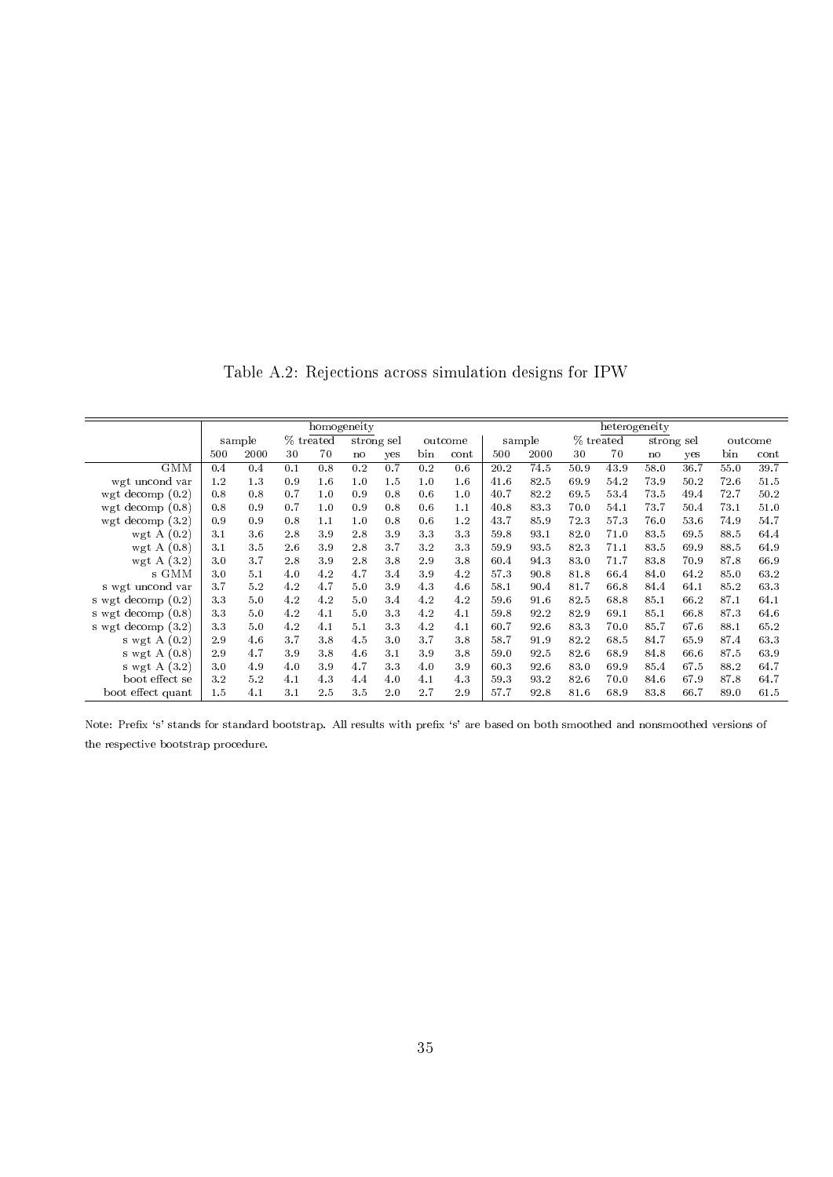Table A.2: Rejections across simulation designs for IPW

| | homogeneity | | | | | | | | heterogeneity | | | | | | | |
|---|---|---|---|---|---|---|---|---|---|---|---|---|---|---|---|---|
| | sample | | % treated | | strong sel | | outcome | | sample | | % treated | | strong sel | | outcome | |
| | 500 | 2000 | 30 | 70 | no | yes | bin | cont | 500 | 2000 | 30 | 70 | no | yes | bin | cont |
| GMM | 0.4 | 0.4 | 0.1 | 0.8 | 0.2 | 0.7 | 0.2 | 0.6 | 20.2 | 74.5 | 50.9 | 43.9 | 58.0 | 36.7 | 55.0 | 39.7 |
| wgt uncond var | 1.2 | 1.3 | 0.9 | 1.6 | 1.0 | 1.5 | 1.0 | 1.6 | 41.6 | 82.5 | 69.9 | 54.2 | 73.9 | 50.2 | 72.6 | 51.5 |
| wgt decomp (0.2) | 0.8 | 0.8 | 0.7 | 1.0 | 0.9 | 0.8 | 0.6 | 1.0 | 40.7 | 82.2 | 69.5 | 53.4 | 73.5 | 49.4 | 72.7 | 50.2 |
| wgt decomp (0.8) | 0.8 | 0.9 | 0.7 | 1.0 | 0.9 | 0.8 | 0.6 | 1.1 | 40.8 | 83.3 | 70.0 | 54.1 | 73.7 | 50.4 | 73.1 | 51.0 |
| wgt decomp (3.2) | 0.9 | 0.9 | 0.8 | 1.1 | 1.0 | 0.8 | 0.6 | 1.2 | 43.7 | 85.9 | 72.3 | 57.3 | 76.0 | 53.6 | 74.9 | 54.7 |
| wgt A (0.2) | 3.1 | 3.6 | 2.8 | 3.9 | 2.8 | 3.9 | 3.3 | 3.3 | 59.8 | 93.1 | 82.0 | 71.0 | 83.5 | 69.5 | 88.5 | 64.4 |
| wgt A (0.8) | 3.1 | 3.5 | 2.6 | 3.9 | 2.8 | 3.7 | 3.2 | 3.3 | 59.9 | 93.5 | 82.3 | 71.1 | 83.5 | 69.9 | 88.5 | 64.9 |
| wgt A (3.2) | 3.0 | 3.7 | 2.8 | 3.9 | 2.8 | 3.8 | 2.9 | 3.8 | 60.4 | 94.3 | 83.0 | 71.7 | 83.8 | 70.9 | 87.8 | 66.9 |
| s GMM | 3.0 | 5.1 | 4.0 | 4.2 | 4.7 | 3.4 | 3.9 | 4.2 | 57.3 | 90.8 | 81.8 | 66.4 | 84.0 | 64.2 | 85.0 | 63.2 |
| s wgt uncond var | 3.7 | 5.2 | 4.2 | 4.7 | 5.0 | 3.9 | 4.3 | 4.6 | 58.1 | 90.4 | 81.7 | 66.8 | 84.4 | 64.1 | 85.2 | 63.3 |
| s wgt decomp (0.2) | 3.3 | 5.0 | 4.2 | 4.2 | 5.0 | 3.4 | 4.2 | 4.2 | 59.6 | 91.6 | 82.5 | 68.8 | 85.1 | 66.2 | 87.1 | 64.1 |
| s wgt decomp (0.8) | 3.3 | 5.0 | 4.2 | 4.1 | 5.0 | 3.3 | 4.2 | 4.1 | 59.8 | 92.2 | 82.9 | 69.1 | 85.1 | 66.8 | 87.3 | 64.6 |
| s wgt decomp (3.2) | 3.3 | 5.0 | 4.2 | 4.1 | 5.1 | 3.3 | 4.2 | 4.1 | 60.7 | 92.6 | 83.3 | 70.0 | 85.7 | 67.6 | 88.1 | 65.2 |
| s wgt A (0.2) | 2.9 | 4.6 | 3.7 | 3.8 | 4.5 | 3.0 | 3.7 | 3.8 | 58.7 | 91.9 | 82.2 | 68.5 | 84.7 | 65.9 | 87.4 | 63.3 |
| s wgt A (0.8) | 2.9 | 4.7 | 3.9 | 3.8 | 4.6 | 3.1 | 3.9 | 3.8 | 59.0 | 92.5 | 82.6 | 68.9 | 84.8 | 66.6 | 87.5 | 63.9 |
| s wgt A (3.2) | 3.0 | 4.9 | 4.0 | 3.9 | 4.7 | 3.3 | 4.0 | 3.9 | 60.3 | 92.6 | 83.0 | 69.9 | 85.4 | 67.5 | 88.2 | 64.7 |
| boot effect se | 3.2 | 5.2 | 4.1 | 4.3 | 4.4 | 4.0 | 4.1 | 4.3 | 59.3 | 93.2 | 82.6 | 70.0 | 84.6 | 67.9 | 87.8 | 64.7 |
| boot effect quant | 1.5 | 4.1 | 3.1 | 2.5 | 3.5 | 2.0 | 2.7 | 2.9 | 57.7 | 92.8 | 81.6 | 68.9 | 83.8 | 66.7 | 89.0 | 61.5 |

Note: Prefix 's' stands for standard bootstrap. All results with prefix 's' are based on both smoothed and nonsmoothed versions of the respective bootstrap procedure.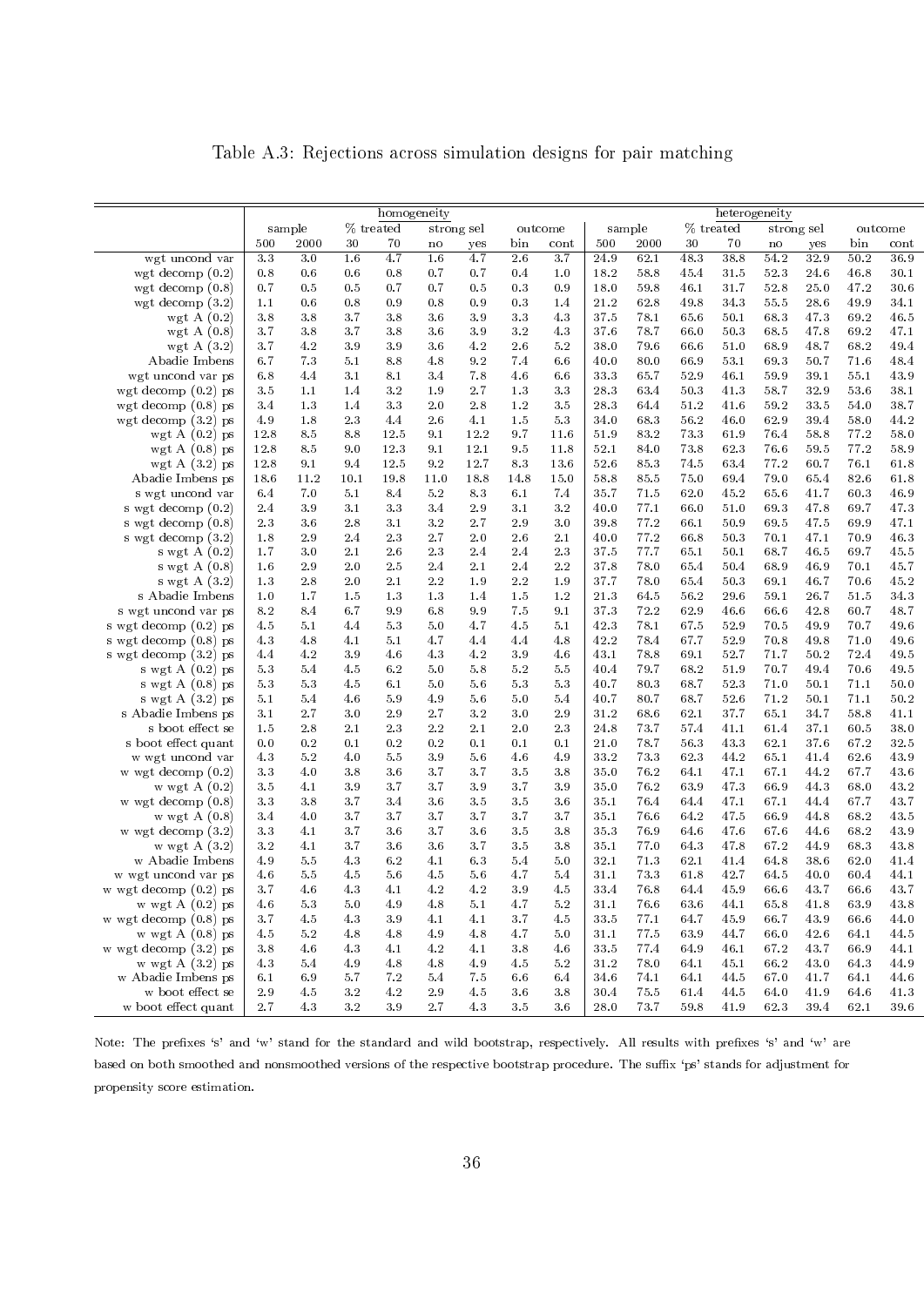Table A.3: Rejections across simulation designs for pair matching

| | homogeneity | | | | | | | | heterogeneity | | | | | | | |
|---|---|---|---|---|---|---|---|---|---|---|---|---|---|---|---|---|
| | sample | | % treated | | strong sel | | outcome | | sample | | % treated | | strong sel | | outcome | |
| | 500 | 2000 | 30 | 70 | no | yes | bin | cont | 500 | 2000 | 30 | 70 | no | yes | bin | cont |
| wgt uncond var | 3.3 | 3.0 | 1.6 | 4.7 | 1.6 | 4.7 | 2.6 | 3.7 | 24.9 | 62.1 | 48.3 | 38.8 | 54.2 | 32.9 | 50.2 | 36.9 |
| wgt decomp (0.2) | 0.8 | 0.6 | 0.6 | 0.8 | 0.7 | 0.7 | 0.4 | 1.0 | 18.2 | 58.8 | 45.4 | 31.5 | 52.3 | 24.6 | 46.8 | 30.1 |
| wgt decomp (0.8) | 0.7 | 0.5 | 0.5 | 0.7 | 0.7 | 0.5 | 0.3 | 0.9 | 18.0 | 59.8 | 46.1 | 31.7 | 52.8 | 25.0 | 47.2 | 30.6 |
| wgt decomp (3.2) | 1.1 | 0.6 | 0.8 | 0.9 | 0.8 | 0.9 | 0.3 | 1.4 | 21.2 | 62.8 | 49.8 | 34.3 | 55.5 | 28.6 | 49.9 | 34.1 |
| wgt A (0.2) | 3.8 | 3.8 | 3.7 | 3.8 | 3.6 | 3.9 | 3.3 | 4.3 | 37.5 | 78.1 | 65.6 | 50.1 | 68.3 | 47.3 | 69.2 | 46.5 |
| wgt A (0.8) | 3.7 | 3.8 | 3.7 | 3.8 | 3.6 | 3.9 | 3.2 | 4.3 | 37.6 | 78.7 | 66.0 | 50.3 | 68.5 | 47.8 | 69.2 | 47.1 |
| wgt A (3.2) | 3.7 | 4.2 | 3.9 | 3.9 | 3.6 | 4.2 | 2.6 | 5.2 | 38.0 | 79.6 | 66.6 | 51.0 | 68.9 | 48.7 | 68.2 | 49.4 |
| Abadie Imbens | 6.7 | 7.3 | 5.1 | 8.8 | 4.8 | 9.2 | 7.4 | 6.6 | 40.0 | 80.0 | 66.9 | 53.1 | 69.3 | 50.7 | 71.6 | 48.4 |
| wgt uncond var ps | 6.8 | 4.4 | 3.1 | 8.1 | 3.4 | 7.8 | 4.6 | 6.6 | 33.3 | 65.7 | 52.9 | 46.1 | 59.9 | 39.1 | 55.1 | 43.9 |
| wgt decomp (0.2) ps | 3.5 | 1.1 | 1.4 | 3.2 | 1.9 | 2.7 | 1.3 | 3.3 | 28.3 | 63.4 | 50.3 | 41.3 | 58.7 | 32.9 | 53.6 | 38.1 |
| wgt decomp (0.8) ps | 3.4 | 1.3 | 1.4 | 3.3 | 2.0 | 2.8 | 1.2 | 3.5 | 28.3 | 64.4 | 51.2 | 41.6 | 59.2 | 33.5 | 54.0 | 38.7 |
| wgt decomp (3.2) ps | 4.9 | 1.8 | 2.3 | 4.4 | 2.6 | 4.1 | 1.5 | 5.3 | 34.0 | 68.3 | 56.2 | 46.0 | 62.9 | 39.4 | 58.0 | 44.2 |
| wgt A (0.2) ps | 12.8 | 8.5 | 8.8 | 12.5 | 9.1 | 12.2 | 9.7 | 11.6 | 51.9 | 83.2 | 73.3 | 61.9 | 76.4 | 58.8 | 77.2 | 58.0 |
| wgt A (0.8) ps | 12.8 | 8.5 | 9.0 | 12.3 | 9.1 | 12.1 | 9.5 | 11.8 | 52.1 | 84.0 | 73.8 | 62.3 | 76.6 | 59.5 | 77.2 | 58.9 |
| wgt A (3.2) ps | 12.8 | 9.1 | 9.4 | 12.5 | 9.2 | 12.7 | 8.3 | 13.6 | 52.6 | 85.3 | 74.5 | 63.4 | 77.2 | 60.7 | 76.1 | 61.8 |
| Abadie Imbens ps | 18.6 | 11.2 | 10.1 | 19.8 | 11.0 | 18.8 | 14.8 | 15.0 | 58.8 | 85.5 | 75.0 | 69.4 | 79.0 | 65.4 | 82.6 | 61.8 |
| s wgt uncond var | 6.4 | 7.0 | 5.1 | 8.4 | 5.2 | 8.3 | 6.1 | 7.4 | 35.7 | 71.5 | 62.0 | 45.2 | 65.6 | 41.7 | 60.3 | 46.9 |
| s wgt decomp (0.2) | 2.4 | 3.9 | 3.1 | 3.3 | 3.4 | 2.9 | 3.1 | 3.2 | 40.0 | 77.1 | 66.0 | 51.0 | 69.3 | 47.8 | 69.7 | 47.3 |
| s wgt decomp (0.8) | 2.3 | 3.6 | 2.8 | 3.1 | 3.2 | 2.7 | 2.9 | 3.0 | 39.8 | 77.2 | 66.1 | 50.9 | 69.5 | 47.5 | 69.9 | 47.1 |
| s wgt decomp (3.2) | 1.8 | 2.9 | 2.4 | 2.3 | 2.7 | 2.0 | 2.6 | 2.1 | 40.0 | 77.2 | 66.8 | 50.3 | 70.1 | 47.1 | 70.9 | 46.3 |
| s wgt A (0.2) | 1.7 | 3.0 | 2.1 | 2.6 | 2.3 | 2.4 | 2.4 | 2.3 | 37.5 | 77.7 | 65.1 | 50.1 | 68.7 | 46.5 | 69.7 | 45.5 |
| s wgt A (0.8) | 1.6 | 2.9 | 2.0 | 2.5 | 2.4 | 2.1 | 2.4 | 2.2 | 37.8 | 78.0 | 65.4 | 50.4 | 68.9 | 46.9 | 70.1 | 45.7 |
| s wgt A (3.2) | 1.3 | 2.8 | 2.0 | 2.1 | 2.2 | 1.9 | 2.2 | 1.9 | 37.7 | 78.0 | 65.4 | 50.3 | 69.1 | 46.7 | 70.6 | 45.2 |
| s Abadie Imbens | 1.0 | 1.7 | 1.5 | 1.3 | 1.3 | 1.4 | 1.5 | 1.2 | 21.3 | 64.5 | 56.2 | 29.6 | 59.1 | 26.7 | 51.5 | 34.3 |
| s wgt uncond var ps | 8.2 | 8.4 | 6.7 | 9.9 | 6.8 | 9.9 | 7.5 | 9.1 | 37.3 | 72.2 | 62.9 | 46.6 | 66.6 | 42.8 | 60.7 | 48.7 |
| s wgt decomp (0.2) ps | 4.5 | 5.1 | 4.4 | 5.3 | 5.0 | 4.7 | 4.5 | 5.1 | 42.3 | 78.1 | 67.5 | 52.9 | 70.5 | 49.9 | 70.7 | 49.6 |
| s wgt decomp (0.8) ps | 4.3 | 4.8 | 4.1 | 5.1 | 4.7 | 4.4 | 4.4 | 4.8 | 42.2 | 78.4 | 67.7 | 52.9 | 70.8 | 49.8 | 71.0 | 49.6 |
| s wgt decomp (3.2) ps | 4.4 | 4.2 | 3.9 | 4.6 | 4.3 | 4.2 | 3.9 | 4.6 | 43.1 | 78.8 | 69.1 | 52.7 | 71.7 | 50.2 | 72.4 | 49.5 |
| s wgt A (0.2) ps | 5.3 | 5.4 | 4.5 | 6.2 | 5.0 | 5.8 | 5.2 | 5.5 | 40.4 | 79.7 | 68.2 | 51.9 | 70.7 | 49.4 | 70.6 | 49.5 |
| s wgt A (0.8) ps | 5.3 | 5.3 | 4.5 | 6.1 | 5.0 | 5.6 | 5.3 | 5.3 | 40.7 | 80.3 | 68.7 | 52.3 | 71.0 | 50.1 | 71.1 | 50.0 |
| s wgt A (3.2) ps | 5.1 | 5.4 | 4.6 | 5.9 | 4.9 | 5.6 | 5.0 | 5.4 | 40.7 | 80.7 | 68.7 | 52.6 | 71.2 | 50.1 | 71.1 | 50.2 |
| s Abadie Imbens ps | 3.1 | 2.7 | 3.0 | 2.9 | 2.7 | 3.2 | 3.0 | 2.9 | 31.2 | 68.6 | 62.1 | 37.7 | 65.1 | 34.7 | 58.8 | 41.1 |
| s boot effect se | 1.5 | 2.8 | 2.1 | 2.3 | 2.2 | 2.1 | 2.0 | 2.3 | 24.8 | 73.7 | 57.4 | 41.1 | 61.4 | 37.1 | 60.5 | 38.0 |
| s boot effect quant | 0.0 | 0.2 | 0.1 | 0.2 | 0.2 | 0.1 | 0.1 | 0.1 | 21.0 | 78.7 | 56.3 | 43.3 | 62.1 | 37.6 | 67.2 | 32.5 |
| w wgt uncond var | 4.3 | 5.2 | 4.0 | 5.5 | 3.9 | 5.6 | 4.6 | 4.9 | 33.2 | 73.3 | 62.3 | 44.2 | 65.1 | 41.4 | 62.6 | 43.9 |
| w wgt decomp (0.2) | 3.3 | 4.0 | 3.8 | 3.6 | 3.7 | 3.7 | 3.5 | 3.8 | 35.0 | 76.2 | 64.1 | 47.1 | 67.1 | 44.2 | 67.7 | 43.6 |
| w wgt A (0.2) | 3.5 | 4.1 | 3.9 | 3.7 | 3.7 | 3.9 | 3.7 | 3.9 | 35.0 | 76.2 | 63.9 | 47.3 | 66.9 | 44.3 | 68.0 | 43.2 |
| w wgt decomp (0.8) | 3.3 | 3.8 | 3.7 | 3.4 | 3.6 | 3.5 | 3.5 | 3.6 | 35.1 | 76.4 | 64.4 | 47.1 | 67.1 | 44.4 | 67.7 | 43.7 |
| w wgt A (0.8) | 3.4 | 4.0 | 3.7 | 3.7 | 3.7 | 3.7 | 3.7 | 3.7 | 35.1 | 76.6 | 64.2 | 47.5 | 66.9 | 44.8 | 68.2 | 43.5 |
| w wgt decomp (3.2) | 3.3 | 4.1 | 3.7 | 3.6 | 3.7 | 3.6 | 3.5 | 3.8 | 35.3 | 76.9 | 64.6 | 47.6 | 67.6 | 44.6 | 68.2 | 43.9 |
| w wgt A (3.2) | 3.2 | 4.1 | 3.7 | 3.6 | 3.6 | 3.7 | 3.5 | 3.8 | 35.1 | 77.0 | 64.3 | 47.8 | 67.2 | 44.9 | 68.3 | 43.8 |
| w Abadie Imbens | 4.9 | 5.5 | 4.3 | 6.2 | 4.1 | 6.3 | 5.4 | 5.0 | 32.1 | 71.3 | 62.1 | 41.4 | 64.8 | 38.6 | 62.0 | 41.4 |
| w wgt uncond var ps | 4.6 | 5.5 | 4.5 | 5.6 | 4.5 | 5.6 | 4.7 | 5.4 | 31.1 | 73.3 | 61.8 | 42.7 | 64.5 | 40.0 | 60.4 | 44.1 |
| w wgt decomp (0.2) ps | 3.7 | 4.6 | 4.3 | 4.1 | 4.2 | 4.2 | 3.9 | 4.5 | 33.4 | 76.8 | 64.4 | 45.9 | 66.6 | 43.7 | 66.6 | 43.7 |
| w wgt A (0.2) ps | 4.6 | 5.3 | 5.0 | 4.9 | 4.8 | 5.1 | 4.7 | 5.2 | 31.1 | 76.6 | 63.6 | 44.1 | 65.8 | 41.8 | 63.9 | 43.8 |
| w wgt decomp (0.8) ps | 3.7 | 4.5 | 4.3 | 3.9 | 4.1 | 4.1 | 3.7 | 4.5 | 33.5 | 77.1 | 64.7 | 45.9 | 66.7 | 43.9 | 66.6 | 44.0 |
| w wgt A (0.8) ps | 4.5 | 5.2 | 4.8 | 4.8 | 4.9 | 4.8 | 4.7 | 5.0 | 31.1 | 77.5 | 63.9 | 44.7 | 66.0 | 42.6 | 64.1 | 44.5 |
| w wgt decomp (3.2) ps | 3.8 | 4.6 | 4.3 | 4.1 | 4.2 | 4.1 | 3.8 | 4.6 | 33.5 | 77.4 | 64.9 | 46.1 | 67.2 | 43.7 | 66.9 | 44.1 |
| w wgt A (3.2) ps | 4.3 | 5.4 | 4.9 | 4.8 | 4.8 | 4.9 | 4.5 | 5.2 | 31.2 | 78.0 | 64.1 | 45.1 | 66.2 | 43.0 | 64.3 | 44.9 |
| w Abadie Imbens ps | 6.1 | 6.9 | 5.7 | 7.2 | 5.4 | 7.5 | 6.6 | 6.4 | 34.6 | 74.1 | 64.1 | 44.5 | 67.0 | 41.7 | 64.1 | 44.6 |
| w boot effect se | 2.9 | 4.5 | 3.2 | 4.2 | 2.9 | 4.5 | 3.6 | 3.8 | 30.4 | 75.5 | 61.4 | 44.5 | 64.0 | 41.9 | 64.6 | 41.3 |
| w boot effect quant | 2.7 | 4.3 | 3.2 | 3.9 | 2.7 | 4.3 | 3.5 | 3.6 | 28.0 | 73.7 | 59.8 | 41.9 | 62.3 | 39.4 | 62.1 | 39.6 |

Note: The prefixes 's' and 'w' stand for the standard and wild bootstrap, respectively. All results with prefixes 's' and 'w' are based on both smoothed and nonsmoothed versions of the respective bootstrap procedure. The suffix 'ps' stands for adjustment for propensity score estimation.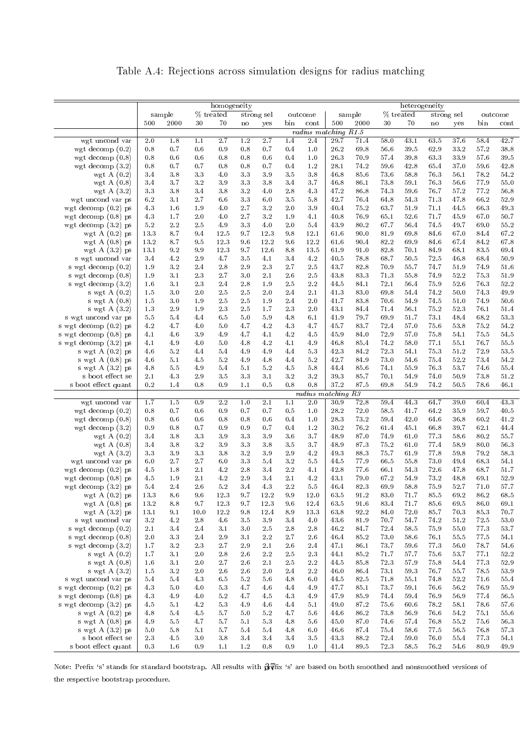# Table A.4: Rejections across simulation designs for radius matching

| | homogeneity | | | | | | | | heterogeneity | | | | | | | |
|---|---|---|---|---|---|---|---|---|---|---|---|---|---|---|---|---|
| | sample | | % treated | | strong sel | | outcome | | sample | | % treated | | strong sel | | outcome | |
| | 500 | 2000 | 30 | 70 | no | yes | bin | cont | 500 | 2000 | 30 | 70 | no | yes | bin | cont |
| | *radius matching R1.5* | | | | | | | | | | | | | | | |
| wgt uncond var | 2.0 | 1.8 | 1.1 | 2.7 | 1.2 | 2.7 | 1.4 | 2.4 | 29.7 | 71.4 | 58.0 | 43.1 | 63.5 | 37.6 | 58.4 | 42.7 |
| wgt decomp (0.2) | 0.8 | 0.7 | 0.6 | 0.9 | 0.8 | 0.7 | 0.4 | 1.0 | 26.2 | 69.8 | 56.6 | 39.5 | 62.9 | 33.2 | 57.2 | 38.8 |
| wgt decomp (0.8) | 0.8 | 0.6 | 0.6 | 0.8 | 0.8 | 0.6 | 0.4 | 1.0 | 26.3 | 70.9 | 57.4 | 39.8 | 63.3 | 33.9 | 57.6 | 39.5 |
| wgt decomp (3.2) | 0.8 | 0.7 | 0.7 | 0.8 | 0.8 | 0.7 | 0.4 | 1.2 | 28.1 | 74.2 | 59.6 | 42.8 | 65.4 | 37.0 | 59.6 | 42.8 |
| wgt A (0.2) | 3.4 | 3.8 | 3.3 | 4.0 | 3.3 | 3.9 | 3.5 | 3.8 | 46.8 | 85.6 | 73.6 | 58.8 | 76.3 | 56.1 | 78.2 | 54.2 |
| wgt A (0.8) | 3.4 | 3.7 | 3.2 | 3.9 | 3.3 | 3.8 | 3.4 | 3.7 | 46.8 | 86.1 | 73.8 | 59.1 | 76.3 | 56.6 | 77.9 | 55.0 |
| wgt A (3.2) | 3.3 | 3.8 | 3.4 | 3.8 | 3.2 | 4.0 | 2.8 | 4.3 | 47.2 | 86.8 | 74.3 | 59.6 | 76.7 | 57.2 | 77.2 | 56.8 |
| wgt uncond var ps | 6.2 | 3.1 | 2.7 | 6.6 | 3.3 | 6.0 | 3.5 | 5.8 | 42.7 | 76.4 | 64.8 | 54.3 | 71.3 | 47.8 | 66.2 | 52.9 |
| wgt decomp (0.2) ps | 4.3 | 1.6 | 1.9 | 4.0 | 2.7 | 3.2 | 2.0 | 3.9 | 40.4 | 75.2 | 63.7 | 51.9 | 71.1 | 44.5 | 66.3 | 49.3 |
| wgt decomp (0.8) ps | 4.3 | 1.7 | 2.0 | 4.0 | 2.7 | 3.2 | 1.9 | 4.1 | 40.8 | 76.9 | 65.1 | 52.6 | 71.7 | 45.9 | 67.0 | 50.7 |
| wgt decomp (3.2) ps | 5.2 | 2.2 | 2.5 | 4.9 | 3.3 | 4.0 | 2.0 | 5.4 | 43.9 | 80.2 | 67.7 | 56.4 | 74.5 | 49.7 | 69.0 | 55.2 |
| wgt A (0.2) ps | 13.3 | 8.7 | 9.4 | 12.5 | 9.7 | 12.3 | 9.8 | 12.1 | 61.6 | 90.0 | 81.9 | 69.8 | 84.6 | 67.0 | 84.4 | 67.2 |
| wgt A (0.8) ps | 13.2 | 8.7 | 9.5 | 12.3 | 9.6 | 12.2 | 9.6 | 12.2 | 61.6 | 90.4 | 82.2 | 69.9 | 84.6 | 67.4 | 84.2 | 67.8 |
| wgt A (3.2) ps | 13.1 | 9.2 | 9.9 | 12.3 | 9.7 | 12.6 | 8.8 | 13.5 | 61.9 | 91.0 | 82.8 | 70.1 | 84.9 | 68.1 | 83.5 | 69.4 |
| s wgt uncond var | 3.4 | 4.2 | 2.9 | 4.7 | 3.5 | 4.1 | 3.4 | 4.2 | 40.5 | 78.8 | 68.7 | 50.5 | 72.5 | 46.8 | 68.4 | 50.9 |
| s wgt decomp (0.2) | 1.9 | 3.2 | 2.4 | 2.8 | 2.9 | 2.3 | 2.7 | 2.5 | 43.7 | 82.8 | 70.9 | 55.7 | 74.7 | 51.9 | 74.9 | 51.6 |
| s wgt decomp (0.8) | 1.9 | 3.1 | 2.3 | 2.7 | 3.0 | 2.1 | 2.6 | 2.5 | 43.8 | 83.3 | 71.3 | 55.8 | 74.9 | 52.2 | 75.3 | 51.9 |
| s wgt decomp (3.2) | 1.6 | 3.1 | 2.3 | 2.4 | 2.8 | 1.9 | 2.5 | 2.2 | 44.5 | 84.1 | 72.1 | 56.4 | 75.9 | 52.6 | 76.3 | 52.2 |
| s wgt A (0.2) | 1.5 | 3.0 | 2.0 | 2.5 | 2.5 | 2.0 | 2.4 | 2.1 | 41.3 | 83.0 | 69.8 | 54.4 | 74.2 | 50.0 | 74.3 | 49.9 |
| s wgt A (0.8) | 1.5 | 3.0 | 1.9 | 2.5 | 2.5 | 1.9 | 2.4 | 2.0 | 41.7 | 83.8 | 70.6 | 54.9 | 74.5 | 51.0 | 74.9 | 50.6 |
| s wgt A (3.2) | 1.3 | 2.9 | 1.9 | 2.3 | 2.5 | 1.7 | 2.3 | 2.0 | 43.1 | 84.4 | 71.4 | 56.1 | 75.2 | 52.3 | 76.1 | 51.4 |
| s wgt uncond var ps | 5.5 | 5.4 | 4.4 | 6.5 | 5.0 | 5.9 | 4.8 | 6.1 | 41.9 | 79.7 | 69.9 | 51.7 | 73.1 | 48.4 | 68.2 | 53.3 |
| s wgt decomp (0.2) ps | 4.2 | 4.7 | 4.0 | 5.0 | 4.7 | 4.2 | 4.3 | 4.7 | 45.7 | 83.7 | 72.4 | 57.0 | 75.6 | 53.8 | 75.2 | 54.2 |
| s wgt decomp (0.8) ps | 4.1 | 4.6 | 3.9 | 4.9 | 4.7 | 4.1 | 4.2 | 4.5 | 45.9 | 84.0 | 72.9 | 57.0 | 75.8 | 54.1 | 75.5 | 54.5 |
| s wgt decomp (3.2) ps | 4.1 | 4.9 | 4.0 | 5.0 | 4.8 | 4.2 | 4.1 | 4.9 | 46.8 | 85.4 | 74.2 | 58.0 | 77.1 | 55.1 | 76.7 | 55.5 |
| s wgt A (0.2) ps | 4.6 | 5.2 | 4.4 | 5.4 | 4.9 | 4.9 | 4.4 | 5.3 | 42.3 | 84.2 | 72.3 | 54.1 | 75.3 | 51.2 | 72.9 | 53.5 |
| s wgt A (0.8) ps | 4.6 | 5.1 | 4.5 | 5.2 | 4.9 | 4.8 | 4.4 | 5.2 | 42.7 | 84.9 | 73.0 | 54.6 | 75.4 | 52.2 | 73.4 | 54.2 |
| s wgt A (3.2) ps | 4.8 | 5.5 | 4.9 | 5.4 | 5.1 | 5.2 | 4.5 | 5.8 | 44.4 | 85.6 | 74.1 | 55.9 | 76.3 | 53.7 | 74.6 | 55.4 |
| s boot effect se | 2.1 | 4.3 | 2.9 | 3.5 | 3.3 | 3.1 | 3.2 | 3.2 | 39.3 | 85.7 | 70.1 | 54.9 | 74.0 | 50.9 | 73.8 | 51.2 |
| s boot effect quant | 0.2 | 1.4 | 0.8 | 0.9 | 1.1 | 0.5 | 0.8 | 0.8 | 37.2 | 87.5 | 69.8 | 54.9 | 74.2 | 50.5 | 78.6 | 46.1 |
| | *radius matching R3* | | | | | | | | | | | | | | | |
| wgt uncond var | 1.7 | 1.5 | 0.9 | 2.2 | 1.0 | 2.1 | 1.1 | 2.0 | 30.9 | 72.8 | 59.4 | 44.3 | 64.7 | 39.0 | 60.4 | 43.3 |
| wgt decomp (0.2) | 0.8 | 0.7 | 0.6 | 0.9 | 0.7 | 0.7 | 0.5 | 1.0 | 28.2 | 72.0 | 58.5 | 41.7 | 64.2 | 35.9 | 59.7 | 40.5 |
| wgt decomp (0.8) | 0.8 | 0.6 | 0.6 | 0.8 | 0.8 | 0.6 | 0.4 | 1.0 | 28.3 | 73.2 | 59.4 | 42.0 | 64.6 | 36.8 | 60.2 | 41.2 |
| wgt decomp (3.2) | 0.9 | 0.8 | 0.7 | 0.9 | 0.9 | 0.7 | 0.4 | 1.2 | 30.2 | 76.2 | 61.4 | 45.1 | 66.8 | 39.7 | 62.1 | 44.4 |
| wgt A (0.2) | 3.4 | 3.8 | 3.3 | 3.9 | 3.3 | 3.9 | 3.6 | 3.7 | 48.9 | 87.0 | 74.9 | 61.0 | 77.3 | 58.6 | 80.2 | 55.7 |
| wgt A (0.8) | 3.4 | 3.8 | 3.2 | 3.9 | 3.3 | 3.8 | 3.5 | 3.7 | 48.9 | 87.3 | 75.2 | 61.0 | 77.4 | 58.9 | 80.0 | 56.3 |
| wgt A (3.2) | 3.3 | 3.9 | 3.3 | 3.8 | 3.2 | 3.9 | 2.9 | 4.2 | 49.3 | 88.3 | 75.7 | 61.9 | 77.8 | 59.8 | 79.2 | 58.3 |
| wgt uncond var ps | 6.0 | 2.7 | 2.7 | 6.0 | 3.3 | 5.4 | 3.2 | 5.5 | 44.5 | 77.9 | 66.5 | 55.8 | 73.0 | 49.4 | 68.3 | 54.1 |
| wgt decomp (0.2) ps | 4.5 | 1.8 | 2.1 | 4.2 | 2.8 | 3.4 | 2.2 | 4.1 | 42.8 | 77.6 | 66.1 | 54.3 | 72.6 | 47.8 | 68.7 | 51.7 |
| wgt decomp (0.8) ps | 4.5 | 1.9 | 2.1 | 4.2 | 2.9 | 3.4 | 2.1 | 4.2 | 43.1 | 79.0 | 67.2 | 54.9 | 73.2 | 48.8 | 69.1 | 52.9 |
| wgt decomp (3.2) ps | 5.4 | 2.4 | 2.6 | 5.2 | 3.4 | 4.3 | 2.2 | 5.5 | 46.4 | 82.3 | 69.9 | 58.8 | 75.9 | 52.7 | 71.0 | 57.7 |
| wgt A (0.2) ps | 13.3 | 8.6 | 9.6 | 12.3 | 9.7 | 12.2 | 9.9 | 12.0 | 63.5 | 91.2 | 83.0 | 71.7 | 85.5 | 69.2 | 86.2 | 68.5 |
| wgt A (0.8) ps | 13.2 | 8.8 | 9.7 | 12.3 | 9.7 | 12.3 | 9.6 | 12.4 | 63.5 | 91.6 | 83.4 | 71.7 | 85.6 | 69.5 | 86.0 | 69.1 |
| wgt A (3.2) ps | 13.1 | 9.1 | 10.0 | 12.2 | 9.8 | 12.4 | 8.9 | 13.3 | 63.8 | 92.2 | 84.0 | 72.0 | 85.7 | 70.3 | 85.3 | 70.7 |
| s wgt uncond var | 3.2 | 4.2 | 2.8 | 4.6 | 3.5 | 3.9 | 3.4 | 4.0 | 43.6 | 81.9 | 70.7 | 54.7 | 74.2 | 51.2 | 72.5 | 53.0 |
| s wgt decomp (0.2) | 2.1 | 3.4 | 2.4 | 3.1 | 3.0 | 2.5 | 2.8 | 2.8 | 46.2 | 84.7 | 72.4 | 58.5 | 75.9 | 55.0 | 77.3 | 53.7 |
| s wgt decomp (0.8) | 2.0 | 3.3 | 2.4 | 2.9 | 3.1 | 2.2 | 2.7 | 2.6 | 46.4 | 85.2 | 73.0 | 58.6 | 76.1 | 55.5 | 77.5 | 54.1 |
| s wgt decomp (3.2) | 1.7 | 3.2 | 2.3 | 2.7 | 2.9 | 2.1 | 2.6 | 2.4 | 47.1 | 86.1 | 73.7 | 59.6 | 77.3 | 56.0 | 78.7 | 54.6 |
| s wgt A (0.2) | 1.7 | 3.1 | 2.0 | 2.8 | 2.6 | 2.2 | 2.5 | 2.3 | 44.1 | 85.2 | 71.7 | 57.7 | 75.6 | 53.7 | 77.1 | 52.2 |
| s wgt A (0.8) | 1.6 | 3.1 | 2.0 | 2.7 | 2.6 | 2.1 | 2.5 | 2.2 | 44.5 | 85.8 | 72.3 | 57.9 | 75.8 | 54.4 | 77.3 | 52.9 |
| s wgt A (3.2) | 1.5 | 3.2 | 2.0 | 2.6 | 2.6 | 2.0 | 2.4 | 2.2 | 46.0 | 86.4 | 73.1 | 59.3 | 76.7 | 55.7 | 78.5 | 53.9 |
| s wgt uncond var ps | 5.4 | 5.4 | 4.3 | 6.5 | 5.2 | 5.6 | 4.8 | 6.0 | 44.5 | 82.5 | 71.8 | 55.1 | 74.8 | 52.2 | 71.6 | 55.4 |
| s wgt decomp (0.2) ps | 4.3 | 5.0 | 4.0 | 5.3 | 4.7 | 4.6 | 4.4 | 4.9 | 47.7 | 85.1 | 73.7 | 59.1 | 76.6 | 56.2 | 76.9 | 55.9 |
| s wgt decomp (0.8) ps | 4.3 | 4.9 | 4.0 | 5.2 | 4.7 | 4.5 | 4.3 | 4.9 | 47.9 | 85.9 | 74.4 | 59.4 | 76.9 | 56.9 | 77.4 | 56.5 |
| s wgt decomp (3.2) ps | 4.5 | 5.1 | 4.2 | 5.3 | 4.9 | 4.6 | 4.4 | 5.1 | 49.0 | 87.2 | 75.6 | 60.6 | 78.2 | 58.1 | 78.6 | 57.6 |
| s wgt A (0.2) ps | 4.8 | 5.4 | 4.5 | 5.7 | 5.0 | 5.2 | 4.7 | 5.6 | 44.6 | 86.2 | 73.8 | 56.9 | 76.6 | 54.2 | 75.1 | 55.6 |
| s wgt A (0.8) ps | 4.9 | 5.5 | 4.7 | 5.7 | 5.1 | 5.3 | 4.8 | 5.6 | 45.0 | 87.0 | 74.6 | 57.4 | 76.8 | 55.2 | 75.6 | 56.3 |
| s wgt A (3.2) ps | 5.0 | 5.8 | 5.1 | 5.7 | 5.4 | 5.4 | 4.8 | 6.0 | 46.6 | 87.4 | 75.4 | 58.6 | 77.5 | 56.5 | 76.8 | 57.3 |
| s boot effect se | 2.3 | 4.5 | 3.0 | 3.8 | 3.4 | 3.4 | 3.4 | 3.5 | 43.3 | 88.2 | 72.4 | 59.0 | 76.0 | 55.4 | 77.3 | 54.1 |
| s boot effect quant | 0.3 | 1.6 | 0.9 | 1.1 | 1.2 | 0.8 | 0.9 | 1.0 | 41.4 | 89.5 | 72.3 | 58.5 | 76.2 | 54.6 | 80.9 | 49.9 |

Note: Prefix 's' stands for standard bootstrap. All results with prefix 's' are based on both smoothed and nonsmoothed versions of the respective bootstrap procedure.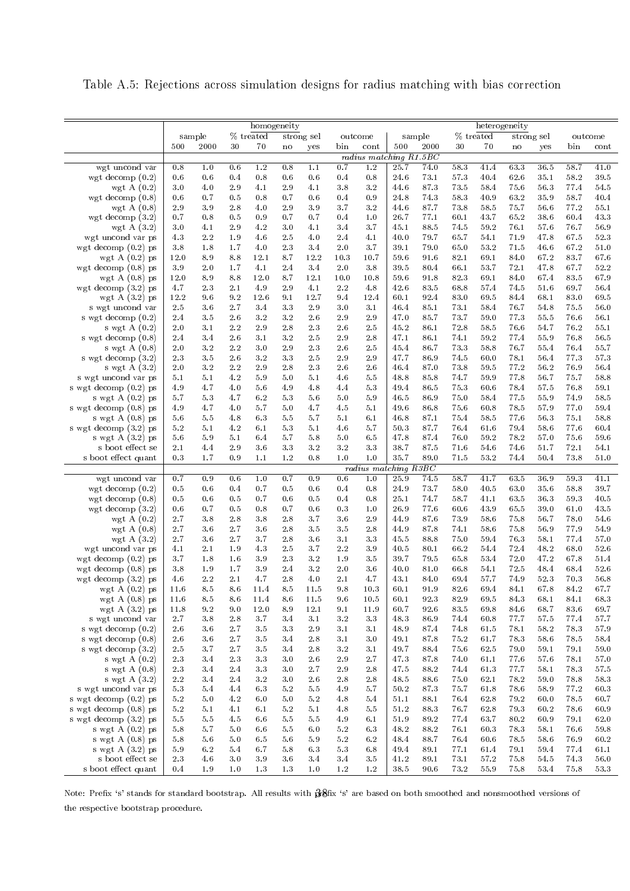Table A.5: Rejections across simulation designs for radius matching with bias correction

| | homogeneity | | | | | | | | heterogeneity | | | | | | | |
|---|---|---|---|---|---|---|---|---|---|---|---|---|---|---|---|---|
| | sample | | % treated | | strong sel | | outcome | | sample | | % treated | | strong sel | | outcome | |
| | 500 | 2000 | 30 | 70 | no | yes | bin | cont | 500 | 2000 | 30 | 70 | no | yes | bin | cont |
| | *radius matching R1.5BC* | | | | | | | | | | | | | | | |
| wgt uncond var | 0.8 | 1.0 | 0.6 | 1.2 | 0.8 | 1.1 | 0.7 | 1.2 | 25.7 | 74.0 | 58.3 | 41.4 | 63.3 | 36.5 | 58.7 | 41.0 |
| wgt decomp (0.2) | 0.6 | 0.6 | 0.4 | 0.8 | 0.6 | 0.6 | 0.4 | 0.8 | 24.6 | 73.1 | 57.3 | 40.4 | 62.6 | 35.1 | 58.2 | 39.5 |
| wgt A (0.2) | 3.0 | 4.0 | 2.9 | 4.1 | 2.9 | 4.1 | 3.8 | 3.2 | 44.6 | 87.3 | 73.5 | 58.4 | 75.6 | 56.3 | 77.4 | 54.5 |
| wgt decomp (0.8) | 0.6 | 0.7 | 0.5 | 0.8 | 0.7 | 0.6 | 0.4 | 0.9 | 24.8 | 74.3 | 58.3 | 40.9 | 63.2 | 35.9 | 58.7 | 40.4 |
| wgt A (0.8) | 2.9 | 3.9 | 2.8 | 4.0 | 2.9 | 3.9 | 3.7 | 3.2 | 44.6 | 87.7 | 73.8 | 58.5 | 75.7 | 56.6 | 77.2 | 55.1 |
| wgt decomp (3.2) | 0.7 | 0.8 | 0.5 | 0.9 | 0.7 | 0.7 | 0.4 | 1.0 | 26.7 | 77.1 | 60.1 | 43.7 | 65.2 | 38.6 | 60.4 | 43.3 |
| wgt A (3.2) | 3.0 | 4.1 | 2.9 | 4.2 | 3.0 | 4.1 | 3.4 | 3.7 | 45.1 | 88.5 | 74.5 | 59.2 | 76.1 | 57.6 | 76.7 | 56.9 |
| wgt uncond var ps | 4.3 | 2.2 | 1.9 | 4.6 | 2.5 | 4.0 | 2.4 | 4.1 | 40.0 | 79.7 | 65.7 | 54.1 | 71.9 | 47.8 | 67.5 | 52.3 |
| wgt decomp (0.2) ps | 3.8 | 1.8 | 1.7 | 4.0 | 2.3 | 3.4 | 2.0 | 3.7 | 39.1 | 79.0 | 65.0 | 53.2 | 71.5 | 46.6 | 67.2 | 51.0 |
| wgt A (0.2) ps | 12.0 | 8.9 | 8.8 | 12.1 | 8.7 | 12.2 | 10.3 | 10.7 | 59.6 | 91.6 | 82.1 | 69.1 | 84.0 | 67.2 | 83.7 | 67.6 |
| wgt decomp (0.8) ps | 3.9 | 2.0 | 1.7 | 4.1 | 2.4 | 3.4 | 2.0 | 3.8 | 39.5 | 80.4 | 66.1 | 53.7 | 72.1 | 47.8 | 67.7 | 52.2 |
| wgt A (0.8) ps | 12.0 | 8.9 | 8.8 | 12.0 | 8.7 | 12.1 | 10.0 | 10.8 | 59.6 | 91.8 | 82.3 | 69.1 | 84.0 | 67.4 | 83.5 | 67.9 |
| wgt decomp (3.2) ps | 4.7 | 2.3 | 2.1 | 4.9 | 2.9 | 4.1 | 2.2 | 4.8 | 42.6 | 83.5 | 68.8 | 57.4 | 74.5 | 51.6 | 69.7 | 56.4 |
| wgt A (3.2) ps | 12.2 | 9.6 | 9.2 | 12.6 | 9.1 | 12.7 | 9.4 | 12.4 | 60.1 | 92.4 | 83.0 | 69.5 | 84.4 | 68.1 | 83.0 | 69.5 |
| s wgt uncond var | 2.5 | 3.6 | 2.7 | 3.4 | 3.3 | 2.9 | 3.0 | 3.1 | 46.4 | 85.1 | 73.1 | 58.4 | 76.7 | 54.8 | 75.5 | 56.0 |
| s wgt decomp (0.2) | 2.4 | 3.5 | 2.6 | 3.2 | 3.2 | 2.6 | 2.9 | 2.9 | 47.0 | 85.7 | 73.7 | 59.0 | 77.3 | 55.5 | 76.6 | 56.1 |
| s wgt A (0.2) | 2.0 | 3.1 | 2.2 | 2.9 | 2.8 | 2.3 | 2.6 | 2.5 | 45.2 | 86.1 | 72.8 | 58.5 | 76.6 | 54.7 | 76.2 | 55.1 |
| s wgt decomp (0.8) | 2.4 | 3.4 | 2.6 | 3.1 | 3.2 | 2.5 | 2.9 | 2.8 | 47.1 | 86.1 | 74.1 | 59.2 | 77.4 | 55.9 | 76.8 | 56.5 |
| s wgt A (0.8) | 2.0 | 3.2 | 2.2 | 3.0 | 2.9 | 2.3 | 2.6 | 2.5 | 45.4 | 86.7 | 73.3 | 58.8 | 76.7 | 55.4 | 76.4 | 55.7 |
| s wgt decomp (3.2) | 2.3 | 3.5 | 2.6 | 3.2 | 3.3 | 2.5 | 2.9 | 2.9 | 47.7 | 86.9 | 74.5 | 60.0 | 78.1 | 56.4 | 77.3 | 57.3 |
| s wgt A (3.2) | 2.0 | 3.2 | 2.2 | 2.9 | 2.8 | 2.3 | 2.6 | 2.6 | 46.4 | 87.0 | 73.8 | 59.5 | 77.2 | 56.2 | 76.9 | 56.4 |
| s wgt uncond var ps | 5.1 | 5.1 | 4.2 | 5.9 | 5.0 | 5.1 | 4.6 | 5.5 | 48.8 | 85.8 | 74.7 | 59.9 | 77.8 | 56.7 | 75.7 | 58.8 |
| s wgt decomp (0.2) ps | 4.9 | 4.7 | 4.0 | 5.6 | 4.9 | 4.8 | 4.4 | 5.3 | 49.4 | 86.5 | 75.3 | 60.6 | 78.4 | 57.5 | 76.8 | 59.1 |
| s wgt A (0.2) ps | 5.7 | 5.3 | 4.7 | 6.2 | 5.3 | 5.6 | 5.0 | 5.9 | 46.5 | 86.9 | 75.0 | 58.4 | 77.5 | 55.9 | 74.9 | 58.5 |
| s wgt decomp (0.8) ps | 4.9 | 4.7 | 4.0 | 5.7 | 5.0 | 4.7 | 4.5 | 5.1 | 49.6 | 86.8 | 75.6 | 60.8 | 78.5 | 57.9 | 77.0 | 59.4 |
| s wgt A (0.8) ps | 5.6 | 5.5 | 4.8 | 6.3 | 5.5 | 5.7 | 5.1 | 6.1 | 46.8 | 87.1 | 75.4 | 58.5 | 77.6 | 56.3 | 75.1 | 58.8 |
| s wgt decomp (3.2) ps | 5.2 | 5.1 | 4.2 | 6.1 | 5.3 | 5.1 | 4.6 | 5.7 | 50.3 | 87.7 | 76.4 | 61.6 | 79.4 | 58.6 | 77.6 | 60.4 |
| s wgt A (3.2) ps | 5.6 | 5.9 | 5.1 | 6.4 | 5.7 | 5.8 | 5.0 | 6.5 | 47.8 | 87.4 | 76.0 | 59.2 | 78.2 | 57.0 | 75.6 | 59.6 |
| s boot effect se | 2.1 | 4.4 | 2.9 | 3.6 | 3.3 | 3.2 | 3.2 | 3.3 | 38.7 | 87.5 | 71.6 | 54.6 | 74.6 | 51.7 | 72.1 | 54.1 |
| s boot effect quant | 0.3 | 1.7 | 0.9 | 1.1 | 1.2 | 0.8 | 1.0 | 1.0 | 35.7 | 89.0 | 71.5 | 53.2 | 74.4 | 50.4 | 73.8 | 51.0 |
| | *radius matching R3BC* | | | | | | | | | | | | | | | |
| wgt uncond var | 0.7 | 0.9 | 0.6 | 1.0 | 0.7 | 0.9 | 0.6 | 1.0 | 25.9 | 74.5 | 58.7 | 41.7 | 63.5 | 36.9 | 59.3 | 41.1 |
| wgt decomp (0.2) | 0.5 | 0.6 | 0.4 | 0.7 | 0.5 | 0.6 | 0.4 | 0.8 | 24.9 | 73.7 | 58.0 | 40.5 | 63.0 | 35.6 | 58.8 | 39.7 |
| wgt decomp (0.8) | 0.5 | 0.6 | 0.5 | 0.7 | 0.6 | 0.5 | 0.4 | 0.8 | 25.1 | 74.7 | 58.7 | 41.1 | 63.5 | 36.3 | 59.3 | 40.5 |
| wgt decomp (3.2) | 0.6 | 0.7 | 0.5 | 0.8 | 0.7 | 0.6 | 0.3 | 1.0 | 26.9 | 77.6 | 60.6 | 43.9 | 65.5 | 39.0 | 61.0 | 43.5 |
| wgt A (0.2) | 2.7 | 3.8 | 2.8 | 3.8 | 2.8 | 3.7 | 3.6 | 2.9 | 44.9 | 87.6 | 73.9 | 58.6 | 75.8 | 56.7 | 78.0 | 54.6 |
| wgt A (0.8) | 2.7 | 3.6 | 2.7 | 3.6 | 2.8 | 3.5 | 3.5 | 2.8 | 44.9 | 87.8 | 74.1 | 58.6 | 75.8 | 56.9 | 77.9 | 54.9 |
| wgt A (3.2) | 2.7 | 3.6 | 2.7 | 3.7 | 2.8 | 3.6 | 3.1 | 3.3 | 45.5 | 88.8 | 75.0 | 59.4 | 76.3 | 58.1 | 77.4 | 57.0 |
| wgt uncond var ps | 4.1 | 2.1 | 1.9 | 4.3 | 2.5 | 3.7 | 2.2 | 3.9 | 40.5 | 80.1 | 66.2 | 54.4 | 72.4 | 48.2 | 68.0 | 52.6 |
| wgt decomp (0.2) ps | 3.7 | 1.8 | 1.6 | 3.9 | 2.3 | 3.2 | 1.9 | 3.5 | 39.7 | 79.5 | 65.8 | 53.4 | 72.0 | 47.2 | 67.8 | 51.4 |
| wgt decomp (0.8) ps | 3.8 | 1.9 | 1.7 | 3.9 | 2.4 | 3.2 | 2.0 | 3.6 | 40.0 | 81.0 | 66.8 | 54.1 | 72.5 | 48.4 | 68.4 | 52.6 |
| wgt decomp (3.2) ps | 4.6 | 2.2 | 2.1 | 4.7 | 2.8 | 4.0 | 2.1 | 4.7 | 43.1 | 84.0 | 69.4 | 57.7 | 74.9 | 52.3 | 70.3 | 56.8 |
| wgt A (0.2) ps | 11.6 | 8.5 | 8.6 | 11.4 | 8.5 | 11.5 | 9.8 | 10.3 | 60.1 | 91.9 | 82.6 | 69.4 | 84.1 | 67.8 | 84.2 | 67.7 |
| wgt A (0.8) ps | 11.6 | 8.5 | 8.6 | 11.4 | 8.6 | 11.5 | 9.6 | 10.5 | 60.1 | 92.3 | 82.9 | 69.5 | 84.3 | 68.1 | 84.1 | 68.3 |
| wgt A (3.2) ps | 11.8 | 9.2 | 9.0 | 12.0 | 8.9 | 12.1 | 9.1 | 11.9 | 60.7 | 92.6 | 83.5 | 69.8 | 84.6 | 68.7 | 83.6 | 69.7 |
| s wgt uncond var | 2.7 | 3.8 | 2.8 | 3.7 | 3.4 | 3.1 | 3.2 | 3.3 | 48.3 | 86.9 | 74.4 | 60.8 | 77.7 | 57.5 | 77.4 | 57.7 |
| s wgt decomp (0.2) | 2.6 | 3.6 | 2.7 | 3.5 | 3.3 | 2.9 | 3.1 | 3.1 | 48.9 | 87.4 | 74.8 | 61.5 | 78.1 | 58.2 | 78.3 | 57.9 |
| s wgt decomp (0.8) | 2.6 | 3.6 | 2.7 | 3.5 | 3.4 | 2.8 | 3.1 | 3.0 | 49.1 | 87.8 | 75.2 | 61.7 | 78.3 | 58.6 | 78.5 | 58.4 |
| s wgt decomp (3.2) | 2.5 | 3.7 | 2.7 | 3.5 | 3.4 | 2.8 | 3.2 | 3.1 | 49.7 | 88.4 | 75.6 | 62.5 | 79.0 | 59.1 | 79.1 | 59.0 |
| s wgt A (0.2) | 2.3 | 3.4 | 2.3 | 3.3 | 3.0 | 2.6 | 2.9 | 2.7 | 47.3 | 87.8 | 74.0 | 61.1 | 77.6 | 57.6 | 78.1 | 57.0 |
| s wgt A (0.8) | 2.3 | 3.4 | 2.4 | 3.3 | 3.0 | 2.7 | 2.9 | 2.8 | 47.5 | 88.2 | 74.4 | 61.3 | 77.7 | 58.1 | 78.3 | 57.5 |
| s wgt A (3.2) | 2.2 | 3.4 | 2.4 | 3.2 | 3.0 | 2.6 | 2.8 | 2.8 | 48.5 | 88.6 | 75.0 | 62.1 | 78.2 | 59.0 | 78.8 | 58.3 |
| s wgt uncond var ps | 5.3 | 5.4 | 4.4 | 6.3 | 5.2 | 5.5 | 4.9 | 5.7 | 50.2 | 87.3 | 75.7 | 61.8 | 78.6 | 58.9 | 77.2 | 60.3 |
| s wgt decomp (0.2) ps | 5.2 | 5.0 | 4.2 | 6.0 | 5.0 | 5.2 | 4.8 | 5.4 | 51.1 | 88.1 | 76.4 | 62.8 | 79.2 | 60.0 | 78.5 | 60.7 |
| s wgt decomp (0.8) ps | 5.2 | 5.1 | 4.1 | 6.1 | 5.2 | 5.1 | 4.8 | 5.5 | 51.2 | 88.3 | 76.7 | 62.8 | 79.3 | 60.2 | 78.6 | 60.9 |
| s wgt decomp (3.2) ps | 5.5 | 5.5 | 4.5 | 6.6 | 5.5 | 5.5 | 4.9 | 6.1 | 51.9 | 89.2 | 77.4 | 63.7 | 80.2 | 60.9 | 79.1 | 62.0 |
| s wgt A (0.2) ps | 5.8 | 5.7 | 5.0 | 6.6 | 5.5 | 6.0 | 5.2 | 6.3 | 48.2 | 88.2 | 76.1 | 60.3 | 78.3 | 58.1 | 76.6 | 59.8 |
| s wgt A (0.8) ps | 5.8 | 5.6 | 5.0 | 6.5 | 5.6 | 5.9 | 5.2 | 6.2 | 48.4 | 88.7 | 76.4 | 60.6 | 78.5 | 58.6 | 76.9 | 60.2 |
| s wgt A (3.2) ps | 5.9 | 6.2 | 5.4 | 6.7 | 5.8 | 6.3 | 5.3 | 6.8 | 49.4 | 89.1 | 77.1 | 61.4 | 79.1 | 59.4 | 77.4 | 61.1 |
| s boot effect se | 2.3 | 4.6 | 3.0 | 3.9 | 3.6 | 3.4 | 3.4 | 3.5 | 41.2 | 89.1 | 73.1 | 57.2 | 75.8 | 54.5 | 74.3 | 56.0 |
| s boot effect quant | 0.4 | 1.9 | 1.0 | 1.3 | 1.3 | 1.0 | 1.2 | 1.2 | 38.5 | 90.6 | 73.2 | 55.9 | 75.8 | 53.4 | 75.8 | 53.3 |

Note: Prefix 's' stands for standard bootstrap. All results with prefix 's' are based on both smoothed and nonsmoothed versions of the respective bootstrap procedure.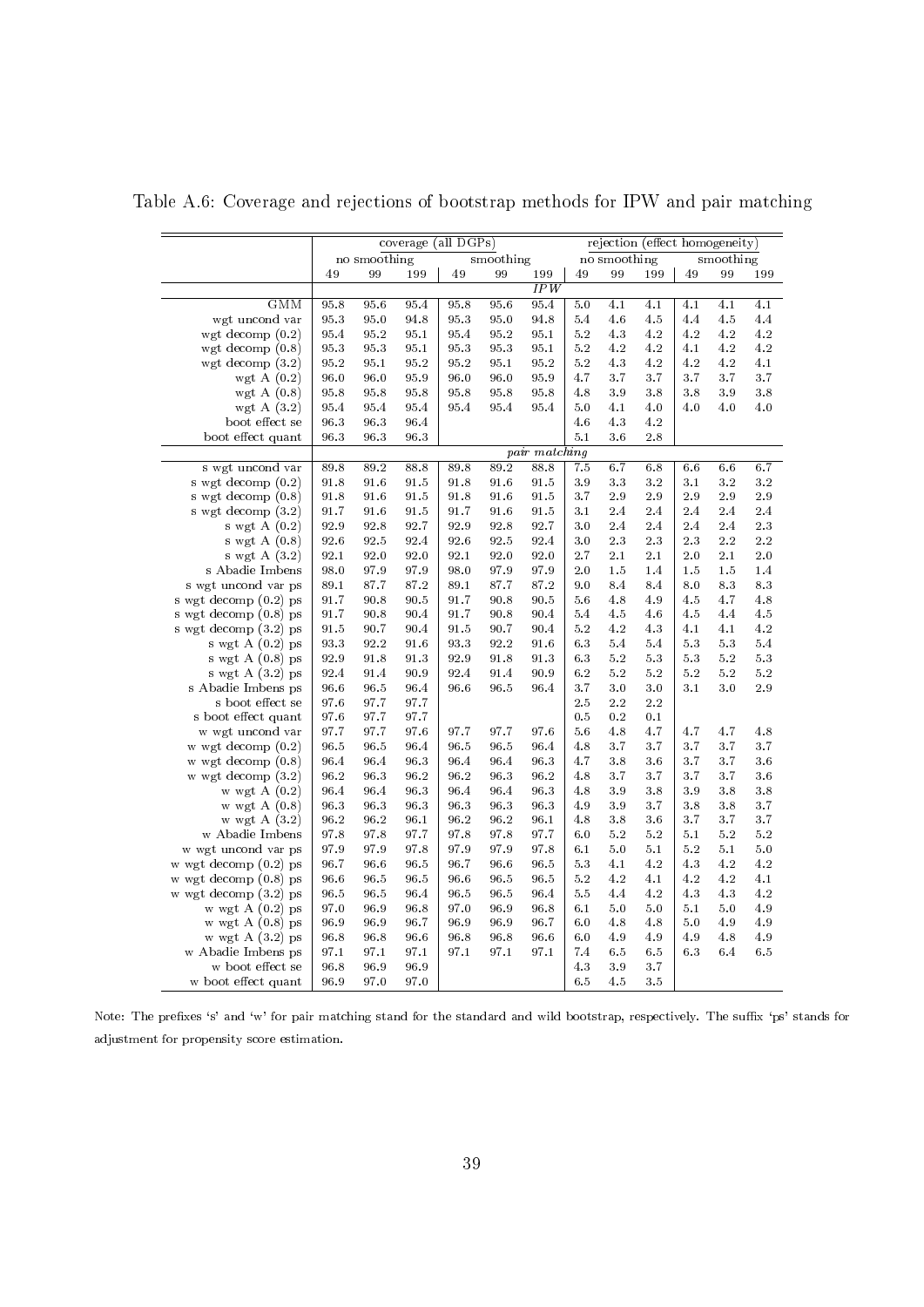Table A.6: Coverage and rejections of bootstrap methods for IPW and pair matching

| | coverage (all DGPs) | | | | | | rejection (effect homogeneity) | | | | | |
|---|---|---|---|---|---|---|---|---|---|---|---|---|
| | no smoothing | | | smoothing | | | no smoothing | | | smoothing | | |
| | 49 | 99 | 199 | 49 | 99 | 199 | 49 | 99 | 199 | 49 | 99 | 199 |
| | | | | | | *IPW* | | | | | | |
| GMM | 95.8 | 95.6 | 95.4 | 95.8 | 95.6 | 95.4 | 5.0 | 4.1 | 4.1 | 4.1 | 4.1 | 4.1 |
| wgt uncond var | 95.3 | 95.0 | 94.8 | 95.3 | 95.0 | 94.8 | 5.4 | 4.6 | 4.5 | 4.4 | 4.5 | 4.4 |
| wgt decomp (0.2) | 95.4 | 95.2 | 95.1 | 95.4 | 95.2 | 95.1 | 5.2 | 4.3 | 4.2 | 4.2 | 4.2 | 4.2 |
| wgt decomp (0.8) | 95.3 | 95.3 | 95.1 | 95.3 | 95.3 | 95.1 | 5.2 | 4.2 | 4.2 | 4.1 | 4.2 | 4.2 |
| wgt decomp (3.2) | 95.2 | 95.1 | 95.2 | 95.2 | 95.1 | 95.2 | 5.2 | 4.3 | 4.2 | 4.2 | 4.2 | 4.1 |
| wgt A (0.2) | 96.0 | 96.0 | 95.9 | 96.0 | 96.0 | 95.9 | 4.7 | 3.7 | 3.7 | 3.7 | 3.7 | 3.7 |
| wgt A (0.8) | 95.8 | 95.8 | 95.8 | 95.8 | 95.8 | 95.8 | 4.8 | 3.9 | 3.8 | 3.8 | 3.9 | 3.8 |
| wgt A (3.2) | 95.4 | 95.4 | 95.4 | 95.4 | 95.4 | 95.4 | 5.0 | 4.1 | 4.0 | 4.0 | 4.0 | 4.0 |
| boot effect se | 96.3 | 96.3 | 96.4 | | | | 4.6 | 4.3 | 4.2 | | | |
| boot effect quant | 96.3 | 96.3 | 96.3 | | | | 5.1 | 3.6 | 2.8 | | | |
| | | | | | | *pair matching* | | | | | | |
| s wgt uncond var | 89.8 | 89.2 | 88.8 | 89.8 | 89.2 | 88.8 | 7.5 | 6.7 | 6.8 | 6.6 | 6.6 | 6.7 |
| s wgt decomp (0.2) | 91.8 | 91.6 | 91.5 | 91.8 | 91.6 | 91.5 | 3.9 | 3.3 | 3.2 | 3.1 | 3.2 | 3.2 |
| s wgt decomp (0.8) | 91.8 | 91.6 | 91.5 | 91.8 | 91.6 | 91.5 | 3.7 | 2.9 | 2.9 | 2.9 | 2.9 | 2.9 |
| s wgt decomp (3.2) | 91.7 | 91.6 | 91.5 | 91.7 | 91.6 | 91.5 | 3.1 | 2.4 | 2.4 | 2.4 | 2.4 | 2.4 |
| s wgt A (0.2) | 92.9 | 92.8 | 92.7 | 92.9 | 92.8 | 92.7 | 3.0 | 2.4 | 2.4 | 2.4 | 2.4 | 2.3 |
| s wgt A (0.8) | 92.6 | 92.5 | 92.4 | 92.6 | 92.5 | 92.4 | 3.0 | 2.3 | 2.3 | 2.3 | 2.2 | 2.2 |
| s wgt A (3.2) | 92.1 | 92.0 | 92.0 | 92.1 | 92.0 | 92.0 | 2.7 | 2.1 | 2.1 | 2.0 | 2.1 | 2.0 |
| s Abadie Imbens | 98.0 | 97.9 | 97.9 | 98.0 | 97.9 | 97.9 | 2.0 | 1.5 | 1.4 | 1.5 | 1.5 | 1.4 |
| s wgt uncond var ps | 89.1 | 87.7 | 87.2 | 89.1 | 87.7 | 87.2 | 9.0 | 8.4 | 8.4 | 8.0 | 8.3 | 8.3 |
| s wgt decomp (0.2) ps | 91.7 | 90.8 | 90.5 | 91.7 | 90.8 | 90.5 | 5.6 | 4.8 | 4.9 | 4.5 | 4.7 | 4.8 |
| s wgt decomp (0.8) ps | 91.7 | 90.8 | 90.4 | 91.7 | 90.8 | 90.4 | 5.4 | 4.5 | 4.6 | 4.5 | 4.4 | 4.5 |
| s wgt decomp (3.2) ps | 91.5 | 90.7 | 90.4 | 91.5 | 90.7 | 90.4 | 5.2 | 4.2 | 4.3 | 4.1 | 4.1 | 4.2 |
| s wgt A (0.2) ps | 93.3 | 92.2 | 91.6 | 93.3 | 92.2 | 91.6 | 6.3 | 5.4 | 5.4 | 5.3 | 5.3 | 5.4 |
| s wgt A (0.8) ps | 92.9 | 91.8 | 91.3 | 92.9 | 91.8 | 91.3 | 6.3 | 5.2 | 5.3 | 5.3 | 5.2 | 5.3 |
| s wgt A (3.2) ps | 92.4 | 91.4 | 90.9 | 92.4 | 91.4 | 90.9 | 6.2 | 5.2 | 5.2 | 5.2 | 5.2 | 5.2 |
| s Abadie Imbens ps | 96.6 | 96.5 | 96.4 | 96.6 | 96.5 | 96.4 | 3.7 | 3.0 | 3.0 | 3.1 | 3.0 | 2.9 |
| s boot effect se | 97.6 | 97.7 | 97.7 | | | | 2.5 | 2.2 | 2.2 | | | |
| s boot effect quant | 97.6 | 97.7 | 97.7 | | | | 0.5 | 0.2 | 0.1 | | | |
| w wgt uncond var | 97.7 | 97.7 | 97.6 | 97.7 | 97.7 | 97.6 | 5.6 | 4.8 | 4.7 | 4.7 | 4.7 | 4.8 |
| w wgt decomp (0.2) | 96.5 | 96.5 | 96.4 | 96.5 | 96.5 | 96.4 | 4.8 | 3.7 | 3.7 | 3.7 | 3.7 | 3.7 |
| w wgt decomp (0.8) | 96.4 | 96.4 | 96.3 | 96.4 | 96.4 | 96.3 | 4.7 | 3.8 | 3.6 | 3.7 | 3.7 | 3.6 |
| w wgt decomp (3.2) | 96.2 | 96.3 | 96.2 | 96.2 | 96.3 | 96.2 | 4.8 | 3.7 | 3.7 | 3.7 | 3.7 | 3.6 |
| w wgt A (0.2) | 96.4 | 96.4 | 96.3 | 96.4 | 96.4 | 96.3 | 4.8 | 3.9 | 3.8 | 3.9 | 3.8 | 3.8 |
| w wgt A (0.8) | 96.3 | 96.3 | 96.3 | 96.3 | 96.3 | 96.3 | 4.9 | 3.9 | 3.7 | 3.8 | 3.8 | 3.7 |
| w wgt A (3.2) | 96.2 | 96.2 | 96.1 | 96.2 | 96.2 | 96.1 | 4.8 | 3.8 | 3.6 | 3.7 | 3.7 | 3.7 |
| w Abadie Imbens | 97.8 | 97.8 | 97.7 | 97.8 | 97.8 | 97.7 | 6.0 | 5.2 | 5.2 | 5.1 | 5.2 | 5.2 |
| w wgt uncond var ps | 97.9 | 97.9 | 97.8 | 97.9 | 97.9 | 97.8 | 6.1 | 5.0 | 5.1 | 5.2 | 5.1 | 5.0 |
| w wgt decomp (0.2) ps | 96.7 | 96.6 | 96.5 | 96.7 | 96.6 | 96.5 | 5.3 | 4.1 | 4.2 | 4.3 | 4.2 | 4.2 |
| w wgt decomp (0.8) ps | 96.6 | 96.5 | 96.5 | 96.6 | 96.5 | 96.5 | 5.2 | 4.2 | 4.1 | 4.2 | 4.2 | 4.1 |
| w wgt decomp (3.2) ps | 96.5 | 96.5 | 96.4 | 96.5 | 96.5 | 96.4 | 5.5 | 4.4 | 4.2 | 4.3 | 4.3 | 4.2 |
| w wgt A (0.2) ps | 97.0 | 96.9 | 96.8 | 97.0 | 96.9 | 96.8 | 6.1 | 5.0 | 5.0 | 5.1 | 5.0 | 4.9 |
| w wgt A (0.8) ps | 96.9 | 96.9 | 96.7 | 96.9 | 96.9 | 96.7 | 6.0 | 4.8 | 4.8 | 5.0 | 4.9 | 4.9 |
| w wgt A (3.2) ps | 96.8 | 96.8 | 96.6 | 96.8 | 96.8 | 96.6 | 6.0 | 4.9 | 4.9 | 4.9 | 4.8 | 4.9 |
| w Abadie Imbens ps | 97.1 | 97.1 | 97.1 | 97.1 | 97.1 | 97.1 | 7.4 | 6.5 | 6.5 | 6.3 | 6.4 | 6.5 |
| w boot effect se | 96.8 | 96.9 | 96.9 | | | | 4.3 | 3.9 | 3.7 | | | |
| w boot effect quant | 96.9 | 97.0 | 97.0 | | | | 6.5 | 4.5 | 3.5 | | | |

Note: The prefixes 's' and 'w' for pair matching stand for the standard and wild bootstrap, respectively. The suffix 'ps' stands for adjustment for propensity score estimation.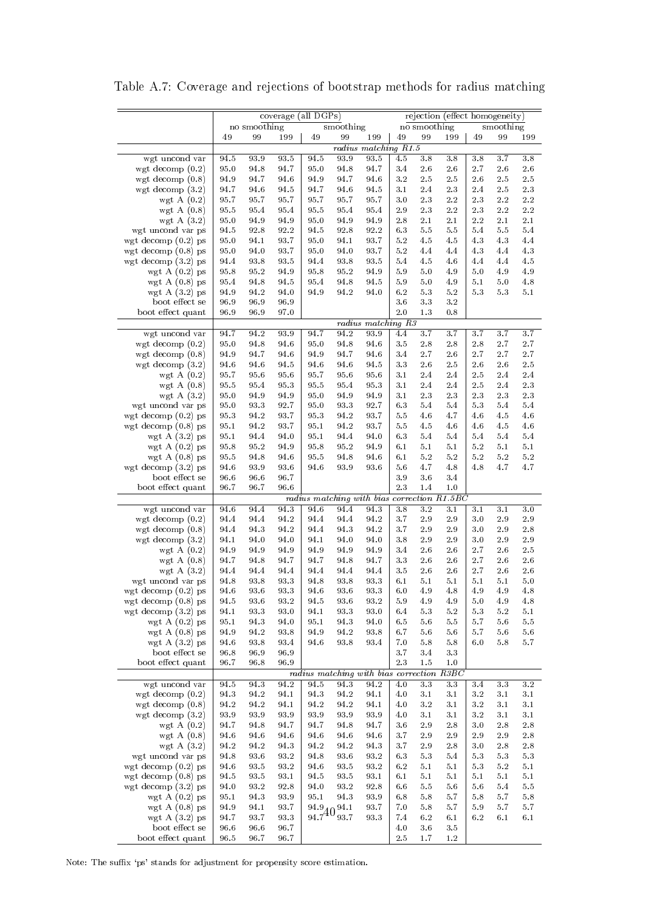Table A.7: Coverage and rejections of bootstrap methods for radius matching

| | coverage (all DGPs) | | | | | | rejection (effect homogeneity) | | | | | |
|---|---|---|---|---|---|---|---|---|---|---|---|---|
| | no smoothing | | | smoothing | | | no smoothing | | | smoothing | | |
| | 49 | 99 | 199 | 49 | 99 | 199 | 49 | 99 | 199 | 49 | 99 | 199 |
| | *radius matching R1.5* | | | | | | | | | | | |
| wgt uncond var | 94.5 | 93.9 | 93.5 | 94.5 | 93.9 | 93.5 | 4.5 | 3.8 | 3.8 | 3.8 | 3.7 | 3.8 |
| wgt decomp (0.2) | 95.0 | 94.8 | 94.7 | 95.0 | 94.8 | 94.7 | 3.4 | 2.6 | 2.6 | 2.7 | 2.6 | 2.6 |
| wgt decomp (0.8) | 94.9 | 94.7 | 94.6 | 94.9 | 94.7 | 94.6 | 3.2 | 2.5 | 2.5 | 2.6 | 2.5 | 2.5 |
| wgt decomp (3.2) | 94.7 | 94.6 | 94.5 | 94.7 | 94.6 | 94.5 | 3.1 | 2.4 | 2.3 | 2.4 | 2.5 | 2.3 |
| wgt A (0.2) | 95.7 | 95.7 | 95.7 | 95.7 | 95.7 | 95.7 | 3.0 | 2.3 | 2.2 | 2.3 | 2.2 | 2.2 |
| wgt A (0.8) | 95.5 | 95.4 | 95.4 | 95.5 | 95.4 | 95.4 | 2.9 | 2.3 | 2.2 | 2.3 | 2.2 | 2.2 |
| wgt A (3.2) | 95.0 | 94.9 | 94.9 | 95.0 | 94.9 | 94.9 | 2.8 | 2.1 | 2.1 | 2.2 | 2.1 | 2.1 |
| wgt uncond var ps | 94.5 | 92.8 | 92.2 | 94.5 | 92.8 | 92.2 | 6.3 | 5.5 | 5.5 | 5.4 | 5.5 | 5.4 |
| wgt decomp (0.2) ps | 95.0 | 94.1 | 93.7 | 95.0 | 94.1 | 93.7 | 5.2 | 4.5 | 4.5 | 4.3 | 4.3 | 4.4 |
| wgt decomp (0.8) ps | 95.0 | 94.0 | 93.7 | 95.0 | 94.0 | 93.7 | 5.2 | 4.4 | 4.4 | 4.3 | 4.4 | 4.3 |
| wgt decomp (3.2) ps | 94.4 | 93.8 | 93.5 | 94.4 | 93.8 | 93.5 | 5.4 | 4.5 | 4.6 | 4.4 | 4.4 | 4.5 |
| wgt A (0.2) ps | 95.8 | 95.2 | 94.9 | 95.8 | 95.2 | 94.9 | 5.9 | 5.0 | 4.9 | 5.0 | 4.9 | 4.9 |
| wgt A (0.8) ps | 95.4 | 94.8 | 94.5 | 95.4 | 94.8 | 94.5 | 5.9 | 5.0 | 4.9 | 5.1 | 5.0 | 4.8 |
| wgt A (3.2) ps | 94.9 | 94.2 | 94.0 | 94.9 | 94.2 | 94.0 | 6.2 | 5.3 | 5.2 | 5.3 | 5.3 | 5.1 |
| boot effect se | 96.9 | 96.9 | 96.9 | | | | 3.6 | 3.3 | 3.2 | | | |
| boot effect quant | 96.9 | 96.9 | 97.0 | | | | 2.0 | 1.3 | 0.8 | | | |
| | *radius matching R3* | | | | | | | | | | | |
| wgt uncond var | 94.7 | 94.2 | 93.9 | 94.7 | 94.2 | 93.9 | 4.4 | 3.7 | 3.7 | 3.7 | 3.7 | 3.7 |
| wgt decomp (0.2) | 95.0 | 94.8 | 94.6 | 95.0 | 94.8 | 94.6 | 3.5 | 2.8 | 2.8 | 2.8 | 2.7 | 2.7 |
| wgt decomp (0.8) | 94.9 | 94.7 | 94.6 | 94.9 | 94.7 | 94.6 | 3.4 | 2.7 | 2.6 | 2.7 | 2.7 | 2.7 |
| wgt decomp (3.2) | 94.6 | 94.6 | 94.5 | 94.6 | 94.6 | 94.5 | 3.3 | 2.6 | 2.5 | 2.6 | 2.6 | 2.5 |
| wgt A (0.2) | 95.7 | 95.6 | 95.6 | 95.7 | 95.6 | 95.6 | 3.1 | 2.4 | 2.4 | 2.5 | 2.4 | 2.4 |
| wgt A (0.8) | 95.5 | 95.4 | 95.3 | 95.5 | 95.4 | 95.3 | 3.1 | 2.4 | 2.4 | 2.5 | 2.4 | 2.3 |
| wgt A (3.2) | 95.0 | 94.9 | 94.9 | 95.0 | 94.9 | 94.9 | 3.1 | 2.3 | 2.3 | 2.3 | 2.3 | 2.3 |
| wgt uncond var ps | 95.0 | 93.3 | 92.7 | 95.0 | 93.3 | 92.7 | 6.3 | 5.4 | 5.4 | 5.3 | 5.4 | 5.4 |
| wgt decomp (0.2) ps | 95.3 | 94.2 | 93.7 | 95.3 | 94.2 | 93.7 | 5.5 | 4.6 | 4.7 | 4.6 | 4.5 | 4.6 |
| wgt decomp (0.8) ps | 95.1 | 94.2 | 93.7 | 95.1 | 94.2 | 93.7 | 5.5 | 4.5 | 4.6 | 4.6 | 4.5 | 4.6 |
| wgt A (3.2) ps | 95.1 | 94.4 | 94.0 | 95.1 | 94.4 | 94.0 | 6.3 | 5.4 | 5.4 | 5.4 | 5.4 | 5.4 |
| wgt A (0.2) ps | 95.8 | 95.2 | 94.9 | 95.8 | 95.2 | 94.9 | 6.1 | 5.1 | 5.1 | 5.2 | 5.1 | 5.1 |
| wgt A (0.8) ps | 95.5 | 94.8 | 94.6 | 95.5 | 94.8 | 94.6 | 6.1 | 5.2 | 5.2 | 5.2 | 5.2 | 5.2 |
| wgt decomp (3.2) ps | 94.6 | 93.9 | 93.6 | 94.6 | 93.9 | 93.6 | 5.6 | 4.7 | 4.8 | 4.8 | 4.7 | 4.7 |
| boot effect se | 96.6 | 96.6 | 96.7 | | | | 3.9 | 3.6 | 3.4 | | | |
| boot effect quant | 96.7 | 96.7 | 96.6 | | | | 2.3 | 1.4 | 1.0 | | | |
| | *radius matching with bias correction R1.5BC* | | | | | | | | | | | |
| wgt uncond var | 94.6 | 94.4 | 94.3 | 94.6 | 94.4 | 94.3 | 3.8 | 3.2 | 3.1 | 3.1 | 3.1 | 3.0 |
| wgt decomp (0.2) | 94.4 | 94.4 | 94.2 | 94.4 | 94.4 | 94.2 | 3.7 | 2.9 | 2.9 | 3.0 | 2.9 | 2.9 |
| wgt decomp (0.8) | 94.4 | 94.3 | 94.2 | 94.4 | 94.3 | 94.2 | 3.7 | 2.9 | 2.9 | 3.0 | 2.9 | 2.8 |
| wgt decomp (3.2) | 94.1 | 94.0 | 94.0 | 94.1 | 94.0 | 94.0 | 3.8 | 2.9 | 2.9 | 3.0 | 2.9 | 2.9 |
| wgt A (0.2) | 94.9 | 94.9 | 94.9 | 94.9 | 94.9 | 94.9 | 3.4 | 2.6 | 2.6 | 2.7 | 2.6 | 2.5 |
| wgt A (0.8) | 94.7 | 94.8 | 94.7 | 94.7 | 94.8 | 94.7 | 3.3 | 2.6 | 2.6 | 2.7 | 2.6 | 2.6 |
| wgt A (3.2) | 94.4 | 94.4 | 94.4 | 94.4 | 94.4 | 94.4 | 3.5 | 2.6 | 2.6 | 2.7 | 2.6 | 2.6 |
| wgt uncond var ps | 94.8 | 93.8 | 93.3 | 94.8 | 93.8 | 93.3 | 6.1 | 5.1 | 5.1 | 5.1 | 5.1 | 5.0 |
| wgt decomp (0.2) ps | 94.6 | 93.6 | 93.3 | 94.6 | 93.6 | 93.3 | 6.0 | 4.9 | 4.8 | 4.9 | 4.9 | 4.8 |
| wgt decomp (0.8) ps | 94.5 | 93.6 | 93.2 | 94.5 | 93.6 | 93.2 | 5.9 | 4.9 | 4.9 | 5.0 | 4.9 | 4.8 |
| wgt decomp (3.2) ps | 94.1 | 93.3 | 93.0 | 94.1 | 93.3 | 93.0 | 6.4 | 5.3 | 5.2 | 5.3 | 5.2 | 5.1 |
| wgt A (0.2) ps | 95.1 | 94.3 | 94.0 | 95.1 | 94.3 | 94.0 | 6.5 | 5.6 | 5.5 | 5.7 | 5.6 | 5.5 |
| wgt A (0.8) ps | 94.9 | 94.2 | 93.8 | 94.9 | 94.2 | 93.8 | 6.7 | 5.6 | 5.6 | 5.7 | 5.6 | 5.6 |
| wgt A (3.2) ps | 94.6 | 93.8 | 93.4 | 94.6 | 93.8 | 93.4 | 7.0 | 5.8 | 5.8 | 6.0 | 5.8 | 5.7 |
| boot effect se | 96.8 | 96.9 | 96.9 | | | | 3.7 | 3.4 | 3.3 | | | |
| boot effect quant | 96.7 | 96.8 | 96.9 | | | | 2.3 | 1.5 | 1.0 | | | |
| | *radius matching with bias correction R3BC* | | | | | | | | | | | |
| wgt uncond var | 94.5 | 94.3 | 94.2 | 94.5 | 94.3 | 94.2 | 4.0 | 3.3 | 3.3 | 3.4 | 3.3 | 3.2 |
| wgt decomp (0.2) | 94.3 | 94.2 | 94.1 | 94.3 | 94.2 | 94.1 | 4.0 | 3.1 | 3.1 | 3.2 | 3.1 | 3.1 |
| wgt decomp (0.8) | 94.2 | 94.2 | 94.1 | 94.2 | 94.2 | 94.1 | 4.0 | 3.2 | 3.1 | 3.2 | 3.1 | 3.1 |
| wgt decomp (3.2) | 93.9 | 93.9 | 93.9 | 93.9 | 93.9 | 93.9 | 4.0 | 3.1 | 3.1 | 3.2 | 3.1 | 3.1 |
| wgt A (0.2) | 94.7 | 94.8 | 94.7 | 94.7 | 94.8 | 94.7 | 3.6 | 2.9 | 2.8 | 3.0 | 2.8 | 2.8 |
| wgt A (0.8) | 94.6 | 94.6 | 94.6 | 94.6 | 94.6 | 94.6 | 3.7 | 2.9 | 2.9 | 2.9 | 2.9 | 2.8 |
| wgt A (3.2) | 94.2 | 94.2 | 94.3 | 94.2 | 94.2 | 94.3 | 3.7 | 2.9 | 2.8 | 3.0 | 2.8 | 2.8 |
| wgt uncond var ps | 94.8 | 93.6 | 93.2 | 94.8 | 93.6 | 93.2 | 6.3 | 5.3 | 5.4 | 5.3 | 5.3 | 5.3 |
| wgt decomp (0.2) ps | 94.6 | 93.5 | 93.2 | 94.6 | 93.5 | 93.2 | 6.2 | 5.1 | 5.1 | 5.3 | 5.2 | 5.1 |
| wgt decomp (0.8) ps | 94.5 | 93.5 | 93.1 | 94.5 | 93.5 | 93.1 | 6.1 | 5.1 | 5.1 | 5.1 | 5.1 | 5.1 |
| wgt decomp (3.2) ps | 94.0 | 93.2 | 92.8 | 94.0 | 93.2 | 92.8 | 6.6 | 5.5 | 5.6 | 5.6 | 5.4 | 5.5 |
| wgt A (0.2) ps | 95.1 | 94.3 | 93.9 | 95.1 | 94.3 | 93.9 | 6.8 | 5.8 | 5.7 | 5.8 | 5.7 | 5.8 |
| wgt A (0.8) ps | 94.9 | 94.1 | 93.7 | 94.9 | 94.1 | 93.7 | 7.0 | 5.8 | 5.7 | 5.9 | 5.7 | 5.7 |
| wgt A (3.2) ps | 94.7 | 93.7 | 93.3 | 94.7 | 93.7 | 93.3 | 7.4 | 6.2 | 6.1 | 6.2 | 6.1 | 6.1 |
| boot effect se | 96.6 | 96.6 | 96.7 | | | | 4.0 | 3.6 | 3.5 | | | |
| boot effect quant | 96.5 | 96.7 | 96.7 | | | | 2.5 | 1.7 | 1.2 | | | |

Note: The suffix 'ps' stands for adjustment for propensity score estimation.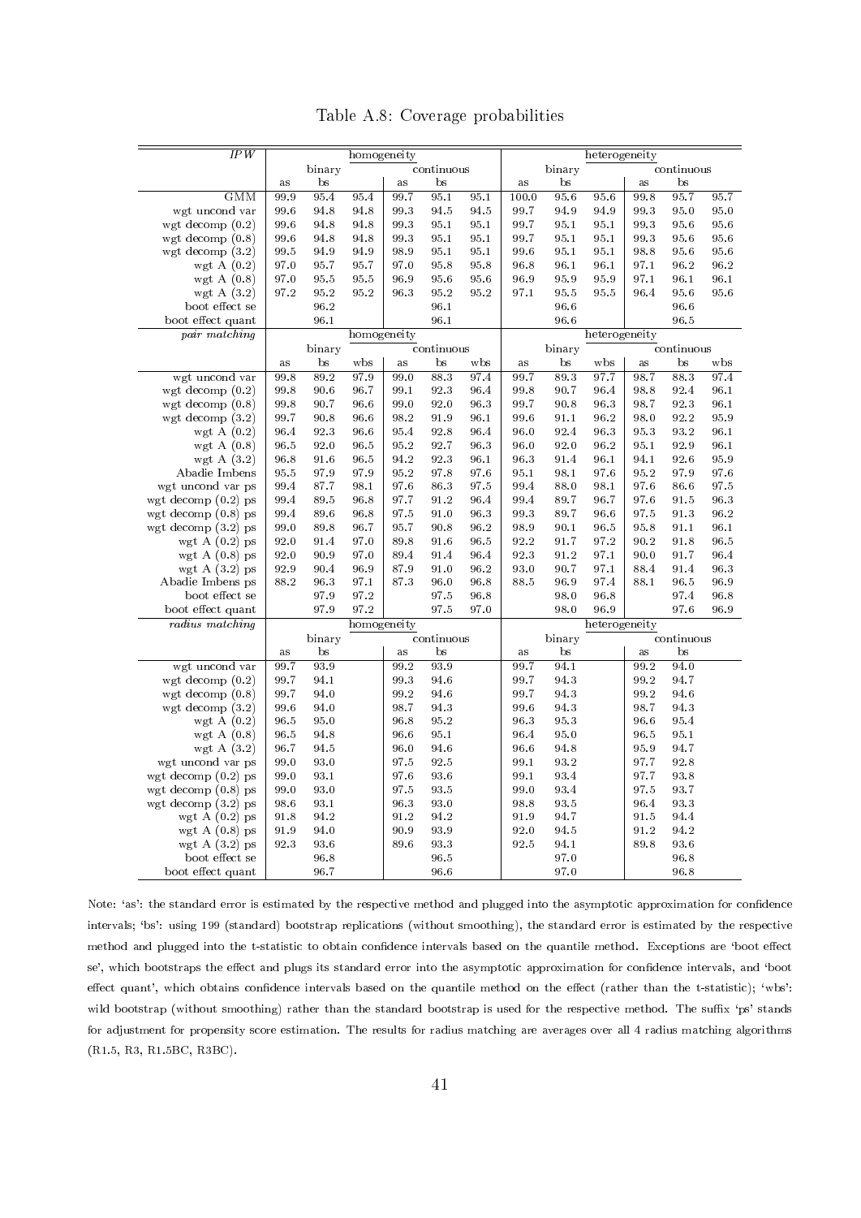Table A.8: Coverage probabilities

| *IPW* | homogeneity | | | | | | heterogeneity | | | | | |
|---|---|---|---|---|---|---|---|---|---|---|---|---|
| | binary | | | continuous | | | binary | | | continuous | | |
| | as | bs | | as | bs | | as | bs | | as | bs | |
| GMM | 99.9 | 95.4 | 95.4 | 99.7 | 95.1 | 95.1 | 100.0 | 95.6 | 95.6 | 99.8 | 95.7 | 95.7 |
| wgt uncond var | 99.6 | 94.8 | 94.8 | 99.3 | 94.5 | 94.5 | 99.7 | 94.9 | 94.9 | 99.3 | 95.0 | 95.0 |
| wgt decomp (0.2) | 99.6 | 94.8 | 94.8 | 99.3 | 95.1 | 95.1 | 99.7 | 95.1 | 95.1 | 99.3 | 95.6 | 95.6 |
| wgt decomp (0.8) | 99.6 | 94.8 | 94.8 | 99.3 | 95.1 | 95.1 | 99.7 | 95.1 | 95.1 | 99.3 | 95.6 | 95.6 |
| wgt decomp (3.2) | 99.5 | 94.9 | 94.9 | 98.9 | 95.1 | 95.1 | 99.6 | 95.1 | 95.1 | 98.8 | 95.6 | 95.6 |
| wgt A (0.2) | 97.0 | 95.7 | 95.7 | 97.0 | 95.8 | 95.8 | 96.8 | 96.1 | 96.1 | 97.1 | 96.2 | 96.2 |
| wgt A (0.8) | 97.0 | 95.5 | 95.5 | 96.9 | 95.6 | 95.6 | 96.9 | 95.9 | 95.9 | 97.1 | 96.1 | 96.1 |
| wgt A (3.2) | 97.2 | 95.2 | 95.2 | 96.3 | 95.2 | 95.2 | 97.1 | 95.5 | 95.5 | 96.4 | 95.6 | 95.6 |
| boot effect se | | 96.2 | | | 96.1 | | | 96.6 | | | 96.6 | |
| boot effect quant | | 96.1 | | | 96.1 | | | 96.6 | | | 96.5 | |
| *pair matching* | homogeneity | | | | | | heterogeneity | | | | | |
| | binary | | | continuous | | | binary | | | continuous | | |
| | as | bs | wbs | as | bs | wbs | as | bs | wbs | as | bs | wbs |
| wgt uncond var | 99.8 | 89.2 | 97.9 | 99.0 | 88.3 | 97.4 | 99.7 | 89.3 | 97.7 | 98.7 | 88.3 | 97.4 |
| wgt decomp (0.2) | 99.8 | 90.6 | 96.7 | 99.1 | 92.3 | 96.4 | 99.8 | 90.7 | 96.4 | 98.8 | 92.4 | 96.1 |
| wgt decomp (0.8) | 99.8 | 90.7 | 96.6 | 99.0 | 92.0 | 96.3 | 99.7 | 90.8 | 96.3 | 98.7 | 92.3 | 96.1 |
| wgt decomp (3.2) | 99.7 | 90.8 | 96.6 | 98.2 | 91.9 | 96.1 | 99.6 | 91.1 | 96.2 | 98.0 | 92.2 | 95.9 |
| wgt A (0.2) | 96.4 | 92.3 | 96.6 | 95.4 | 92.8 | 96.4 | 96.0 | 92.4 | 96.3 | 95.3 | 93.2 | 96.1 |
| wgt A (0.8) | 96.5 | 92.0 | 96.5 | 95.2 | 92.7 | 96.3 | 96.0 | 92.0 | 96.2 | 95.1 | 92.9 | 96.1 |
| wgt A (3.2) | 96.8 | 91.6 | 96.5 | 94.2 | 92.3 | 96.1 | 96.3 | 91.4 | 96.1 | 94.1 | 92.6 | 95.9 |
| Abadie Imbens | 95.5 | 97.9 | 97.9 | 95.2 | 97.8 | 97.6 | 95.1 | 98.1 | 97.6 | 95.2 | 97.9 | 97.6 |
| wgt uncond var ps | 99.4 | 87.7 | 98.1 | 97.6 | 86.3 | 97.5 | 99.4 | 88.0 | 98.1 | 97.6 | 86.6 | 97.5 |
| wgt decomp (0.2) ps | 99.4 | 89.5 | 96.8 | 97.7 | 91.2 | 96.4 | 99.4 | 89.7 | 96.7 | 97.6 | 91.5 | 96.3 |
| wgt decomp (0.8) ps | 99.4 | 89.6 | 96.8 | 97.5 | 91.0 | 96.3 | 99.3 | 89.7 | 96.6 | 97.5 | 91.3 | 96.2 |
| wgt decomp (3.2) ps | 99.0 | 89.8 | 96.7 | 95.7 | 90.8 | 96.2 | 98.9 | 90.1 | 96.5 | 95.8 | 91.1 | 96.1 |
| wgt A (0.2) ps | 92.0 | 91.4 | 97.0 | 89.8 | 91.6 | 96.5 | 92.2 | 91.7 | 97.2 | 90.2 | 91.8 | 96.5 |
| wgt A (0.8) ps | 92.0 | 90.9 | 97.0 | 89.4 | 91.4 | 96.4 | 92.3 | 91.2 | 97.1 | 90.0 | 91.7 | 96.4 |
| wgt A (3.2) ps | 92.9 | 90.4 | 96.9 | 87.9 | 91.0 | 96.2 | 93.0 | 90.7 | 97.1 | 88.4 | 91.4 | 96.3 |
| Abadie Imbens ps | 88.2 | 96.3 | 97.1 | 87.3 | 96.0 | 96.8 | 88.5 | 96.9 | 97.4 | 88.1 | 96.5 | 96.9 |
| boot effect se | | 97.9 | 97.2 | | 97.5 | 96.8 | | 98.0 | 96.8 | | 97.4 | 96.8 |
| boot effect quant | | 97.9 | 97.2 | | 97.5 | 97.0 | | 98.0 | 96.9 | | 97.6 | 96.9 |
| *radius matching* | homogeneity | | | | | | heterogeneity | | | | | |
| | binary | | | continuous | | | binary | | | continuous | | |
| | as | bs | | as | bs | | as | bs | | as | bs | |
| wgt uncond var | 99.7 | 93.9 | | 99.2 | 93.9 | | 99.7 | 94.1 | | 99.2 | 94.0 | |
| wgt decomp (0.2) | 99.7 | 94.1 | | 99.3 | 94.6 | | 99.7 | 94.3 | | 99.2 | 94.7 | |
| wgt decomp (0.8) | 99.7 | 94.0 | | 99.2 | 94.6 | | 99.7 | 94.3 | | 99.2 | 94.6 | |
| wgt decomp (3.2) | 99.6 | 94.0 | | 98.7 | 94.3 | | 99.6 | 94.3 | | 98.7 | 94.3 | |
| wgt A (0.2) | 96.5 | 95.0 | | 96.8 | 95.2 | | 96.3 | 95.3 | | 96.6 | 95.4 | |
| wgt A (0.8) | 96.5 | 94.8 | | 96.6 | 95.1 | | 96.4 | 95.0 | | 96.5 | 95.1 | |
| wgt A (3.2) | 96.7 | 94.5 | | 96.0 | 94.6 | | 96.6 | 94.8 | | 95.9 | 94.7 | |
| wgt uncond var ps | 99.0 | 93.0 | | 97.5 | 92.5 | | 99.1 | 93.2 | | 97.7 | 92.8 | |
| wgt decomp (0.2) ps | 99.0 | 93.1 | | 97.6 | 93.6 | | 99.1 | 93.4 | | 97.7 | 93.8 | |
| wgt decomp (0.8) ps | 99.0 | 93.0 | | 97.5 | 93.5 | | 99.0 | 93.4 | | 97.5 | 93.7 | |
| wgt decomp (3.2) ps | 98.6 | 93.1 | | 96.3 | 93.0 | | 98.8 | 93.5 | | 96.4 | 93.3 | |
| wgt A (0.2) ps | 91.8 | 94.2 | | 91.2 | 94.2 | | 91.9 | 94.7 | | 91.5 | 94.4 | |
| wgt A (0.8) ps | 91.9 | 94.0 | | 90.9 | 93.9 | | 92.0 | 94.5 | | 91.2 | 94.2 | |
| wgt A (3.2) ps | 92.3 | 93.6 | | 89.6 | 93.3 | | 92.5 | 94.1 | | 89.8 | 93.6 | |
| boot effect se | | 96.8 | | | 96.5 | | | 97.0 | | | 96.8 | |
| boot effect quant | | 96.7 | | | 96.6 | | | 97.0 | | | 96.8 | |

Note: 'as': the standard error is estimated by the respective method and plugged into the asymptotic approximation for confidence intervals; 'bs': using 199 (standard) bootstrap replications (without smoothing), the standard error is estimated by the respective method and plugged into the t-statistic to obtain confidence intervals based on the quantile method. Exceptions are 'boot effect se', which bootstraps the effect and plugs its standard error into the asymptotic approximation for confidence intervals, and 'boot effect quant', which obtains confidence intervals based on the quantile method on the effect (rather than the t-statistic); 'wbs': wild bootstrap (without smoothing) rather than the standard bootstrap is used for the respective method. The suffix 'ps' stands for adjustment for propensity score estimation. The results for radius matching are averages over all 4 radius matching algorithms (R1.5, R3, R1.5BC, R3BC).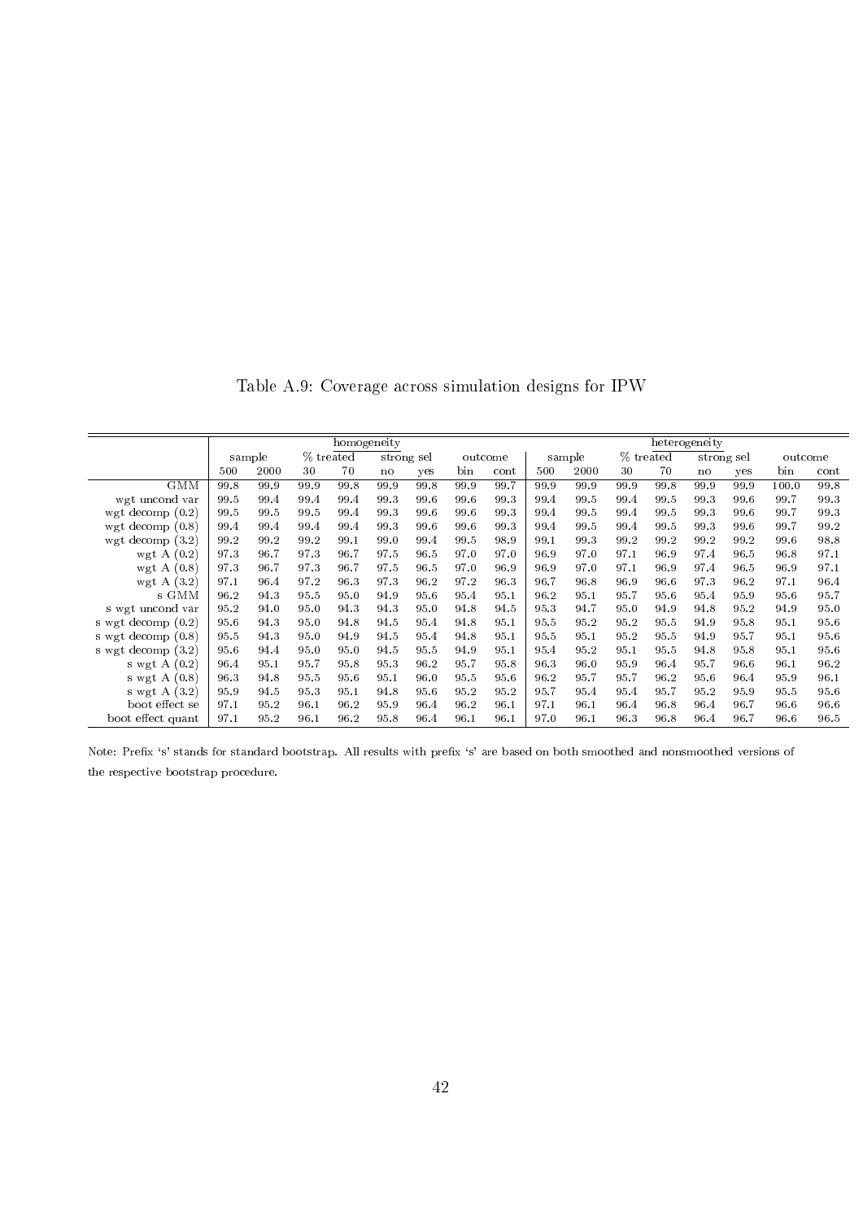Table A.9: Coverage across simulation designs for IPW

| | homogeneity | | | | | | | | heterogeneity | | | | | | | |
|---|---|---|---|---|---|---|---|---|---|---|---|---|---|---|---|---|
| | sample | | % treated | | strong sel | | outcome | | sample | | % treated | | strong sel | | outcome | |
| | 500 | 2000 | 30 | 70 | no | yes | bin | cont | 500 | 2000 | 30 | 70 | no | yes | bin | cont |
| GMM | 99.8 | 99.9 | 99.9 | 99.8 | 99.9 | 99.8 | 99.9 | 99.7 | 99.9 | 99.9 | 99.9 | 99.8 | 99.9 | 99.9 | 100.0 | 99.8 |
| wgt uncond var | 99.5 | 99.4 | 99.4 | 99.4 | 99.3 | 99.6 | 99.6 | 99.3 | 99.4 | 99.5 | 99.4 | 99.5 | 99.3 | 99.6 | 99.7 | 99.3 |
| wgt decomp (0.2) | 99.5 | 99.5 | 99.5 | 99.4 | 99.3 | 99.6 | 99.6 | 99.3 | 99.4 | 99.5 | 99.4 | 99.5 | 99.3 | 99.6 | 99.7 | 99.3 |
| wgt decomp (0.8) | 99.4 | 99.4 | 99.4 | 99.4 | 99.3 | 99.6 | 99.6 | 99.3 | 99.4 | 99.5 | 99.4 | 99.5 | 99.3 | 99.6 | 99.7 | 99.2 |
| wgt decomp (3.2) | 99.2 | 99.2 | 99.2 | 99.1 | 99.0 | 99.4 | 99.5 | 98.9 | 99.1 | 99.3 | 99.2 | 99.2 | 99.2 | 99.2 | 99.6 | 98.8 |
| wgt A (0.2) | 97.3 | 96.7 | 97.3 | 96.7 | 97.5 | 96.5 | 97.0 | 97.0 | 96.9 | 97.0 | 97.1 | 96.9 | 97.4 | 96.5 | 96.8 | 97.1 |
| wgt A (0.8) | 97.3 | 96.7 | 97.3 | 96.7 | 97.5 | 96.5 | 97.0 | 96.9 | 96.9 | 97.0 | 97.1 | 96.9 | 97.4 | 96.5 | 96.9 | 97.1 |
| wgt A (3.2) | 97.1 | 96.4 | 97.2 | 96.3 | 97.3 | 96.2 | 97.2 | 96.3 | 96.7 | 96.8 | 96.9 | 96.6 | 97.3 | 96.2 | 97.1 | 96.4 |
| s GMM | 96.2 | 94.3 | 95.5 | 95.0 | 94.9 | 95.6 | 95.4 | 95.1 | 96.2 | 95.1 | 95.7 | 95.6 | 95.4 | 95.9 | 95.6 | 95.7 |
| s wgt uncond var | 95.2 | 94.0 | 95.0 | 94.3 | 94.3 | 95.0 | 94.8 | 94.5 | 95.3 | 94.7 | 95.0 | 94.9 | 94.8 | 95.2 | 94.9 | 95.0 |
| s wgt decomp (0.2) | 95.6 | 94.3 | 95.0 | 94.8 | 94.5 | 95.4 | 94.8 | 95.1 | 95.5 | 95.2 | 95.2 | 95.5 | 94.9 | 95.8 | 95.1 | 95.6 |
| s wgt decomp (0.8) | 95.5 | 94.3 | 95.0 | 94.9 | 94.5 | 95.4 | 94.8 | 95.1 | 95.5 | 95.1 | 95.2 | 95.5 | 94.9 | 95.7 | 95.1 | 95.6 |
| s wgt decomp (3.2) | 95.6 | 94.4 | 95.0 | 95.0 | 94.5 | 95.5 | 94.9 | 95.1 | 95.4 | 95.2 | 95.1 | 95.5 | 94.8 | 95.8 | 95.1 | 95.6 |
| s wgt A (0.2) | 96.4 | 95.1 | 95.7 | 95.8 | 95.3 | 96.2 | 95.7 | 95.8 | 96.3 | 96.0 | 95.9 | 96.4 | 95.7 | 96.6 | 96.1 | 96.2 |
| s wgt A (0.8) | 96.3 | 94.8 | 95.5 | 95.6 | 95.1 | 96.0 | 95.5 | 95.6 | 96.2 | 95.7 | 95.7 | 96.2 | 95.6 | 96.4 | 95.9 | 96.1 |
| s wgt A (3.2) | 95.9 | 94.5 | 95.3 | 95.1 | 94.8 | 95.6 | 95.2 | 95.2 | 95.7 | 95.4 | 95.4 | 95.7 | 95.2 | 95.9 | 95.5 | 95.6 |
| boot effect se | 97.1 | 95.2 | 96.1 | 96.2 | 95.9 | 96.4 | 96.2 | 96.1 | 97.1 | 96.1 | 96.4 | 96.8 | 96.4 | 96.7 | 96.6 | 96.6 |
| boot effect quant | 97.1 | 95.2 | 96.1 | 96.2 | 95.8 | 96.4 | 96.1 | 96.1 | 97.0 | 96.1 | 96.3 | 96.8 | 96.4 | 96.7 | 96.6 | 96.5 |

Note: Prefix 's' stands for standard bootstrap. All results with prefix 's' are based on both smoothed and nonsmoothed versions of the respective bootstrap procedure.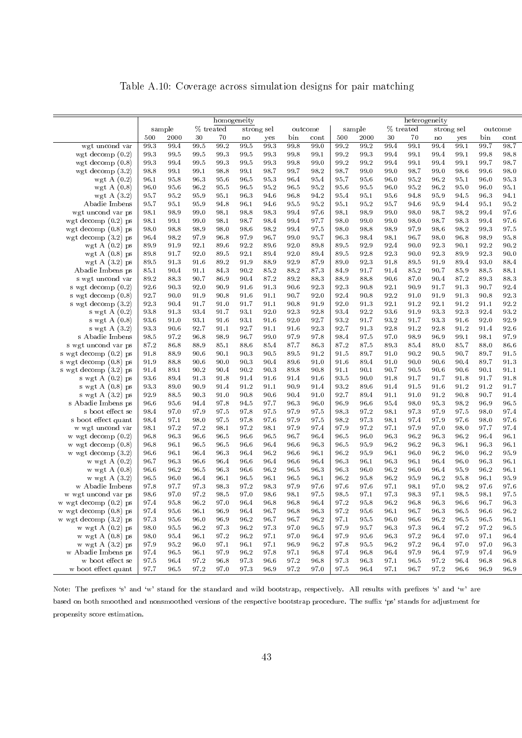Table A.10: Coverage across simulation designs for pair matching

| | homogeneity | | | | | | | | heterogeneity | | | | | | | |
|---|---|---|---|---|---|---|---|---|---|---|---|---|---|---|---|---|
| | sample | | % treated | | strong sel | | outcome | | sample | | % treated | | strong sel | | outcome | |
| | 500 | 2000 | 30 | 70 | no | yes | bin | cont | 500 | 2000 | 30 | 70 | no | yes | bin | cont |
| wgt uncond var | 99.3 | 99.4 | 99.5 | 99.2 | 99.5 | 99.3 | 99.8 | 99.0 | 99.2 | 99.2 | 99.4 | 99.1 | 99.4 | 99.1 | 99.7 | 98.7 |
| wgt decomp (0.2) | 99.3 | 99.5 | 99.5 | 99.3 | 99.5 | 99.3 | 99.8 | 99.1 | 99.2 | 99.3 | 99.4 | 99.1 | 99.4 | 99.1 | 99.8 | 98.8 |
| wgt decomp (0.8) | 99.3 | 99.4 | 99.5 | 99.3 | 99.5 | 99.3 | 99.8 | 99.0 | 99.2 | 99.2 | 99.4 | 99.1 | 99.4 | 99.1 | 99.7 | 98.7 |
| wgt decomp (3.2) | 98.8 | 99.1 | 99.1 | 98.8 | 99.1 | 98.7 | 99.7 | 98.2 | 98.7 | 99.0 | 99.0 | 98.7 | 99.0 | 98.6 | 99.6 | 98.0 |
| wgt A (0.2) | 96.1 | 95.8 | 96.3 | 95.6 | 96.5 | 95.3 | 96.4 | 95.4 | 95.7 | 95.6 | 96.0 | 95.2 | 96.2 | 95.1 | 96.0 | 95.3 |
| wgt A (0.8) | 96.0 | 95.6 | 96.2 | 95.5 | 96.5 | 95.2 | 96.5 | 95.2 | 95.6 | 95.5 | 96.0 | 95.2 | 96.2 | 95.0 | 96.0 | 95.1 |
| wgt A (3.2) | 95.7 | 95.2 | 95.9 | 95.1 | 96.3 | 94.6 | 96.8 | 94.2 | 95.4 | 95.1 | 95.6 | 94.8 | 95.9 | 94.5 | 96.3 | 94.1 |
| Abadie Imbens | 95.7 | 95.1 | 95.9 | 94.8 | 96.1 | 94.6 | 95.5 | 95.2 | 95.1 | 95.2 | 95.7 | 94.6 | 95.9 | 94.4 | 95.1 | 95.2 |
| wgt uncond var ps | 98.1 | 98.9 | 99.0 | 98.1 | 98.8 | 98.3 | 99.4 | 97.6 | 98.1 | 98.9 | 99.0 | 98.0 | 98.7 | 98.2 | 99.4 | 97.6 |
| wgt decomp (0.2) ps | 98.1 | 99.1 | 99.0 | 98.1 | 98.7 | 98.4 | 99.4 | 97.7 | 98.0 | 99.0 | 99.0 | 98.0 | 98.7 | 98.3 | 99.4 | 97.6 |
| wgt decomp (0.8) ps | 98.0 | 98.8 | 98.9 | 98.0 | 98.6 | 98.2 | 99.4 | 97.5 | 98.0 | 98.8 | 98.9 | 97.9 | 98.6 | 98.2 | 99.3 | 97.5 |
| wgt decomp (3.2) ps | 96.4 | 98.2 | 97.9 | 96.8 | 97.9 | 96.7 | 99.0 | 95.7 | 96.3 | 98.4 | 98.1 | 96.7 | 98.0 | 96.8 | 98.9 | 95.8 |
| wgt A (0.2) ps | 89.9 | 91.9 | 92.1 | 89.6 | 92.2 | 89.6 | 92.0 | 89.8 | 89.5 | 92.9 | 92.4 | 90.0 | 92.3 | 90.1 | 92.2 | 90.2 |
| wgt A (0.8) ps | 89.8 | 91.7 | 92.0 | 89.5 | 92.1 | 89.4 | 92.0 | 89.4 | 89.5 | 92.8 | 92.3 | 90.0 | 92.3 | 89.9 | 92.3 | 90.0 |
| wgt A (3.2) ps | 89.5 | 91.3 | 91.6 | 89.2 | 91.9 | 88.9 | 92.9 | 87.9 | 89.0 | 92.3 | 91.8 | 89.5 | 91.9 | 89.4 | 93.0 | 88.4 |
| Abadie Imbens ps | 85.1 | 90.4 | 91.1 | 84.3 | 90.2 | 85.2 | 88.2 | 87.3 | 84.9 | 91.7 | 91.4 | 85.2 | 90.7 | 85.9 | 88.5 | 88.1 |
| s wgt uncond var | 89.2 | 88.3 | 90.7 | 86.9 | 90.4 | 87.2 | 89.2 | 88.3 | 88.9 | 88.8 | 90.6 | 87.0 | 90.4 | 87.2 | 89.3 | 88.3 |
| s wgt decomp (0.2) | 92.6 | 90.3 | 92.0 | 90.9 | 91.6 | 91.3 | 90.6 | 92.3 | 92.3 | 90.8 | 92.1 | 90.9 | 91.7 | 91.3 | 90.7 | 92.4 |
| s wgt decomp (0.8) | 92.7 | 90.0 | 91.9 | 90.8 | 91.6 | 91.1 | 90.7 | 92.0 | 92.4 | 90.8 | 92.2 | 91.0 | 91.9 | 91.3 | 90.8 | 92.3 |
| s wgt decomp (3.2) | 92.3 | 90.4 | 91.7 | 91.0 | 91.7 | 91.1 | 90.8 | 91.9 | 92.0 | 91.3 | 92.1 | 91.2 | 92.1 | 91.2 | 91.1 | 92.2 |
| s wgt A (0.2) | 93.8 | 91.3 | 93.4 | 91.7 | 93.1 | 92.0 | 92.3 | 92.8 | 93.4 | 92.2 | 93.6 | 91.9 | 93.3 | 92.3 | 92.4 | 93.2 |
| s wgt A (0.8) | 93.6 | 91.0 | 93.1 | 91.6 | 93.1 | 91.6 | 92.0 | 92.7 | 93.2 | 91.7 | 93.2 | 91.7 | 93.3 | 91.6 | 92.0 | 92.9 |
| s wgt A (3.2) | 93.3 | 90.6 | 92.7 | 91.1 | 92.7 | 91.1 | 91.6 | 92.3 | 92.7 | 91.3 | 92.8 | 91.2 | 92.8 | 91.2 | 91.4 | 92.6 |
| s Abadie Imbens | 98.5 | 97.2 | 96.8 | 98.9 | 96.7 | 99.0 | 97.9 | 97.8 | 98.4 | 97.5 | 97.0 | 98.9 | 96.9 | 99.1 | 98.1 | 97.9 |
| s wgt uncond var ps | 87.2 | 86.8 | 88.9 | 85.1 | 88.6 | 85.4 | 87.7 | 86.3 | 87.2 | 87.5 | 89.3 | 85.4 | 89.0 | 85.7 | 88.0 | 86.6 |
| s wgt decomp (0.2) ps | 91.8 | 88.9 | 90.6 | 90.1 | 90.3 | 90.5 | 89.5 | 91.2 | 91.5 | 89.7 | 91.0 | 90.2 | 90.5 | 90.7 | 89.7 | 91.5 |
| s wgt decomp (0.8) ps | 91.9 | 88.8 | 90.6 | 90.0 | 90.3 | 90.4 | 89.6 | 91.0 | 91.6 | 89.4 | 91.0 | 90.0 | 90.6 | 90.4 | 89.7 | 91.3 |
| s wgt decomp (3.2) ps | 91.4 | 89.1 | 90.2 | 90.4 | 90.2 | 90.3 | 89.8 | 90.8 | 91.1 | 90.1 | 90.7 | 90.5 | 90.6 | 90.6 | 90.1 | 91.1 |
| s wgt A (0.2) ps | 93.6 | 89.4 | 91.3 | 91.8 | 91.4 | 91.6 | 91.4 | 91.6 | 93.5 | 90.0 | 91.8 | 91.7 | 91.7 | 91.8 | 91.7 | 91.8 |
| s wgt A (0.8) ps | 93.3 | 89.0 | 90.9 | 91.4 | 91.2 | 91.1 | 90.9 | 91.4 | 93.2 | 89.6 | 91.4 | 91.5 | 91.6 | 91.2 | 91.2 | 91.7 |
| s wgt A (3.2) ps | 92.9 | 88.5 | 90.3 | 91.0 | 90.8 | 90.6 | 90.4 | 91.0 | 92.7 | 89.4 | 91.1 | 91.0 | 91.2 | 90.8 | 90.7 | 91.4 |
| s Abadie Imbens ps | 96.6 | 95.6 | 94.4 | 97.8 | 94.5 | 97.7 | 96.3 | 96.0 | 96.9 | 96.6 | 95.4 | 98.0 | 95.3 | 98.2 | 96.9 | 96.5 |
| s boot effect se | 98.4 | 97.0 | 97.9 | 97.5 | 97.8 | 97.5 | 97.9 | 97.5 | 98.3 | 97.2 | 98.1 | 97.3 | 97.9 | 97.5 | 98.0 | 97.4 |
| s boot effect quant | 98.4 | 97.1 | 98.0 | 97.5 | 97.8 | 97.6 | 97.9 | 97.5 | 98.2 | 97.3 | 98.1 | 97.4 | 97.9 | 97.6 | 98.0 | 97.6 |
| w wgt uncond var | 98.1 | 97.2 | 97.2 | 98.1 | 97.2 | 98.1 | 97.9 | 97.4 | 97.9 | 97.2 | 97.1 | 97.9 | 97.0 | 98.0 | 97.7 | 97.4 |
| w wgt decomp (0.2) | 96.8 | 96.3 | 96.6 | 96.5 | 96.6 | 96.5 | 96.7 | 96.4 | 96.5 | 96.0 | 96.3 | 96.2 | 96.3 | 96.2 | 96.4 | 96.1 |
| w wgt decomp (0.8) | 96.8 | 96.1 | 96.5 | 96.5 | 96.6 | 96.4 | 96.6 | 96.3 | 96.5 | 95.9 | 96.2 | 96.2 | 96.3 | 96.1 | 96.3 | 96.1 |
| w wgt decomp (3.2) | 96.6 | 96.1 | 96.4 | 96.3 | 96.4 | 96.2 | 96.6 | 96.1 | 96.2 | 95.9 | 96.1 | 96.0 | 96.2 | 96.0 | 96.2 | 95.9 |
| w wgt A (0.2) | 96.7 | 96.3 | 96.6 | 96.4 | 96.6 | 96.4 | 96.6 | 96.4 | 96.3 | 96.1 | 96.3 | 96.1 | 96.4 | 96.0 | 96.3 | 96.1 |
| w wgt A (0.8) | 96.6 | 96.2 | 96.5 | 96.3 | 96.6 | 96.2 | 96.5 | 96.3 | 96.3 | 96.0 | 96.2 | 96.0 | 96.4 | 95.9 | 96.2 | 96.1 |
| w wgt A (3.2) | 96.5 | 96.0 | 96.4 | 96.1 | 96.5 | 96.1 | 96.5 | 96.1 | 96.2 | 95.8 | 96.2 | 95.9 | 96.2 | 95.8 | 96.1 | 95.9 |
| w Abadie Imbens | 97.8 | 97.7 | 97.3 | 98.3 | 97.2 | 98.3 | 97.9 | 97.6 | 97.6 | 97.6 | 97.1 | 98.1 | 97.0 | 98.2 | 97.6 | 97.6 |
| w wgt uncond var ps | 98.6 | 97.0 | 97.2 | 98.5 | 97.0 | 98.6 | 98.1 | 97.5 | 98.5 | 97.1 | 97.3 | 98.3 | 97.1 | 98.5 | 98.1 | 97.5 |
| w wgt decomp (0.2) ps | 97.4 | 95.8 | 96.2 | 97.0 | 96.4 | 96.8 | 96.8 | 96.4 | 97.2 | 95.8 | 96.2 | 96.8 | 96.3 | 96.6 | 96.7 | 96.3 |
| w wgt decomp (0.8) ps | 97.4 | 95.6 | 96.1 | 96.9 | 96.4 | 96.7 | 96.8 | 96.3 | 97.2 | 95.6 | 96.1 | 96.7 | 96.3 | 96.5 | 96.6 | 96.2 |
| w wgt decomp (3.2) ps | 97.3 | 95.6 | 96.0 | 96.9 | 96.2 | 96.7 | 96.7 | 96.2 | 97.1 | 95.5 | 96.0 | 96.6 | 96.2 | 96.5 | 96.5 | 96.1 |
| w wgt A (0.2) ps | 98.0 | 95.5 | 96.2 | 97.3 | 96.2 | 97.3 | 97.0 | 96.5 | 97.9 | 95.7 | 96.3 | 97.3 | 96.4 | 97.2 | 97.2 | 96.5 |
| w wgt A (0.8) ps | 98.0 | 95.4 | 96.1 | 97.2 | 96.2 | 97.1 | 97.0 | 96.4 | 97.9 | 95.6 | 96.3 | 97.2 | 96.4 | 97.0 | 97.1 | 96.4 |
| w wgt A (3.2) ps | 97.9 | 95.2 | 96.0 | 97.1 | 96.1 | 97.1 | 96.9 | 96.2 | 97.8 | 95.5 | 96.2 | 97.2 | 96.4 | 97.0 | 97.0 | 96.3 |
| w Abadie Imbens ps | 97.4 | 96.5 | 96.1 | 97.9 | 96.2 | 97.8 | 97.1 | 96.8 | 97.4 | 96.8 | 96.4 | 97.9 | 96.4 | 97.9 | 97.4 | 96.9 |
| w boot effect se | 97.5 | 96.4 | 97.2 | 96.8 | 97.3 | 96.6 | 97.2 | 96.8 | 97.3 | 96.3 | 97.1 | 96.5 | 97.2 | 96.4 | 96.8 | 96.8 |
| w boot effect quant | 97.7 | 96.5 | 97.2 | 97.0 | 97.3 | 96.9 | 97.2 | 97.0 | 97.5 | 96.4 | 97.1 | 96.7 | 97.2 | 96.6 | 96.9 | 96.9 |

Note: The prefixes 's' and 'w' stand for the standard and wild bootstrap, respectively. All results with prefixes 's' and 'w' are based on both smoothed and nonsmoothed versions of the respective bootstrap procedure. The suffix 'ps' stands for adjustment for propensity score estimation.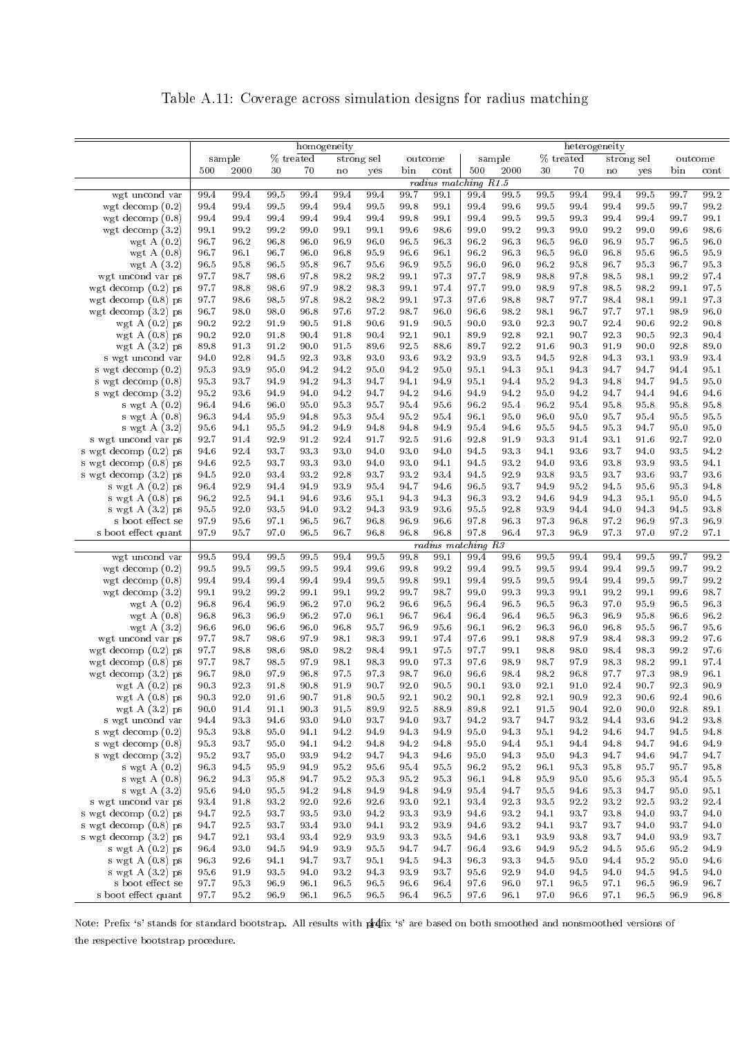Table A.11: Coverage across simulation designs for radius matching

| | homogeneity | | | | | | | | heterogeneity | | | | | | | |
|---|---|---|---|---|---|---|---|---|---|---|---|---|---|---|---|---|
| | sample | | % treated | | strong sel | | outcome | | sample | | % treated | | strong sel | | outcome | |
| | 500 | 2000 | 30 | 70 | no | yes | bin | cont | 500 | 2000 | 30 | 70 | no | yes | bin | cont |
| | *radius matching R1.5* | | | | | | | | | | | | | | | |
| wgt uncond var | 99.4 | 99.4 | 99.5 | 99.4 | 99.4 | 99.4 | 99.7 | 99.1 | 99.4 | 99.5 | 99.5 | 99.4 | 99.4 | 99.5 | 99.7 | 99.2 |
| wgt decomp (0.2) | 99.4 | 99.4 | 99.5 | 99.4 | 99.4 | 99.5 | 99.8 | 99.1 | 99.4 | 99.6 | 99.5 | 99.4 | 99.4 | 99.5 | 99.7 | 99.2 |
| wgt decomp (0.8) | 99.4 | 99.4 | 99.4 | 99.4 | 99.4 | 99.4 | 99.8 | 99.1 | 99.4 | 99.5 | 99.5 | 99.3 | 99.4 | 99.4 | 99.7 | 99.1 |
| wgt decomp (3.2) | 99.1 | 99.2 | 99.2 | 99.0 | 99.1 | 99.1 | 99.6 | 98.6 | 99.0 | 99.2 | 99.3 | 99.0 | 99.2 | 99.0 | 99.6 | 98.6 |
| wgt A (0.2) | 96.7 | 96.2 | 96.8 | 96.0 | 96.9 | 96.0 | 96.5 | 96.3 | 96.2 | 96.3 | 96.5 | 96.0 | 96.9 | 95.7 | 96.5 | 96.0 |
| wgt A (0.8) | 96.7 | 96.1 | 96.7 | 96.0 | 96.8 | 95.9 | 96.6 | 96.1 | 96.2 | 96.3 | 96.5 | 96.0 | 96.8 | 95.6 | 96.5 | 95.9 |
| wgt A (3.2) | 96.5 | 95.8 | 96.5 | 95.8 | 96.7 | 95.6 | 96.9 | 95.5 | 96.0 | 96.0 | 96.2 | 95.8 | 96.7 | 95.3 | 96.7 | 95.3 |
| wgt uncond var ps | 97.7 | 98.7 | 98.6 | 97.8 | 98.2 | 98.2 | 99.1 | 97.3 | 97.7 | 98.9 | 98.8 | 97.8 | 98.5 | 98.1 | 99.2 | 97.4 |
| wgt decomp (0.2) ps | 97.7 | 98.8 | 98.6 | 97.9 | 98.2 | 98.3 | 99.1 | 97.4 | 97.7 | 99.0 | 98.9 | 97.8 | 98.5 | 98.2 | 99.1 | 97.5 |
| wgt decomp (0.8) ps | 97.7 | 98.6 | 98.5 | 97.8 | 98.2 | 98.2 | 99.1 | 97.3 | 97.6 | 98.8 | 98.7 | 97.7 | 98.4 | 98.1 | 99.1 | 97.3 |
| wgt decomp (3.2) ps | 96.7 | 98.0 | 98.0 | 96.8 | 97.6 | 97.2 | 98.7 | 96.0 | 96.6 | 98.2 | 98.1 | 96.7 | 97.7 | 97.1 | 98.9 | 96.0 |
| wgt A (0.2) ps | 90.2 | 92.2 | 91.9 | 90.5 | 91.8 | 90.6 | 91.9 | 90.5 | 90.0 | 93.0 | 92.3 | 90.7 | 92.4 | 90.6 | 92.2 | 90.8 |
| wgt A (0.8) ps | 90.2 | 92.0 | 91.8 | 90.4 | 91.8 | 90.4 | 92.1 | 90.1 | 89.9 | 92.8 | 92.1 | 90.7 | 92.3 | 90.5 | 92.3 | 90.4 |
| wgt A (3.2) ps | 89.8 | 91.3 | 91.2 | 90.0 | 91.5 | 89.6 | 92.5 | 88.6 | 89.7 | 92.2 | 91.6 | 90.3 | 91.9 | 90.0 | 92.8 | 89.0 |
| s wgt uncond var | 94.0 | 92.8 | 94.5 | 92.3 | 93.8 | 93.0 | 93.6 | 93.2 | 93.9 | 93.5 | 94.5 | 92.8 | 94.3 | 93.1 | 93.9 | 93.4 |
| s wgt decomp (0.2) | 95.3 | 93.9 | 95.0 | 94.2 | 94.2 | 95.0 | 94.2 | 95.0 | 95.1 | 94.3 | 95.1 | 94.3 | 94.7 | 94.7 | 94.4 | 95.1 |
| s wgt decomp (0.8) | 95.3 | 93.7 | 94.9 | 94.2 | 94.3 | 94.7 | 94.1 | 94.9 | 95.1 | 94.4 | 95.2 | 94.3 | 94.8 | 94.7 | 94.5 | 95.0 |
| s wgt decomp (3.2) | 95.2 | 93.6 | 94.9 | 94.0 | 94.2 | 94.7 | 94.2 | 94.6 | 94.9 | 94.2 | 95.0 | 94.2 | 94.7 | 94.4 | 94.6 | 94.6 |
| s wgt A (0.2) | 96.4 | 94.6 | 96.0 | 95.0 | 95.3 | 95.7 | 95.4 | 95.6 | 96.2 | 95.4 | 96.2 | 95.4 | 95.8 | 95.8 | 95.8 | 95.8 |
| s wgt A (0.8) | 96.3 | 94.4 | 95.9 | 94.8 | 95.3 | 95.4 | 95.2 | 95.4 | 96.1 | 95.0 | 96.0 | 95.0 | 95.7 | 95.4 | 95.5 | 95.5 |
| s wgt A (3.2) | 95.6 | 94.1 | 95.5 | 94.2 | 94.9 | 94.8 | 94.8 | 94.9 | 95.4 | 94.6 | 95.5 | 94.5 | 95.3 | 94.7 | 95.0 | 95.0 |
| s wgt uncond var ps | 92.7 | 91.4 | 92.9 | 91.2 | 92.4 | 91.7 | 92.5 | 91.6 | 92.8 | 91.9 | 93.3 | 91.4 | 93.1 | 91.6 | 92.7 | 92.0 |
| s wgt decomp (0.2) ps | 94.6 | 92.4 | 93.7 | 93.3 | 93.0 | 94.0 | 93.0 | 94.0 | 94.5 | 93.3 | 94.1 | 93.6 | 93.7 | 94.0 | 93.5 | 94.2 |
| s wgt decomp (0.8) ps | 94.6 | 92.5 | 93.7 | 93.3 | 93.0 | 94.0 | 93.0 | 94.1 | 94.5 | 93.2 | 94.0 | 93.6 | 93.8 | 93.9 | 93.5 | 94.1 |
| s wgt decomp (3.2) ps | 94.5 | 92.0 | 93.4 | 93.2 | 92.8 | 93.7 | 93.2 | 93.4 | 94.5 | 92.9 | 93.8 | 93.5 | 93.7 | 93.6 | 93.7 | 93.6 |
| s wgt A (0.2) ps | 96.4 | 92.9 | 94.4 | 94.9 | 93.9 | 95.4 | 94.7 | 94.6 | 96.5 | 93.7 | 94.9 | 95.2 | 94.5 | 95.6 | 95.3 | 94.8 |
| s wgt A (0.8) ps | 96.2 | 92.5 | 94.1 | 94.6 | 93.6 | 95.1 | 94.3 | 94.3 | 96.3 | 93.2 | 94.6 | 94.9 | 94.3 | 95.1 | 95.0 | 94.5 |
| s wgt A (3.2) ps | 95.5 | 92.0 | 93.5 | 94.0 | 93.2 | 94.3 | 93.9 | 93.6 | 95.5 | 92.8 | 93.9 | 94.4 | 94.0 | 94.3 | 94.5 | 93.8 |
| s boot effect se | 97.9 | 95.6 | 97.1 | 96.5 | 96.7 | 96.8 | 96.9 | 96.6 | 97.8 | 96.3 | 97.3 | 96.8 | 97.2 | 96.9 | 97.3 | 96.9 |
| s boot effect quant | 97.9 | 95.7 | 97.0 | 96.5 | 96.7 | 96.8 | 96.8 | 96.8 | 97.8 | 96.4 | 97.3 | 96.9 | 97.3 | 97.0 | 97.2 | 97.1 |
| | *radius matching R3* | | | | | | | | | | | | | | | |
| wgt uncond var | 99.5 | 99.4 | 99.5 | 99.5 | 99.4 | 99.5 | 99.8 | 99.1 | 99.4 | 99.6 | 99.5 | 99.4 | 99.4 | 99.5 | 99.7 | 99.2 |
| wgt decomp (0.2) | 99.5 | 99.5 | 99.5 | 99.5 | 99.4 | 99.6 | 99.8 | 99.2 | 99.4 | 99.5 | 99.5 | 99.4 | 99.4 | 99.5 | 99.7 | 99.2 |
| wgt decomp (0.8) | 99.4 | 99.4 | 99.4 | 99.4 | 99.4 | 99.5 | 99.8 | 99.1 | 99.4 | 99.5 | 99.5 | 99.4 | 99.4 | 99.5 | 99.7 | 99.2 |
| wgt decomp (3.2) | 99.1 | 99.2 | 99.2 | 99.1 | 99.1 | 99.2 | 99.7 | 98.7 | 99.0 | 99.3 | 99.3 | 99.1 | 99.2 | 99.1 | 99.6 | 98.7 |
| wgt A (0.2) | 96.8 | 96.4 | 96.9 | 96.2 | 97.0 | 96.2 | 96.6 | 96.5 | 96.4 | 96.5 | 96.5 | 96.3 | 97.0 | 95.9 | 96.5 | 96.3 |
| wgt A (0.8) | 96.8 | 96.3 | 96.9 | 96.2 | 97.0 | 96.1 | 96.7 | 96.4 | 96.4 | 96.4 | 96.5 | 96.3 | 96.9 | 95.8 | 96.6 | 96.2 |
| wgt A (3.2) | 96.6 | 96.0 | 96.6 | 96.0 | 96.8 | 95.7 | 96.9 | 95.6 | 96.1 | 96.2 | 96.3 | 96.0 | 96.8 | 95.5 | 96.7 | 95.6 |
| wgt uncond var ps | 97.7 | 98.7 | 98.6 | 97.9 | 98.1 | 98.3 | 99.1 | 97.4 | 97.6 | 99.1 | 98.8 | 97.9 | 98.4 | 98.3 | 99.2 | 97.6 |
| wgt decomp (0.2) ps | 97.7 | 98.8 | 98.6 | 98.0 | 98.2 | 98.4 | 99.1 | 97.5 | 97.7 | 99.1 | 98.8 | 98.0 | 98.4 | 98.3 | 99.2 | 97.6 |
| wgt decomp (0.8) ps | 97.7 | 98.7 | 98.5 | 97.9 | 98.1 | 98.3 | 99.0 | 97.3 | 97.6 | 98.9 | 98.7 | 97.9 | 98.3 | 98.2 | 99.1 | 97.4 |
| wgt decomp (3.2) ps | 96.7 | 98.0 | 97.9 | 96.8 | 97.5 | 97.3 | 98.7 | 96.0 | 96.6 | 98.4 | 98.2 | 96.8 | 97.7 | 97.3 | 98.9 | 96.1 |
| wgt A (0.2) ps | 90.3 | 92.3 | 91.8 | 90.8 | 91.9 | 90.7 | 92.0 | 90.5 | 90.1 | 93.0 | 92.1 | 91.0 | 92.4 | 90.7 | 92.3 | 90.9 |
| wgt A (0.8) ps | 90.3 | 92.0 | 91.6 | 90.7 | 91.8 | 90.5 | 92.1 | 90.2 | 90.1 | 92.8 | 92.1 | 90.9 | 92.3 | 90.6 | 92.4 | 90.6 |
| wgt A (3.2) ps | 90.0 | 91.4 | 91.1 | 90.3 | 91.5 | 89.9 | 92.5 | 88.9 | 89.8 | 92.1 | 91.5 | 90.4 | 92.0 | 90.0 | 92.8 | 89.1 |
| s wgt uncond var | 94.4 | 93.3 | 94.6 | 93.0 | 94.0 | 93.7 | 94.0 | 93.7 | 94.2 | 93.7 | 94.7 | 93.2 | 94.4 | 93.6 | 94.2 | 93.8 |
| s wgt decomp (0.2) | 95.3 | 93.8 | 95.0 | 94.1 | 94.2 | 94.9 | 94.3 | 94.9 | 95.0 | 94.3 | 95.1 | 94.2 | 94.6 | 94.7 | 94.5 | 94.8 |
| s wgt decomp (0.8) | 95.3 | 93.7 | 95.0 | 94.1 | 94.2 | 94.8 | 94.2 | 94.8 | 95.0 | 94.4 | 95.1 | 94.4 | 94.8 | 94.7 | 94.6 | 94.9 |
| s wgt decomp (3.2) | 95.2 | 93.7 | 95.0 | 93.9 | 94.2 | 94.7 | 94.3 | 94.6 | 95.0 | 94.3 | 95.0 | 94.3 | 94.7 | 94.6 | 94.7 | 94.7 |
| s wgt A (0.2) | 96.3 | 94.5 | 95.9 | 94.9 | 95.2 | 95.6 | 95.4 | 95.5 | 96.2 | 95.2 | 96.1 | 95.3 | 95.8 | 95.7 | 95.7 | 95.8 |
| s wgt A (0.8) | 96.2 | 94.3 | 95.8 | 94.7 | 95.2 | 95.3 | 95.2 | 95.3 | 96.1 | 94.8 | 95.9 | 95.0 | 95.6 | 95.3 | 95.4 | 95.5 |
| s wgt A (3.2) | 95.6 | 94.0 | 95.5 | 94.2 | 94.8 | 94.9 | 94.8 | 94.9 | 95.4 | 94.7 | 95.5 | 94.6 | 95.3 | 94.7 | 95.0 | 95.1 |
| s wgt uncond var ps | 93.4 | 91.8 | 93.2 | 92.0 | 92.6 | 92.6 | 93.0 | 92.1 | 93.4 | 92.3 | 93.5 | 92.2 | 93.2 | 92.5 | 93.2 | 92.4 |
| s wgt decomp (0.2) ps | 94.7 | 92.5 | 93.7 | 93.5 | 93.0 | 94.2 | 93.3 | 93.9 | 94.6 | 93.2 | 94.1 | 93.7 | 93.8 | 94.0 | 93.7 | 94.0 |
| s wgt decomp (0.8) ps | 94.7 | 92.5 | 93.7 | 93.4 | 93.0 | 94.1 | 93.2 | 93.9 | 94.6 | 93.2 | 94.1 | 93.7 | 93.7 | 94.0 | 93.7 | 94.0 |
| s wgt decomp (3.2) ps | 94.7 | 92.1 | 93.4 | 93.4 | 92.9 | 93.9 | 93.3 | 93.5 | 94.6 | 93.1 | 93.9 | 93.8 | 93.7 | 94.0 | 93.9 | 93.7 |
| s wgt A (0.2) ps | 96.4 | 93.0 | 94.5 | 94.9 | 93.9 | 95.5 | 94.7 | 94.7 | 96.4 | 93.6 | 94.9 | 95.2 | 94.5 | 95.6 | 95.2 | 94.9 |
| s wgt A (0.8) ps | 96.3 | 92.6 | 94.1 | 94.7 | 93.7 | 95.1 | 94.5 | 94.3 | 96.3 | 93.3 | 94.5 | 95.0 | 94.4 | 95.2 | 95.0 | 94.6 |
| s wgt A (3.2) ps | 95.6 | 91.9 | 93.5 | 94.0 | 93.2 | 94.3 | 93.9 | 93.7 | 95.6 | 92.9 | 94.0 | 94.5 | 94.0 | 94.5 | 94.5 | 94.0 |
| s boot effect se | 97.7 | 95.3 | 96.9 | 96.1 | 96.5 | 96.5 | 96.6 | 96.4 | 97.6 | 96.0 | 97.1 | 96.5 | 97.1 | 96.5 | 96.9 | 96.7 |
| s boot effect quant | 97.7 | 95.2 | 96.9 | 96.1 | 96.5 | 96.5 | 96.4 | 96.5 | 97.6 | 96.1 | 97.0 | 96.6 | 97.1 | 96.5 | 96.9 | 96.8 |

Note: Prefix 's' stands for standard bootstrap. All results with prefix 's' are based on both smoothed and nonsmoothed versions of the respective bootstrap procedure.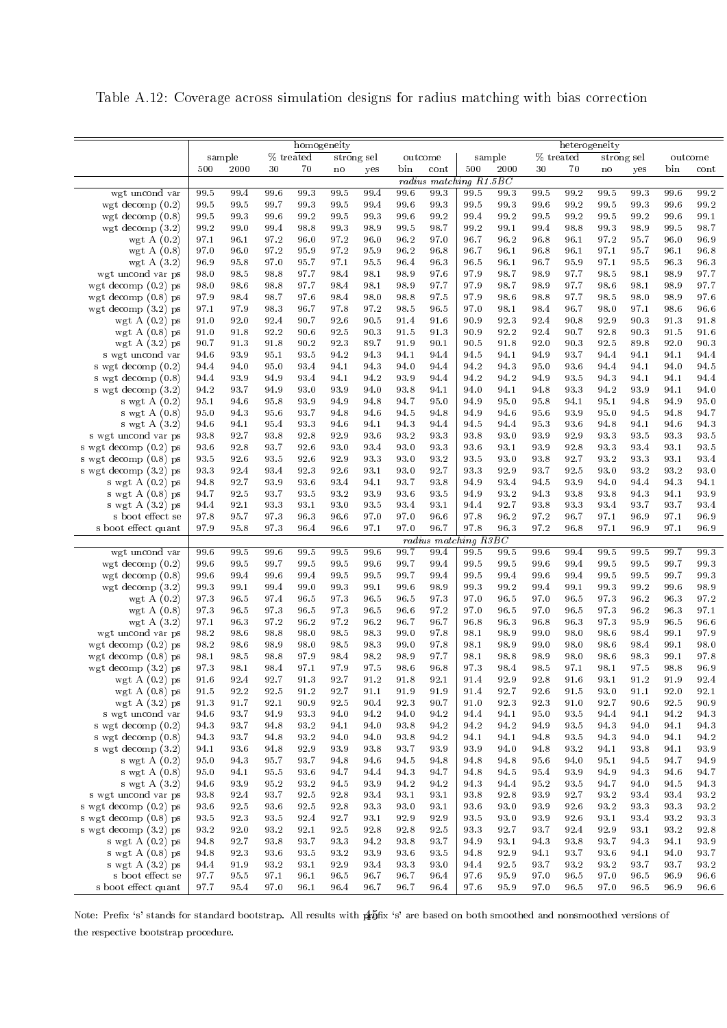Table A.12: Coverage across simulation designs for radius matching with bias correction

| | homogeneity | | | | | | | | heterogeneity | | | | | | | |
|---|---|---|---|---|---|---|---|---|---|---|---|---|---|---|---|---|
| | sample | | % treated | | strong sel | | outcome | | sample | | % treated | | strong sel | | outcome | |
| | 500 | 2000 | 30 | 70 | no | yes | bin | cont | 500 | 2000 | 30 | 70 | no | yes | bin | cont |
| | *radius matching R1.5BC* | | | | | | | | | | | | | | | |
| wgt uncond var | 99.5 | 99.4 | 99.6 | 99.3 | 99.5 | 99.4 | 99.6 | 99.3 | 99.5 | 99.3 | 99.5 | 99.2 | 99.5 | 99.3 | 99.6 | 99.2 |
| wgt decomp (0.2) | 99.5 | 99.5 | 99.7 | 99.3 | 99.5 | 99.4 | 99.6 | 99.3 | 99.5 | 99.3 | 99.6 | 99.2 | 99.5 | 99.3 | 99.6 | 99.2 |
| wgt decomp (0.8) | 99.5 | 99.3 | 99.6 | 99.2 | 99.5 | 99.3 | 99.6 | 99.2 | 99.4 | 99.2 | 99.5 | 99.2 | 99.5 | 99.2 | 99.6 | 99.1 |
| wgt decomp (3.2) | 99.2 | 99.0 | 99.4 | 98.8 | 99.3 | 98.9 | 99.5 | 98.7 | 99.2 | 99.1 | 99.4 | 98.8 | 99.3 | 98.9 | 99.5 | 98.7 |
| wgt A (0.2) | 97.1 | 96.1 | 97.2 | 96.0 | 97.2 | 96.0 | 96.2 | 97.0 | 96.7 | 96.2 | 96.8 | 96.1 | 97.2 | 95.7 | 96.0 | 96.9 |
| wgt A (0.8) | 97.0 | 96.0 | 97.2 | 95.9 | 97.2 | 95.9 | 96.2 | 96.8 | 96.7 | 96.1 | 96.8 | 96.1 | 97.1 | 95.7 | 96.1 | 96.8 |
| wgt A (3.2) | 96.9 | 95.8 | 97.0 | 95.7 | 97.1 | 95.5 | 96.4 | 96.3 | 96.5 | 96.1 | 96.7 | 95.9 | 97.1 | 95.5 | 96.3 | 96.3 |
| wgt uncond var ps | 98.0 | 98.5 | 98.8 | 97.7 | 98.4 | 98.1 | 98.9 | 97.6 | 97.9 | 98.7 | 98.9 | 97.7 | 98.5 | 98.1 | 98.9 | 97.7 |
| wgt decomp (0.2) ps | 98.0 | 98.6 | 98.8 | 97.7 | 98.4 | 98.1 | 98.9 | 97.7 | 97.9 | 98.7 | 98.9 | 97.7 | 98.6 | 98.1 | 98.9 | 97.7 |
| wgt decomp (0.8) ps | 97.9 | 98.4 | 98.7 | 97.6 | 98.4 | 98.0 | 98.8 | 97.5 | 97.9 | 98.6 | 98.8 | 97.7 | 98.5 | 98.0 | 98.9 | 97.6 |
| wgt decomp (3.2) ps | 97.1 | 97.9 | 98.3 | 96.7 | 97.8 | 97.2 | 98.5 | 96.5 | 97.0 | 98.1 | 98.4 | 96.7 | 98.0 | 97.1 | 98.6 | 96.6 |
| wgt A (0.2) ps | 91.0 | 92.0 | 92.4 | 90.7 | 92.6 | 90.5 | 91.4 | 91.6 | 90.9 | 92.3 | 92.4 | 90.8 | 92.9 | 90.3 | 91.3 | 91.8 |
| wgt A (0.8) ps | 91.0 | 91.8 | 92.2 | 90.6 | 92.5 | 90.3 | 91.5 | 91.3 | 90.9 | 92.2 | 92.4 | 90.7 | 92.8 | 90.3 | 91.5 | 91.6 |
| wgt A (3.2) ps | 90.7 | 91.3 | 91.8 | 90.2 | 92.3 | 89.7 | 91.9 | 90.1 | 90.5 | 91.8 | 92.0 | 90.3 | 92.5 | 89.8 | 92.0 | 90.3 |
| s wgt uncond var | 94.6 | 93.9 | 95.1 | 93.5 | 94.2 | 94.3 | 94.1 | 94.4 | 94.5 | 94.1 | 94.9 | 93.7 | 94.4 | 94.1 | 94.1 | 94.4 |
| s wgt decomp (0.2) | 94.4 | 94.0 | 95.0 | 93.4 | 94.1 | 94.3 | 94.0 | 94.4 | 94.2 | 94.3 | 95.0 | 93.6 | 94.4 | 94.1 | 94.0 | 94.5 |
| s wgt decomp (0.8) | 94.4 | 93.9 | 94.9 | 93.4 | 94.1 | 94.2 | 93.9 | 94.4 | 94.2 | 94.2 | 94.9 | 93.5 | 94.3 | 94.1 | 94.1 | 94.4 |
| s wgt decomp (3.2) | 94.2 | 93.7 | 94.9 | 93.0 | 93.9 | 94.0 | 93.8 | 94.1 | 94.0 | 94.1 | 94.8 | 93.3 | 94.2 | 93.9 | 94.1 | 94.0 |
| s wgt A (0.2) | 95.1 | 94.6 | 95.8 | 93.9 | 94.9 | 94.8 | 94.7 | 95.0 | 94.9 | 95.0 | 95.8 | 94.1 | 95.1 | 94.8 | 94.9 | 95.0 |
| s wgt A (0.8) | 95.0 | 94.3 | 95.6 | 93.7 | 94.8 | 94.6 | 94.5 | 94.8 | 94.9 | 94.6 | 95.6 | 93.9 | 95.0 | 94.5 | 94.8 | 94.7 |
| s wgt A (3.2) | 94.6 | 94.1 | 95.4 | 93.3 | 94.6 | 94.1 | 94.3 | 94.4 | 94.5 | 94.4 | 95.3 | 93.6 | 94.8 | 94.1 | 94.6 | 94.3 |
| s wgt uncond var ps | 93.8 | 92.7 | 93.8 | 92.8 | 92.9 | 93.6 | 93.2 | 93.3 | 93.8 | 93.0 | 93.9 | 92.9 | 93.3 | 93.5 | 93.3 | 93.5 |
| s wgt decomp (0.2) ps | 93.6 | 92.8 | 93.7 | 92.6 | 93.0 | 93.4 | 93.0 | 93.3 | 93.6 | 93.1 | 93.9 | 92.8 | 93.3 | 93.4 | 93.1 | 93.5 |
| s wgt decomp (0.8) ps | 93.5 | 92.6 | 93.5 | 92.6 | 92.9 | 93.3 | 93.0 | 93.2 | 93.5 | 93.0 | 93.8 | 92.7 | 93.2 | 93.3 | 93.1 | 93.4 |
| s wgt decomp (3.2) ps | 93.3 | 92.4 | 93.4 | 92.3 | 92.6 | 93.1 | 93.0 | 92.7 | 93.3 | 92.9 | 93.7 | 92.5 | 93.0 | 93.2 | 93.2 | 93.0 |
| s wgt A (0.2) ps | 94.8 | 92.7 | 93.9 | 93.6 | 93.4 | 94.1 | 93.7 | 93.8 | 94.9 | 93.4 | 94.5 | 93.9 | 94.0 | 94.4 | 94.3 | 94.1 |
| s wgt A (0.8) ps | 94.7 | 92.5 | 93.7 | 93.5 | 93.2 | 93.9 | 93.6 | 93.5 | 94.9 | 93.2 | 94.3 | 93.8 | 93.8 | 94.3 | 94.1 | 93.9 |
| s wgt A (3.2) ps | 94.4 | 92.1 | 93.3 | 93.1 | 93.0 | 93.5 | 93.4 | 93.1 | 94.4 | 92.7 | 93.8 | 93.3 | 93.4 | 93.7 | 93.7 | 93.4 |
| s boot effect se | 97.8 | 95.7 | 97.3 | 96.3 | 96.6 | 97.0 | 97.0 | 96.6 | 97.8 | 96.2 | 97.2 | 96.7 | 97.1 | 96.9 | 97.1 | 96.9 |
| s boot effect quant | 97.9 | 95.8 | 97.3 | 96.4 | 96.6 | 97.1 | 97.0 | 96.7 | 97.8 | 96.3 | 97.2 | 96.8 | 97.1 | 96.9 | 97.1 | 96.9 |
| | *radius matching R3BC* | | | | | | | | | | | | | | | |
| wgt uncond var | 99.6 | 99.5 | 99.6 | 99.5 | 99.5 | 99.6 | 99.7 | 99.4 | 99.5 | 99.5 | 99.6 | 99.4 | 99.5 | 99.5 | 99.7 | 99.3 |
| wgt decomp (0.2) | 99.6 | 99.5 | 99.7 | 99.5 | 99.5 | 99.6 | 99.7 | 99.4 | 99.5 | 99.5 | 99.6 | 99.4 | 99.5 | 99.5 | 99.7 | 99.3 |
| wgt decomp (0.8) | 99.6 | 99.4 | 99.6 | 99.4 | 99.5 | 99.5 | 99.7 | 99.4 | 99.5 | 99.4 | 99.6 | 99.4 | 99.5 | 99.5 | 99.7 | 99.3 |
| wgt decomp (3.2) | 99.3 | 99.1 | 99.4 | 99.0 | 99.3 | 99.1 | 99.6 | 98.9 | 99.3 | 99.2 | 99.4 | 99.1 | 99.3 | 99.2 | 99.6 | 98.9 |
| wgt A (0.2) | 97.3 | 96.5 | 97.4 | 96.5 | 97.3 | 96.5 | 96.5 | 97.3 | 97.0 | 96.5 | 97.0 | 96.5 | 97.3 | 96.2 | 96.3 | 97.2 |
| wgt A (0.8) | 97.3 | 96.5 | 97.3 | 96.5 | 97.3 | 96.5 | 96.6 | 97.2 | 97.0 | 96.5 | 97.0 | 96.5 | 97.3 | 96.2 | 96.3 | 97.1 |
| wgt A (3.2) | 97.1 | 96.3 | 97.2 | 96.2 | 97.2 | 96.2 | 96.7 | 96.7 | 96.8 | 96.3 | 96.8 | 96.3 | 97.3 | 95.9 | 96.5 | 96.6 |
| wgt uncond var ps | 98.2 | 98.6 | 98.8 | 98.0 | 98.5 | 98.3 | 99.0 | 97.8 | 98.1 | 98.9 | 99.0 | 98.0 | 98.6 | 98.4 | 99.1 | 97.9 |
| wgt decomp (0.2) ps | 98.2 | 98.6 | 98.9 | 98.0 | 98.5 | 98.3 | 99.0 | 97.8 | 98.1 | 98.9 | 99.0 | 98.0 | 98.6 | 98.4 | 99.1 | 98.0 |
| wgt decomp (0.8) ps | 98.1 | 98.5 | 98.8 | 97.9 | 98.4 | 98.2 | 98.9 | 97.7 | 98.1 | 98.8 | 98.9 | 98.0 | 98.6 | 98.3 | 99.1 | 97.8 |
| wgt decomp (3.2) ps | 97.3 | 98.1 | 98.4 | 97.1 | 97.9 | 97.5 | 98.6 | 96.8 | 97.3 | 98.4 | 98.5 | 97.1 | 98.1 | 97.5 | 98.8 | 96.9 |
| wgt A (0.2) ps | 91.6 | 92.4 | 92.7 | 91.3 | 92.7 | 91.2 | 91.8 | 92.1 | 91.4 | 92.9 | 92.8 | 91.6 | 93.1 | 91.2 | 91.9 | 92.4 |
| wgt A (0.8) ps | 91.5 | 92.2 | 92.5 | 91.2 | 92.7 | 91.1 | 91.9 | 91.9 | 91.4 | 92.7 | 92.6 | 91.5 | 93.0 | 91.1 | 92.0 | 92.1 |
| wgt A (3.2) ps | 91.3 | 91.7 | 92.1 | 90.9 | 92.5 | 90.4 | 92.3 | 90.7 | 91.0 | 92.3 | 92.3 | 91.0 | 92.7 | 90.6 | 92.5 | 90.9 |
| s wgt uncond var | 94.6 | 93.7 | 94.9 | 93.3 | 94.0 | 94.2 | 94.0 | 94.2 | 94.4 | 94.1 | 95.0 | 93.5 | 94.4 | 94.1 | 94.2 | 94.3 |
| s wgt decomp (0.2) | 94.3 | 93.7 | 94.8 | 93.2 | 94.1 | 94.0 | 93.8 | 94.2 | 94.2 | 94.2 | 94.9 | 93.5 | 94.3 | 94.0 | 94.1 | 94.3 |
| s wgt decomp (0.8) | 94.3 | 93.7 | 94.8 | 93.2 | 94.0 | 94.0 | 93.8 | 94.2 | 94.1 | 94.1 | 94.8 | 93.5 | 94.3 | 94.0 | 94.1 | 94.2 |
| s wgt decomp (3.2) | 94.1 | 93.6 | 94.8 | 92.9 | 93.9 | 93.8 | 93.7 | 93.9 | 93.9 | 94.0 | 94.8 | 93.2 | 94.1 | 93.8 | 94.1 | 93.9 |
| s wgt A (0.2) | 95.0 | 94.3 | 95.7 | 93.7 | 94.8 | 94.6 | 94.5 | 94.8 | 94.8 | 94.8 | 95.6 | 94.0 | 95.1 | 94.5 | 94.7 | 94.9 |
| s wgt A (0.8) | 95.0 | 94.1 | 95.5 | 93.6 | 94.7 | 94.4 | 94.3 | 94.7 | 94.8 | 94.5 | 95.4 | 93.9 | 94.9 | 94.3 | 94.6 | 94.7 |
| s wgt A (3.2) | 94.6 | 93.9 | 95.2 | 93.2 | 94.5 | 93.9 | 94.2 | 94.2 | 94.3 | 94.4 | 95.2 | 93.5 | 94.7 | 94.0 | 94.5 | 94.3 |
| s wgt uncond var ps | 93.8 | 92.4 | 93.7 | 92.5 | 92.8 | 93.4 | 93.1 | 93.1 | 93.8 | 92.8 | 93.9 | 92.7 | 93.2 | 93.4 | 93.4 | 93.2 |
| s wgt decomp (0.2) ps | 93.6 | 92.5 | 93.6 | 92.5 | 92.8 | 93.3 | 93.0 | 93.1 | 93.6 | 93.0 | 93.9 | 92.6 | 93.2 | 93.3 | 93.3 | 93.2 |
| s wgt decomp (0.8) ps | 93.5 | 92.3 | 93.5 | 92.4 | 92.7 | 93.1 | 92.9 | 92.9 | 93.5 | 93.0 | 93.9 | 92.6 | 93.1 | 93.4 | 93.2 | 93.3 |
| s wgt decomp (3.2) ps | 93.2 | 92.0 | 93.2 | 92.1 | 92.5 | 92.8 | 92.8 | 92.5 | 93.3 | 92.7 | 93.7 | 92.4 | 92.9 | 93.1 | 93.2 | 92.8 |
| s wgt A (0.2) ps | 94.8 | 92.7 | 93.8 | 93.7 | 93.3 | 94.2 | 93.8 | 93.7 | 94.9 | 93.1 | 94.3 | 93.8 | 93.7 | 94.3 | 94.1 | 93.9 |
| s wgt A (0.8) ps | 94.8 | 92.3 | 93.6 | 93.5 | 93.2 | 93.9 | 93.6 | 93.5 | 94.8 | 92.9 | 94.1 | 93.7 | 93.6 | 94.1 | 94.0 | 93.7 |
| s wgt A (3.2) ps | 94.4 | 91.9 | 93.2 | 93.1 | 92.9 | 93.4 | 93.3 | 93.0 | 94.4 | 92.5 | 93.7 | 93.2 | 93.2 | 93.7 | 93.7 | 93.2 |
| s boot effect se | 97.7 | 95.5 | 97.1 | 96.1 | 96.5 | 96.7 | 96.7 | 96.4 | 97.6 | 95.9 | 97.0 | 96.5 | 97.0 | 96.5 | 96.9 | 96.6 |
| s boot effect quant | 97.7 | 95.4 | 97.0 | 96.1 | 96.4 | 96.7 | 96.7 | 96.4 | 97.6 | 95.9 | 97.0 | 96.5 | 97.0 | 96.5 | 96.9 | 96.6 |

Note: Prefix 's' stands for standard bootstrap. All results with prefix 's' are based on both smoothed and nonsmoothed versions of the respective bootstrap procedure.